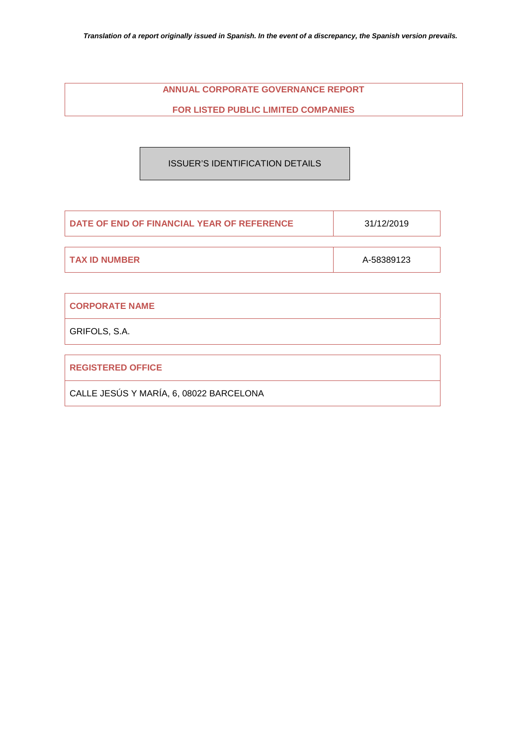*Translation of a report originally issued in Spanish. In the event of a discrepancy, the Spanish version prevails.*

# ANNUAL CORPORATE GOVERNANCE REPORT

# FOR LISTED PUBLIC LIMITED COMPANIES

## ISSUER'S IDENTIFICATION DETAILS

| DATE OF END OF FINANCIAL YEAR OF REFERENCE | 31/12/2019 |
|---|---|

| TAX ID NUMBER | A-58389123 |
|---|---|

| CORPORATE NAME |
|---|
| GRIFOLS, S.A. |

| REGISTERED OFFICE |
|---|
| CALLE JESÚS Y MARÍA, 6, 08022 BARCELONA |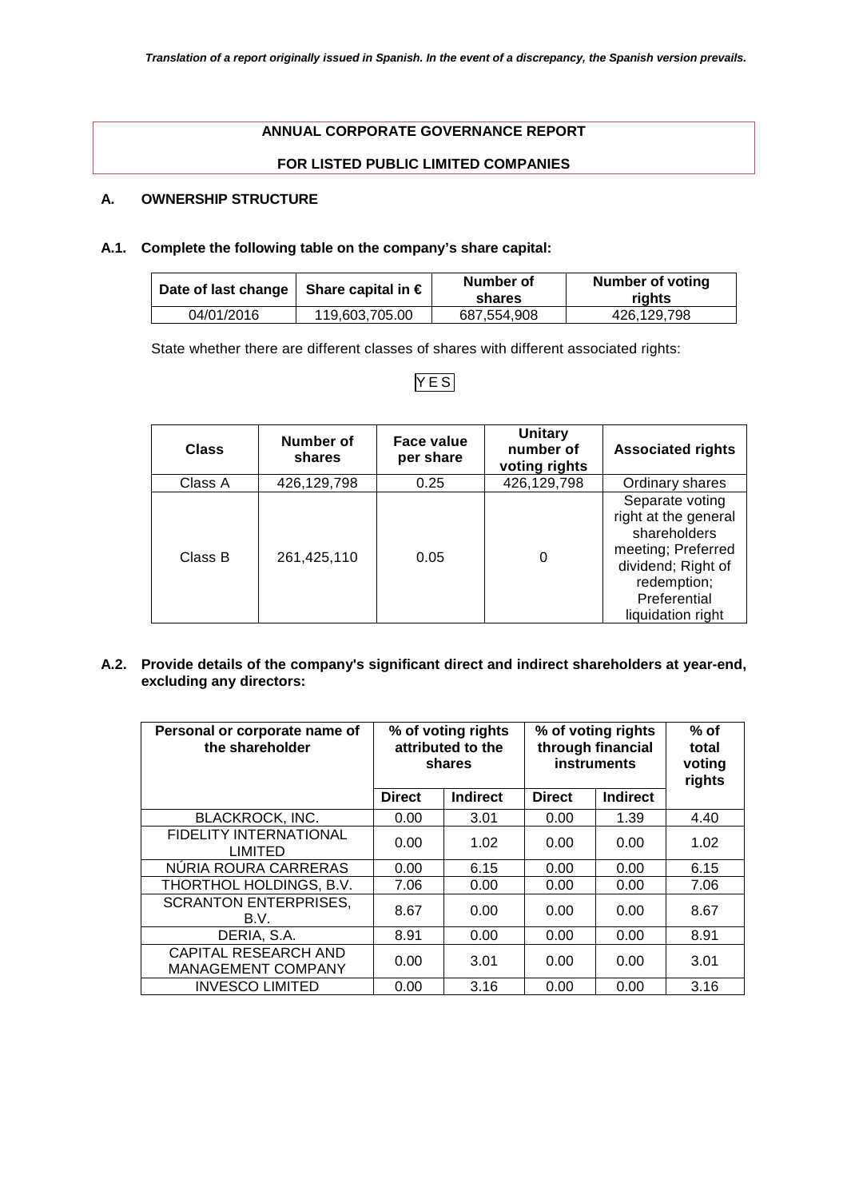*Translation of a report originally issued in Spanish. In the event of a discrepancy, the Spanish version prevails.*

**ANNUAL CORPORATE GOVERNANCE REPORT**

**FOR LISTED PUBLIC LIMITED COMPANIES**

## A. OWNERSHIP STRUCTURE

### A.1. Complete the following table on the company's share capital:

| Date of last change | Share capital in € | Number of shares | Number of voting rights |
|---|---|---|---|
| 04/01/2016 | 119,603,705.00 | 687,554,908 | 426,129,798 |

State whether there are different classes of shares with different associated rights:

YES

| Class | Number of shares | Face value per share | Unitary number of voting rights | Associated rights |
|---|---|---|---|---|
| Class A | 426,129,798 | 0.25 | 426,129,798 | Ordinary shares |
| Class B | 261,425,110 | 0.05 | 0 | Separate voting right at the general shareholders meeting; Preferred dividend; Right of redemption; Preferential liquidation right |

### A.2. Provide details of the company's significant direct and indirect shareholders at year-end, excluding any directors:

| Personal or corporate name of the shareholder | % of voting rights attributed to the shares | | % of voting rights through financial instruments | | % of total voting rights |
|---|---|---|---|---|---|
| | Direct | Indirect | Direct | Indirect | |
| BLACKROCK, INC. | 0.00 | 3.01 | 0.00 | 1.39 | 4.40 |
| FIDELITY INTERNATIONAL LIMITED | 0.00 | 1.02 | 0.00 | 0.00 | 1.02 |
| NÚRIA ROURA CARRERAS | 0.00 | 6.15 | 0.00 | 0.00 | 6.15 |
| THORTHOL HOLDINGS, B.V. | 7.06 | 0.00 | 0.00 | 0.00 | 7.06 |
| SCRANTON ENTERPRISES, B.V. | 8.67 | 0.00 | 0.00 | 0.00 | 8.67 |
| DERIA, S.A. | 8.91 | 0.00 | 0.00 | 0.00 | 8.91 |
| CAPITAL RESEARCH AND MANAGEMENT COMPANY | 0.00 | 3.01 | 0.00 | 0.00 | 3.01 |
| INVESCO LIMITED | 0.00 | 3.16 | 0.00 | 0.00 | 3.16 |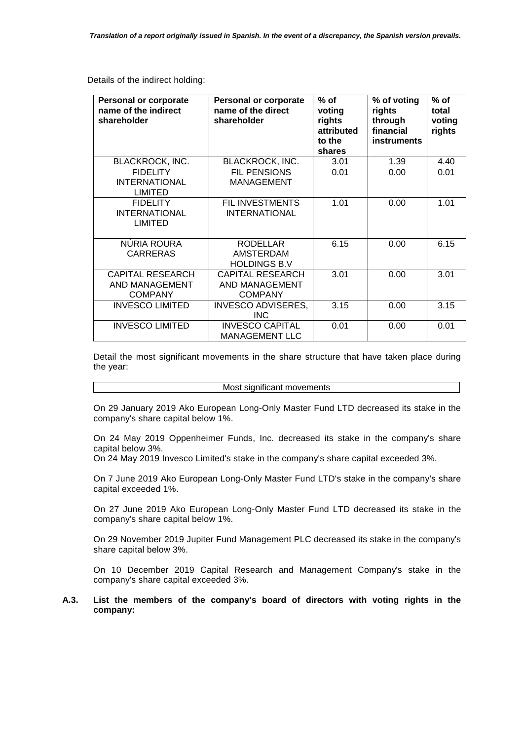Details of the indirect holding:

| Personal or corporate name of the indirect shareholder | Personal or corporate name of the direct shareholder | % of voting rights attributed to the shares | % of voting rights through financial instruments | % of total voting rights |
|---|---|---|---|---|
| BLACKROCK, INC. | BLACKROCK, INC. | 3.01 | 1.39 | 4.40 |
| FIDELITY INTERNATIONAL LIMITED | FIL PENSIONS MANAGEMENT | 0.01 | 0.00 | 0.01 |
| FIDELITY INTERNATIONAL LIMITED | FIL INVESTMENTS INTERNATIONAL | 1.01 | 0.00 | 1.01 |
| NÚRIA ROURA CARRERAS | RODELLAR AMSTERDAM HOLDINGS B.V | 6.15 | 0.00 | 6.15 |
| CAPITAL RESEARCH AND MANAGEMENT COMPANY | CAPITAL RESEARCH AND MANAGEMENT COMPANY | 3.01 | 0.00 | 3.01 |
| INVESCO LIMITED | INVESCO ADVISERES, INC | 3.15 | 0.00 | 3.15 |
| INVESCO LIMITED | INVESCO CAPITAL MANAGEMENT LLC | 0.01 | 0.00 | 0.01 |

Detail the most significant movements in the share structure that have taken place during the year:

| Most significant movements |
|---|

On 29 January 2019 Ako European Long-Only Master Fund LTD decreased its stake in the company's share capital below 1%.

On 24 May 2019 Oppenheimer Funds, Inc. decreased its stake in the company's share capital below 3%.
On 24 May 2019 Invesco Limited's stake in the company's share capital exceeded 3%.

On 7 June 2019 Ako European Long-Only Master Fund LTD's stake in the company's share capital exceeded 1%.

On 27 June 2019 Ako European Long-Only Master Fund LTD decreased its stake in the company's share capital below 1%.

On 29 November 2019 Jupiter Fund Management PLC decreased its stake in the company's share capital below 3%.

On 10 December 2019 Capital Research and Management Company's stake in the company's share capital exceeded 3%.

**A.3. List the members of the company's board of directors with voting rights in the company:**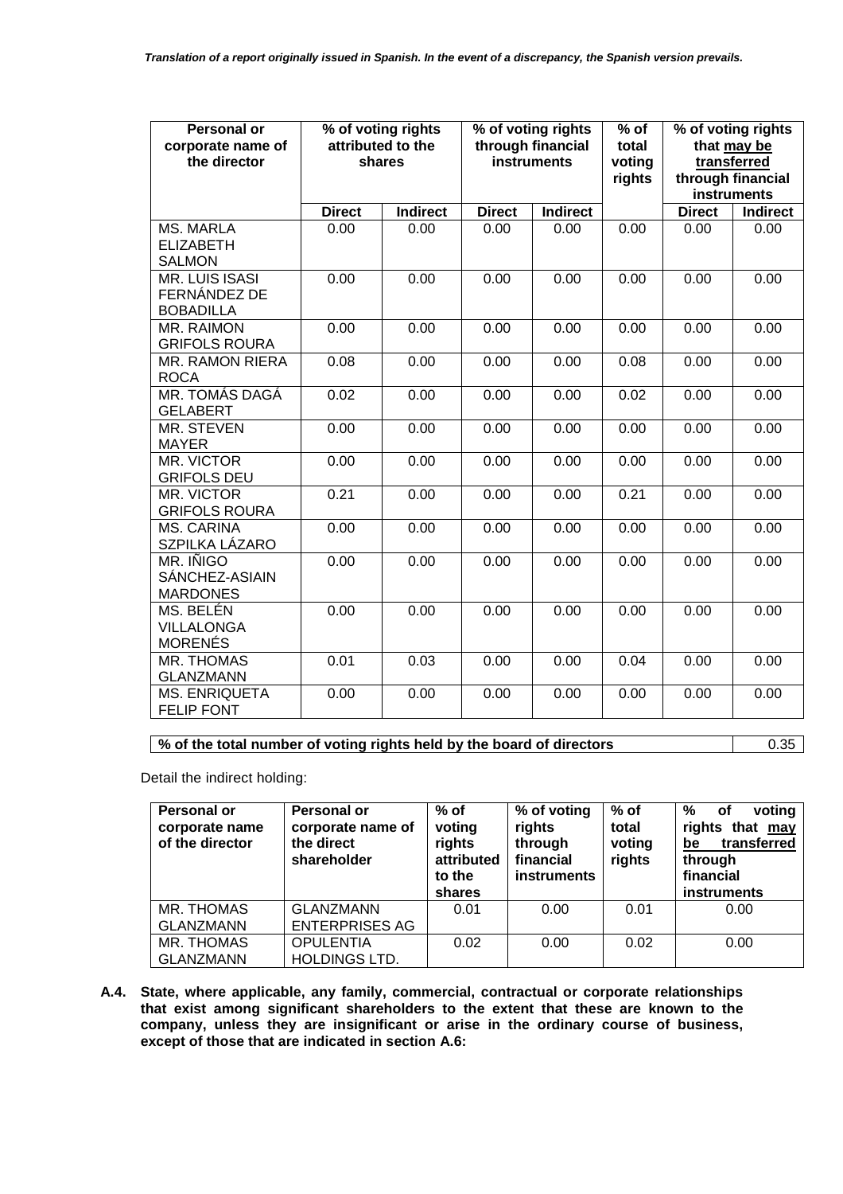*Translation of a report originally issued in Spanish. In the event of a discrepancy, the Spanish version prevails.*

| Personal or corporate name of the director | % of voting rights attributed to the shares | | % of voting rights through financial instruments | | % of total voting rights | % of voting rights that may be transferred through financial instruments | |
|---|---|---|---|---|---|---|---|
| | Direct | Indirect | Direct | Indirect | | Direct | Indirect |
| MS. MARLA ELIZABETH SALMON | 0.00 | 0.00 | 0.00 | 0.00 | 0.00 | 0.00 | 0.00 |
| MR. LUIS ISASI FERNÁNDEZ DE BOBADILLA | 0.00 | 0.00 | 0.00 | 0.00 | 0.00 | 0.00 | 0.00 |
| MR. RAIMON GRIFOLS ROURA | 0.00 | 0.00 | 0.00 | 0.00 | 0.00 | 0.00 | 0.00 |
| MR. RAMON RIERA ROCA | 0.08 | 0.00 | 0.00 | 0.00 | 0.08 | 0.00 | 0.00 |
| MR. TOMÁS DAGÁ GELABERT | 0.02 | 0.00 | 0.00 | 0.00 | 0.02 | 0.00 | 0.00 |
| MR. STEVEN MAYER | 0.00 | 0.00 | 0.00 | 0.00 | 0.00 | 0.00 | 0.00 |
| MR. VICTOR GRIFOLS DEU | 0.00 | 0.00 | 0.00 | 0.00 | 0.00 | 0.00 | 0.00 |
| MR. VICTOR GRIFOLS ROURA | 0.21 | 0.00 | 0.00 | 0.00 | 0.21 | 0.00 | 0.00 |
| MS. CARINA SZPILKA LÁZARO | 0.00 | 0.00 | 0.00 | 0.00 | 0.00 | 0.00 | 0.00 |
| MR. IÑIGO SÁNCHEZ-ASIAIN MARDONES | 0.00 | 0.00 | 0.00 | 0.00 | 0.00 | 0.00 | 0.00 |
| MS. BELÉN VILLALONGA MORENÉS | 0.00 | 0.00 | 0.00 | 0.00 | 0.00 | 0.00 | 0.00 |
| MR. THOMAS GLANZMANN | 0.01 | 0.03 | 0.00 | 0.00 | 0.04 | 0.00 | 0.00 |
| MS. ENRIQUETA FELIP FONT | 0.00 | 0.00 | 0.00 | 0.00 | 0.00 | 0.00 | 0.00 |

| % of the total number of voting rights held by the board of directors | 0.35 |
|---|---|

Detail the indirect holding:

| Personal or corporate name of the director | Personal or corporate name of the direct shareholder | % of voting rights attributed to the shares | % of voting rights through financial instruments | % of total voting rights | % of voting rights that may be transferred through financial instruments |
|---|---|---|---|---|---|
| MR. THOMAS GLANZMANN | GLANZMANN ENTERPRISES AG | 0.01 | 0.00 | 0.01 | 0.00 |
| MR. THOMAS GLANZMANN | OPULENTIA HOLDINGS LTD. | 0.02 | 0.00 | 0.02 | 0.00 |

**A.4. State, where applicable, any family, commercial, contractual or corporate relationships that exist among significant shareholders to the extent that these are known to the company, unless they are insignificant or arise in the ordinary course of business, except of those that are indicated in section A.6:**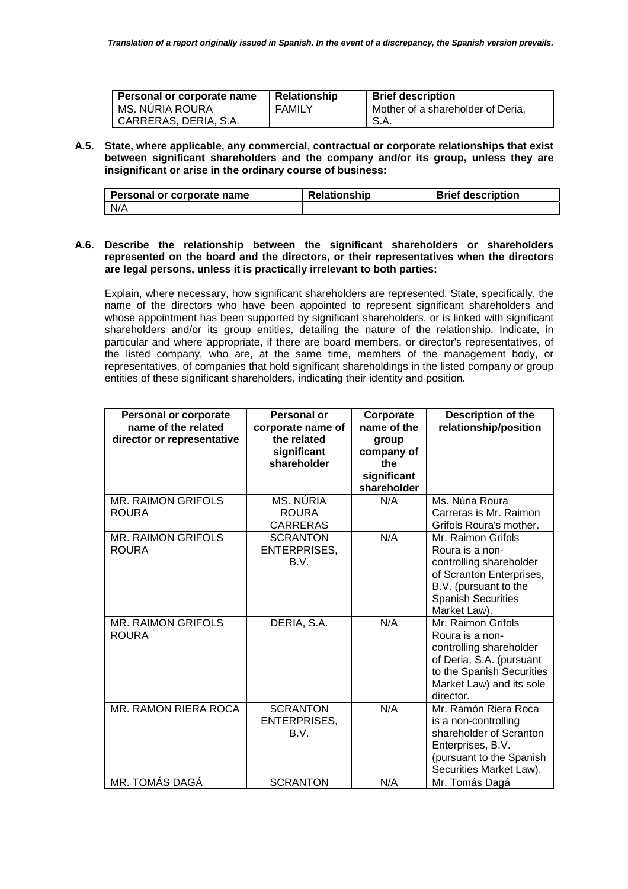| Personal or corporate name | Relationship | Brief description |
| --- | --- | --- |
| MS. NÚRIA ROURA CARRERAS, DERIA, S.A. | FAMILY | Mother of a shareholder of Deria, S.A. |

**A.5. State, where applicable, any commercial, contractual or corporate relationships that exist between significant shareholders and the company and/or its group, unless they are insignificant or arise in the ordinary course of business:**

| Personal or corporate name | Relationship | Brief description |
| --- | --- | --- |
| N/A | | |

**A.6. Describe the relationship between the significant shareholders or shareholders represented on the board and the directors, or their representatives when the directors are legal persons, unless it is practically irrelevant to both parties:**

Explain, where necessary, how significant shareholders are represented. State, specifically, the name of the directors who have been appointed to represent significant shareholders and whose appointment has been supported by significant shareholders, or is linked with significant shareholders and/or its group entities, detailing the nature of the relationship. Indicate, in particular and where appropriate, if there are board members, or director's representatives, of the listed company, who are, at the same time, members of the management body, or representatives, of companies that hold significant shareholdings in the listed company or group entities of these significant shareholders, indicating their identity and position.

| Personal or corporate name of the related director or representative | Personal or corporate name of the related significant shareholder | Corporate name of the group company of the significant shareholder | Description of the relationship/position |
| --- | --- | --- | --- |
| MR. RAIMON GRIFOLS ROURA | MS. NÚRIA ROURA CARRERAS | N/A | Ms. Núria Roura Carreras is Mr. Raimon Grifols Roura's mother. |
| MR. RAIMON GRIFOLS ROURA | SCRANTON ENTERPRISES, B.V. | N/A | Mr. Raimon Grifols Roura is a non-controlling shareholder of Scranton Enterprises, B.V. (pursuant to the Spanish Securities Market Law). |
| MR. RAIMON GRIFOLS ROURA | DERIA, S.A. | N/A | Mr. Raimon Grifols Roura is a non-controlling shareholder of Deria, S.A. (pursuant to the Spanish Securities Market Law) and its sole director. |
| MR. RAMON RIERA ROCA | SCRANTON ENTERPRISES, B.V. | N/A | Mr. Ramón Riera Roca is a non-controlling shareholder of Scranton Enterprises, B.V. (pursuant to the Spanish Securities Market Law). |
| MR. TOMÁS DAGÁ | SCRANTON | N/A | Mr. Tomás Dagá |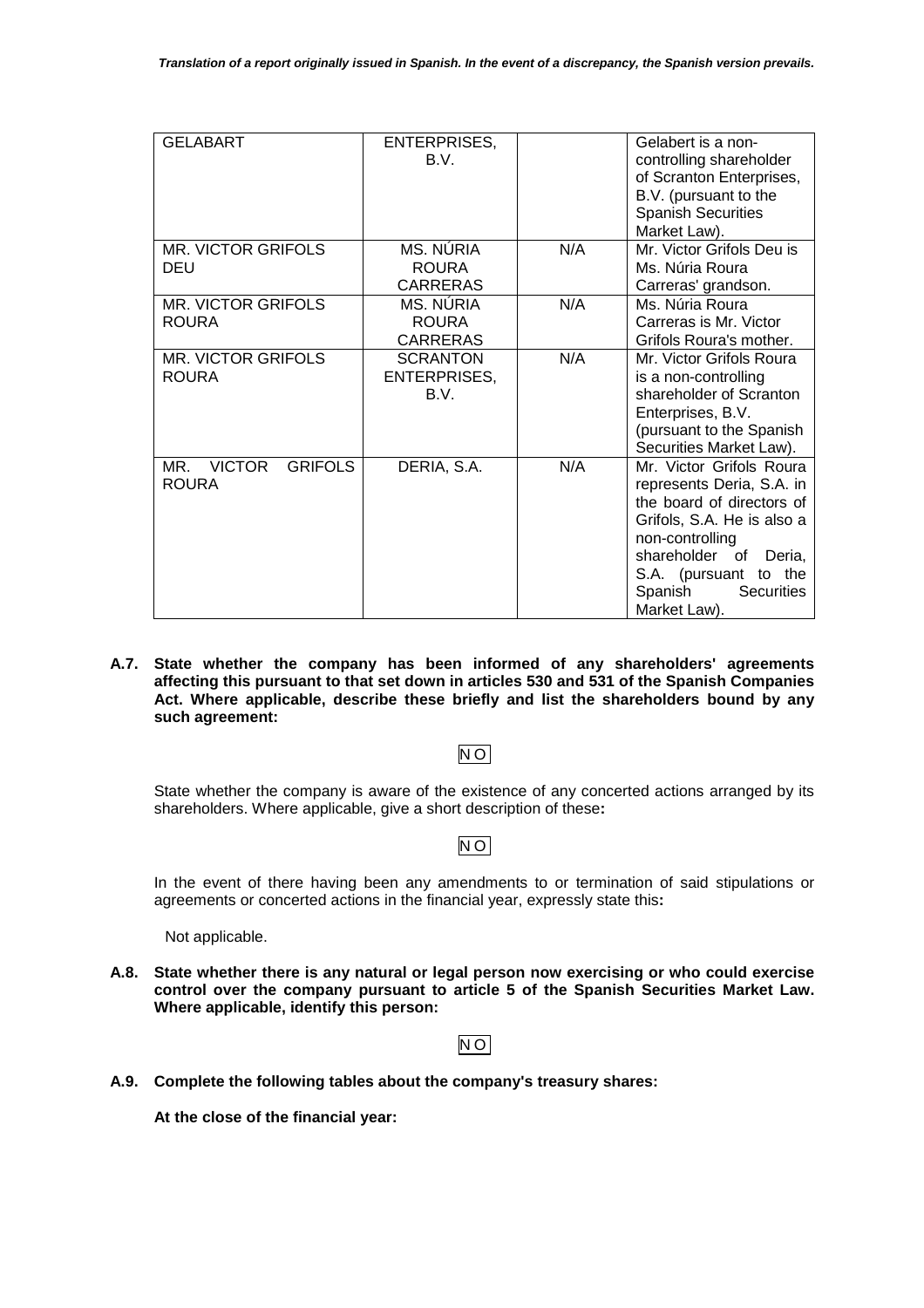*Translation of a report originally issued in Spanish. In the event of a discrepancy, the Spanish version prevails.*

| | | | |
|---|---|---|---|
| GELABART | ENTERPRISES, B.V. | | Gelabert is a non-controlling shareholder of Scranton Enterprises, B.V. (pursuant to the Spanish Securities Market Law). |
| MR. VICTOR GRIFOLS DEU | MS. NÚRIA ROURA CARRERAS | N/A | Mr. Victor Grifols Deu is Ms. Núria Roura Carreras' grandson. |
| MR. VICTOR GRIFOLS ROURA | MS. NÚRIA ROURA CARRERAS | N/A | Ms. Núria Roura Carreras is Mr. Victor Grifols Roura's mother. |
| MR. VICTOR GRIFOLS ROURA | SCRANTON ENTERPRISES, B.V. | N/A | Mr. Victor Grifols Roura is a non-controlling shareholder of Scranton Enterprises, B.V. (pursuant to the Spanish Securities Market Law). |
| MR. VICTOR GRIFOLS ROURA | DERIA, S.A. | N/A | Mr. Victor Grifols Roura represents Deria, S.A. in the board of directors of Grifols, S.A. He is also a non-controlling shareholder of Deria, S.A. (pursuant to the Spanish Securities Market Law). |

**A.7. State whether the company has been informed of any shareholders' agreements affecting this pursuant to that set down in articles 530 and 531 of the Spanish Companies Act. Where applicable, describe these briefly and list the shareholders bound by any such agreement:**

NO

State whether the company is aware of the existence of any concerted actions arranged by its shareholders. Where applicable, give a short description of these**:**

NO

In the event of there having been any amendments to or termination of said stipulations or agreements or concerted actions in the financial year, expressly state this**:**

Not applicable.

**A.8. State whether there is any natural or legal person now exercising or who could exercise control over the company pursuant to article 5 of the Spanish Securities Market Law. Where applicable, identify this person:**

NO

**A.9. Complete the following tables about the company's treasury shares:**

**At the close of the financial year:**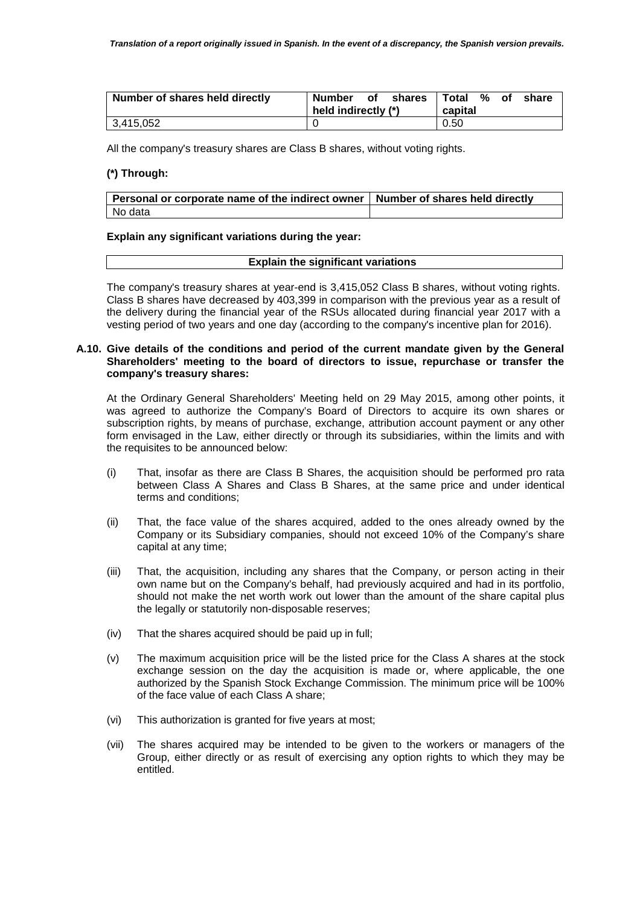| Number of shares held directly | Number of shares held indirectly (*) | Total % of share capital |
|---|---|---|
| 3,415,052 | 0 | 0.50 |

All the company's treasury shares are Class B shares, without voting rights.

**(*) Through:**

| Personal or corporate name of the indirect owner | Number of shares held directly |
|---|---|
| No data | |

**Explain any significant variations during the year:**

| Explain the significant variations |
|---|

The company's treasury shares at year-end is 3,415,052 Class B shares, without voting rights. Class B shares have decreased by 403,399 in comparison with the previous year as a result of the delivery during the financial year of the RSUs allocated during financial year 2017 with a vesting period of two years and one day (according to the company's incentive plan for 2016).

**A.10. Give details of the conditions and period of the current mandate given by the General Shareholders' meeting to the board of directors to issue, repurchase or transfer the company's treasury shares:**

At the Ordinary General Shareholders' Meeting held on 29 May 2015, among other points, it was agreed to authorize the Company's Board of Directors to acquire its own shares or subscription rights, by means of purchase, exchange, attribution account payment or any other form envisaged in the Law, either directly or through its subsidiaries, within the limits and with the requisites to be announced below:

(i) That, insofar as there are Class B Shares, the acquisition should be performed pro rata between Class A Shares and Class B Shares, at the same price and under identical terms and conditions;

(ii) That, the face value of the shares acquired, added to the ones already owned by the Company or its Subsidiary companies, should not exceed 10% of the Company's share capital at any time;

(iii) That, the acquisition, including any shares that the Company, or person acting in their own name but on the Company's behalf, had previously acquired and had in its portfolio, should not make the net worth work out lower than the amount of the share capital plus the legally or statutorily non-disposable reserves;

(iv) That the shares acquired should be paid up in full;

(v) The maximum acquisition price will be the listed price for the Class A shares at the stock exchange session on the day the acquisition is made or, where applicable, the one authorized by the Spanish Stock Exchange Commission. The minimum price will be 100% of the face value of each Class A share;

(vi) This authorization is granted for five years at most;

(vii) The shares acquired may be intended to be given to the workers or managers of the Group, either directly or as result of exercising any option rights to which they may be entitled.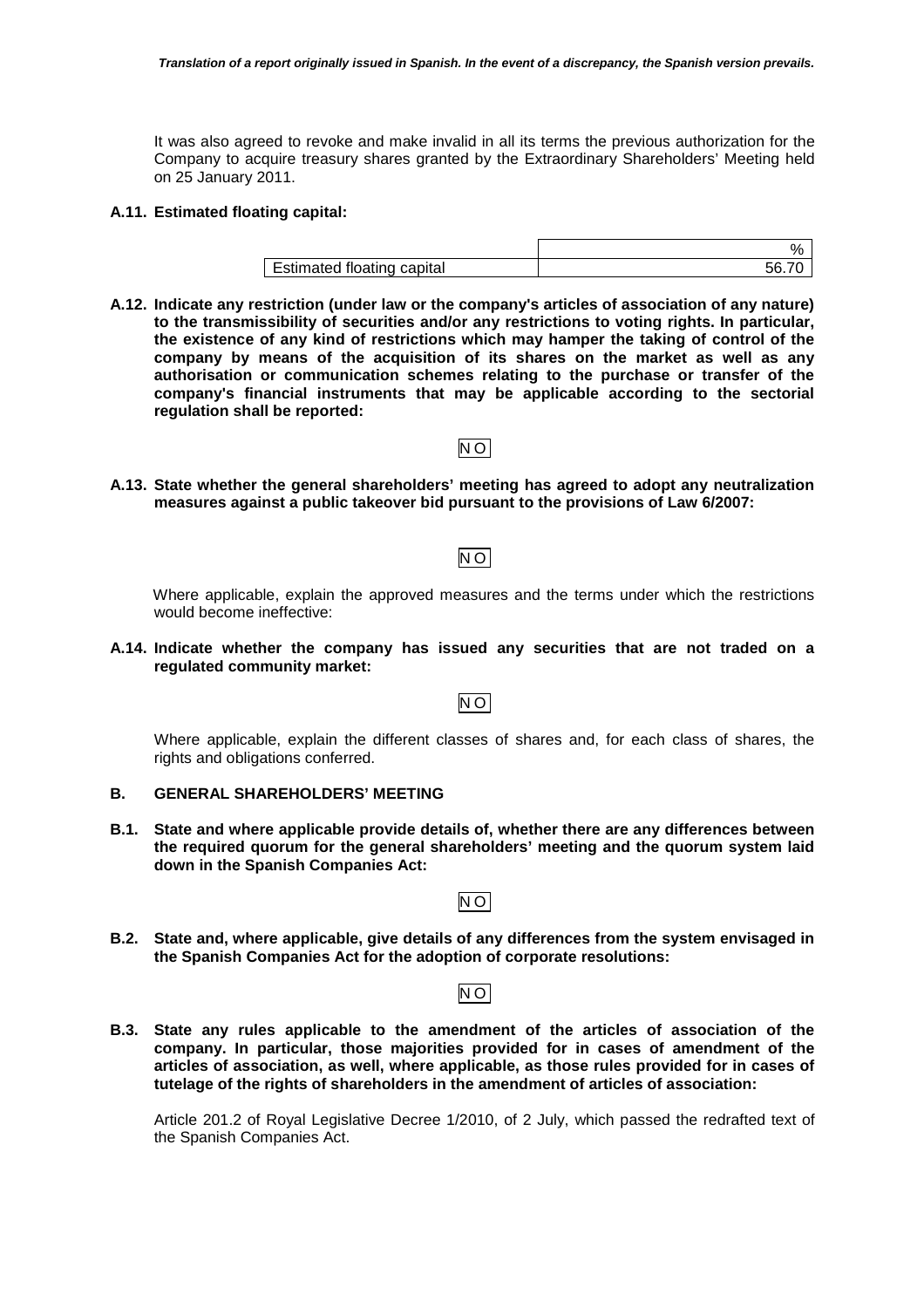It was also agreed to revoke and make invalid in all its terms the previous authorization for the Company to acquire treasury shares granted by the Extraordinary Shareholders' Meeting held on 25 January 2011.

**A.11. Estimated floating capital:**

| | % |
|---|---|
| Estimated floating capital | 56.70 |

**A.12. Indicate any restriction (under law or the company's articles of association of any nature) to the transmissibility of securities and/or any restrictions to voting rights. In particular, the existence of any kind of restrictions which may hamper the taking of control of the company by means of the acquisition of its shares on the market as well as any authorisation or communication schemes relating to the purchase or transfer of the company's financial instruments that may be applicable according to the sectorial regulation shall be reported:**

NO

**A.13. State whether the general shareholders' meeting has agreed to adopt any neutralization measures against a public takeover bid pursuant to the provisions of Law 6/2007:**

NO

Where applicable, explain the approved measures and the terms under which the restrictions would become ineffective:

**A.14. Indicate whether the company has issued any securities that are not traded on a regulated community market:**

NO

Where applicable, explain the different classes of shares and, for each class of shares, the rights and obligations conferred.

## B. GENERAL SHAREHOLDERS' MEETING

**B.1. State and where applicable provide details of, whether there are any differences between the required quorum for the general shareholders' meeting and the quorum system laid down in the Spanish Companies Act:**

NO

**B.2. State and, where applicable, give details of any differences from the system envisaged in the Spanish Companies Act for the adoption of corporate resolutions:**

NO

**B.3. State any rules applicable to the amendment of the articles of association of the company. In particular, those majorities provided for in cases of amendment of the articles of association, as well, where applicable, as those rules provided for in cases of tutelage of the rights of shareholders in the amendment of articles of association:**

Article 201.2 of Royal Legislative Decree 1/2010, of 2 July, which passed the redrafted text of the Spanish Companies Act.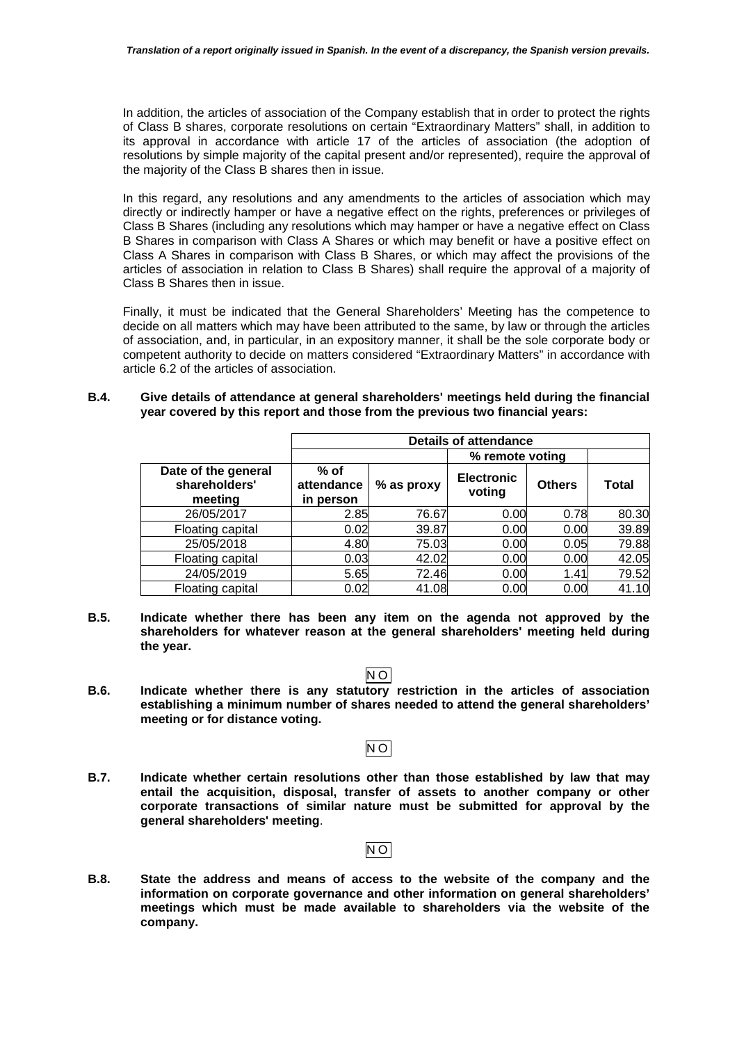In addition, the articles of association of the Company establish that in order to protect the rights of Class B shares, corporate resolutions on certain "Extraordinary Matters" shall, in addition to its approval in accordance with article 17 of the articles of association (the adoption of resolutions by simple majority of the capital present and/or represented), require the approval of the majority of the Class B shares then in issue.

In this regard, any resolutions and any amendments to the articles of association which may directly or indirectly hamper or have a negative effect on the rights, preferences or privileges of Class B Shares (including any resolutions which may hamper or have a negative effect on Class B Shares in comparison with Class A Shares or which may benefit or have a positive effect on Class A Shares in comparison with Class B Shares, or which may affect the provisions of the articles of association in relation to Class B Shares) shall require the approval of a majority of Class B Shares then in issue.

Finally, it must be indicated that the General Shareholders' Meeting has the competence to decide on all matters which may have been attributed to the same, by law or through the articles of association, and, in particular, in an expository manner, it shall be the sole corporate body or competent authority to decide on matters considered "Extraordinary Matters" in accordance with article 6.2 of the articles of association.

**B.4. Give details of attendance at general shareholders' meetings held during the financial year covered by this report and those from the previous two financial years:**

| | Details of attendance | | | | |
|---|---|---|---|---|---|
| | | | % remote voting | | |
| Date of the general shareholders' meeting | % of attendance in person | % as proxy | Electronic voting | Others | Total |
| 26/05/2017 | 2.85 | 76.67 | 0.00 | 0.78 | 80.30 |
| Floating capital | 0.02 | 39.87 | 0.00 | 0.00 | 39.89 |
| 25/05/2018 | 4.80 | 75.03 | 0.00 | 0.05 | 79.88 |
| Floating capital | 0.03 | 42.02 | 0.00 | 0.00 | 42.05 |
| 24/05/2019 | 5.65 | 72.46 | 0.00 | 1.41 | 79.52 |
| Floating capital | 0.02 | 41.08 | 0.00 | 0.00 | 41.10 |

**B.5. Indicate whether there has been any item on the agenda not approved by the shareholders for whatever reason at the general shareholders' meeting held during the year.**

NO

**B.6. Indicate whether there is any statutory restriction in the articles of association establishing a minimum number of shares needed to attend the general shareholders' meeting or for distance voting.**

NO

**B.7. Indicate whether certain resolutions other than those established by law that may entail the acquisition, disposal, transfer of assets to another company or other corporate transactions of similar nature must be submitted for approval by the general shareholders' meeting.**

NO

**B.8. State the address and means of access to the website of the company and the information on corporate governance and other information on general shareholders' meetings which must be made available to shareholders via the website of the company.**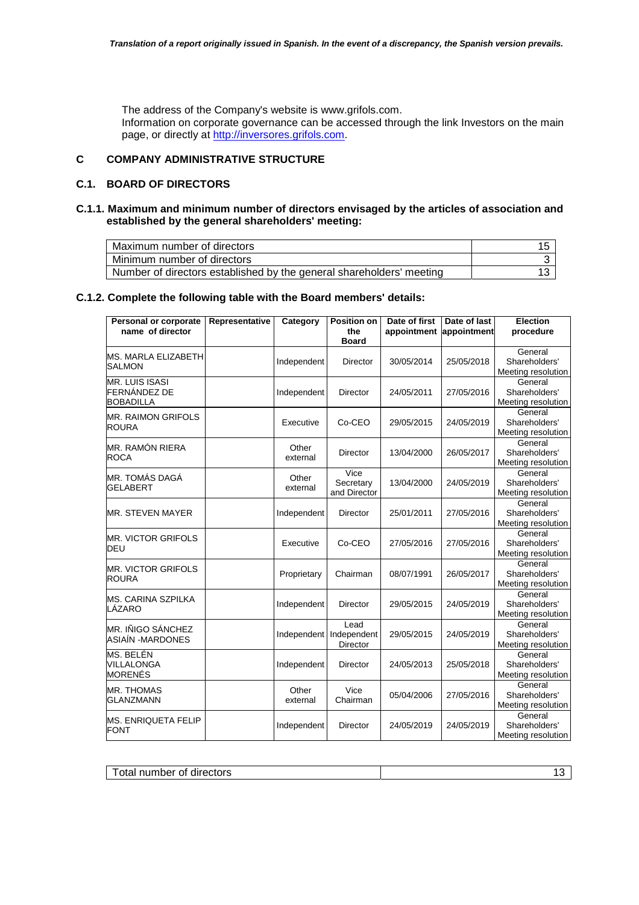The address of the Company's website is www.grifols.com.
Information on corporate governance can be accessed through the link Investors on the main page, or directly at http://inversores.grifols.com.

## C COMPANY ADMINISTRATIVE STRUCTURE

### C.1. BOARD OF DIRECTORS

#### C.1.1. Maximum and minimum number of directors envisaged by the articles of association and established by the general shareholders' meeting:

| | |
|---|---|
| Maximum number of directors | 15 |
| Minimum number of directors | 3 |
| Number of directors established by the general shareholders' meeting | 13 |

#### C.1.2. Complete the following table with the Board members' details:

| Personal or corporate name of director | Representative | Category | Position on the Board | Date of first appointment | Date of last appointment | Election procedure |
|---|---|---|---|---|---|---|
| MS. MARLA ELIZABETH SALMON | | Independent | Director | 30/05/2014 | 25/05/2018 | General Shareholders' Meeting resolution |
| MR. LUIS ISASI FERNÁNDEZ DE BOBADILLA | | Independent | Director | 24/05/2011 | 27/05/2016 | General Shareholders' Meeting resolution |
| MR. RAIMON GRIFOLS ROURA | | Executive | Co-CEO | 29/05/2015 | 24/05/2019 | General Shareholders' Meeting resolution |
| MR. RAMÓN RIERA ROCA | | Other external | Director | 13/04/2000 | 26/05/2017 | General Shareholders' Meeting resolution |
| MR. TOMÁS DAGÁ GELABERT | | Other external | Vice Secretary and Director | 13/04/2000 | 24/05/2019 | General Shareholders' Meeting resolution |
| MR. STEVEN MAYER | | Independent | Director | 25/01/2011 | 27/05/2016 | General Shareholders' Meeting resolution |
| MR. VICTOR GRIFOLS DEU | | Executive | Co-CEO | 27/05/2016 | 27/05/2016 | General Shareholders' Meeting resolution |
| MR. VICTOR GRIFOLS ROURA | | Proprietary | Chairman | 08/07/1991 | 26/05/2017 | General Shareholders' Meeting resolution |
| MS. CARINA SZPILKA LÁZARO | | Independent | Director | 29/05/2015 | 24/05/2019 | General Shareholders' Meeting resolution |
| MR. IÑIGO SÁNCHEZ ASIAÍN -MARDONES | | Independent | Lead Independent Director | 29/05/2015 | 24/05/2019 | General Shareholders' Meeting resolution |
| MS. BELÉN VILLALONGA MORENÉS | | Independent | Director | 24/05/2013 | 25/05/2018 | General Shareholders' Meeting resolution |
| MR. THOMAS GLANZMANN | | Other external | Vice Chairman | 05/04/2006 | 27/05/2016 | General Shareholders' Meeting resolution |
| MS. ENRIQUETA FELIP FONT | | Independent | Director | 24/05/2019 | 24/05/2019 | General Shareholders' Meeting resolution |

| | |
|---|---|
| Total number of directors | 13 |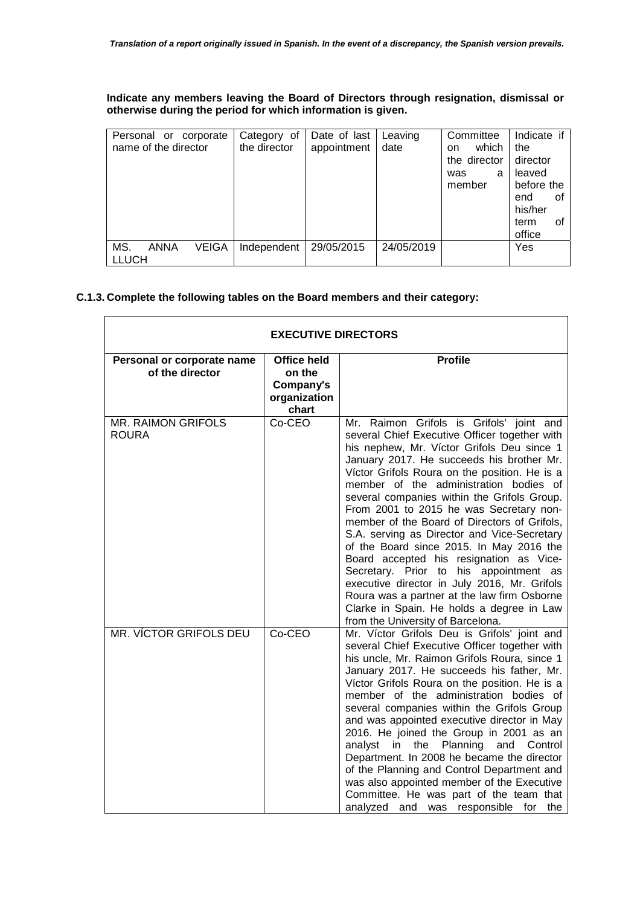**Indicate any members leaving the Board of Directors through resignation, dismissal or otherwise during the period for which information is given.**

| Personal or corporate name of the director | Category of the director | Date of last appointment | Leaving date | Committee on which the director was a member | Indicate if the director leaved before the end of his/her term of office |
|---|---|---|---|---|---|
| MS. ANNA VEIGA LLUCH | Independent | 29/05/2015 | 24/05/2019 | | Yes |

## C.1.3. Complete the following tables on the Board members and their category:

| **EXECUTIVE DIRECTORS** | | |
|---|---|---|
| **Personal or corporate name of the director** | **Office held on the Company's organization chart** | **Profile** |
| MR. RAIMON GRIFOLS ROURA | Co-CEO | Mr. Raimon Grifols is Grifols' joint and several Chief Executive Officer together with his nephew, Mr. Víctor Grifols Deu since 1 January 2017. He succeeds his brother Mr. Víctor Grifols Roura on the position. He is a member of the administration bodies of several companies within the Grifols Group. From 2001 to 2015 he was Secretary non-member of the Board of Directors of Grifols, S.A. serving as Director and Vice-Secretary of the Board since 2015. In May 2016 the Board accepted his resignation as Vice-Secretary. Prior to his appointment as executive director in July 2016, Mr. Grifols Roura was a partner at the law firm Osborne Clarke in Spain. He holds a degree in Law from the University of Barcelona. |
| MR. VÍCTOR GRIFOLS DEU | Co-CEO | Mr. Víctor Grifols Deu is Grifols' joint and several Chief Executive Officer together with his uncle, Mr. Raimon Grifols Roura, since 1 January 2017. He succeeds his father, Mr. Víctor Grifols Roura on the position. He is a member of the administration bodies of several companies within the Grifols Group and was appointed executive director in May 2016. He joined the Group in 2001 as an analyst in the Planning and Control Department. In 2008 he became the director of the Planning and Control Department and was also appointed member of the Executive Committee. He was part of the team that analyzed and was responsible for the |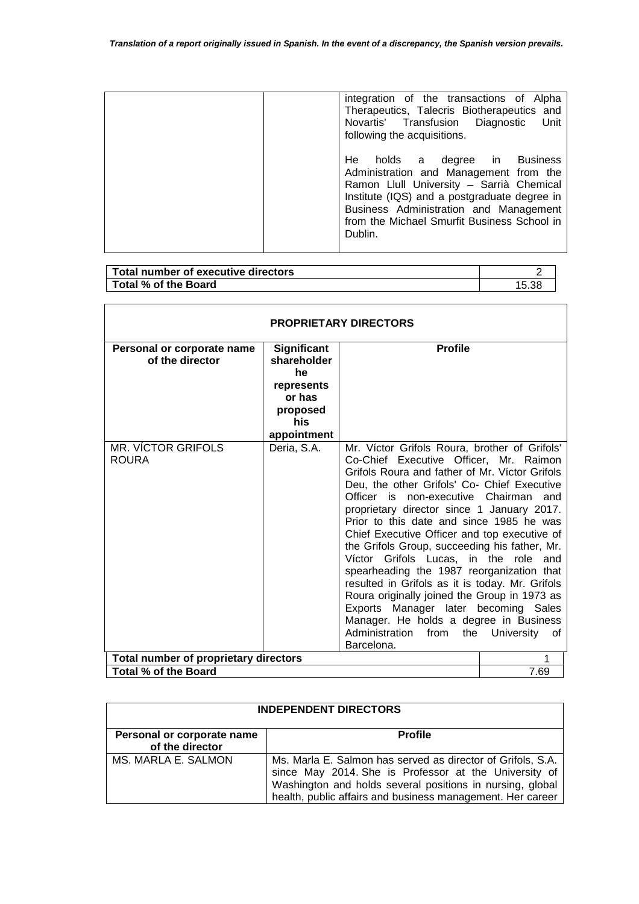| | | integration of the transactions of Alpha Therapeutics, Talecris Biotherapeutics and Novartis' Transfusion Diagnostic Unit following the acquisitions.<br><br>He holds a degree in Business Administration and Management from the Ramon Llull University – Sarrià Chemical Institute (IQS) and a postgraduate degree in Business Administration and Management from the Michael Smurfit Business School in Dublin. |
|---|---|---|

| Total number of executive directors | 2 |
|---|---|
| **Total % of the Board** | 15.38 |

| PROPRIETARY DIRECTORS | | |
|---|---|---|
| **Personal or corporate name of the director** | **Significant shareholder he represents or has proposed his appointment** | **Profile** |
| MR. VÍCTOR GRIFOLS ROURA | Deria, S.A. | Mr. Víctor Grifols Roura, brother of Grifols' Co-Chief Executive Officer, Mr. Raimon Grifols Roura and father of Mr. Víctor Grifols Deu, the other Grifols' Co- Chief Executive Officer is non-executive Chairman and proprietary director since 1 January 2017. Prior to this date and since 1985 he was Chief Executive Officer and top executive of the Grifols Group, succeeding his father, Mr. Víctor Grifols Lucas, in the role and spearheading the 1987 reorganization that resulted in Grifols as it is today. Mr. Grifols Roura originally joined the Group in 1973 as Exports Manager later becoming Sales Manager. He holds a degree in Business Administration from the University of Barcelona. |
| **Total number of proprietary directors** | | 1 |
| **Total % of the Board** | | 7.69 |

| INDEPENDENT DIRECTORS | |
|---|---|
| **Personal or corporate name of the director** | **Profile** |
| MS. MARLA E. SALMON | Ms. Marla E. Salmon has served as director of Grifols, S.A. since May 2014. She is Professor at the University of Washington and holds several positions in nursing, global health, public affairs and business management. Her career |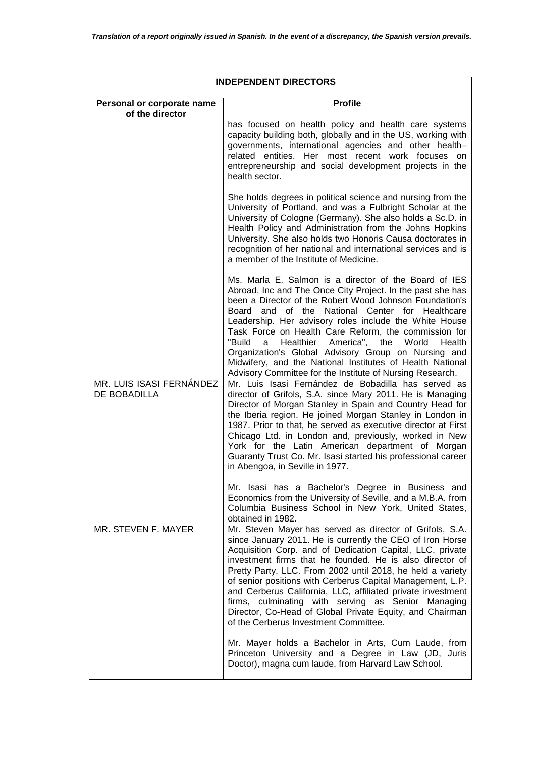*Translation of a report originally issued in Spanish. In the event of a discrepancy, the Spanish version prevails.*

| INDEPENDENT DIRECTORS | |
|---|---|
| **Personal or corporate name of the director** | **Profile** |
| | has focused on health policy and health care systems capacity building both, globally and in the US, working with governments, international agencies and other health–related entities. Her most recent work focuses on entrepreneurship and social development projects in the health sector.<br><br>She holds degrees in political science and nursing from the University of Portland, and was a Fulbright Scholar at the University of Cologne (Germany). She also holds a Sc.D. in Health Policy and Administration from the Johns Hopkins University. She also holds two Honoris Causa doctorates in recognition of her national and international services and is a member of the Institute of Medicine.<br><br>Ms. Marla E. Salmon is a director of the Board of IES Abroad, Inc and The Once City Project. In the past she has been a Director of the Robert Wood Johnson Foundation's Board and of the National Center for Healthcare Leadership. Her advisory roles include the White House Task Force on Health Care Reform, the commission for "Build a Healthier America", the World Health Organization's Global Advisory Group on Nursing and Midwifery, and the National Institutes of Health National Advisory Committee for the Institute of Nursing Research. |
| MR. LUIS ISASI FERNÁNDEZ DE BOBADILLA | Mr. Luis Isasi Fernández de Bobadilla has served as director of Grifols, S.A. since Mary 2011. He is Managing Director of Morgan Stanley in Spain and Country Head for the Iberia region. He joined Morgan Stanley in London in 1987. Prior to that, he served as executive director at First Chicago Ltd. in London and, previously, worked in New York for the Latin American department of Morgan Guaranty Trust Co. Mr. Isasi started his professional career in Abengoa, in Seville in 1977.<br><br>Mr. Isasi has a Bachelor's Degree in Business and Economics from the University of Seville, and a M.B.A. from Columbia Business School in New York, United States, obtained in 1982. |
| MR. STEVEN F. MAYER | Mr. Steven Mayer has served as director of Grifols, S.A. since January 2011. He is currently the CEO of Iron Horse Acquisition Corp. and of Dedication Capital, LLC, private investment firms that he founded. He is also director of Pretty Party, LLC. From 2002 until 2018, he held a variety of senior positions with Cerberus Capital Management, L.P. and Cerberus California, LLC, affiliated private investment firms, culminating with serving as Senior Managing Director, Co-Head of Global Private Equity, and Chairman of the Cerberus Investment Committee.<br><br>Mr. Mayer holds a Bachelor in Arts, Cum Laude, from Princeton University and a Degree in Law (JD, Juris Doctor), magna cum laude, from Harvard Law School. |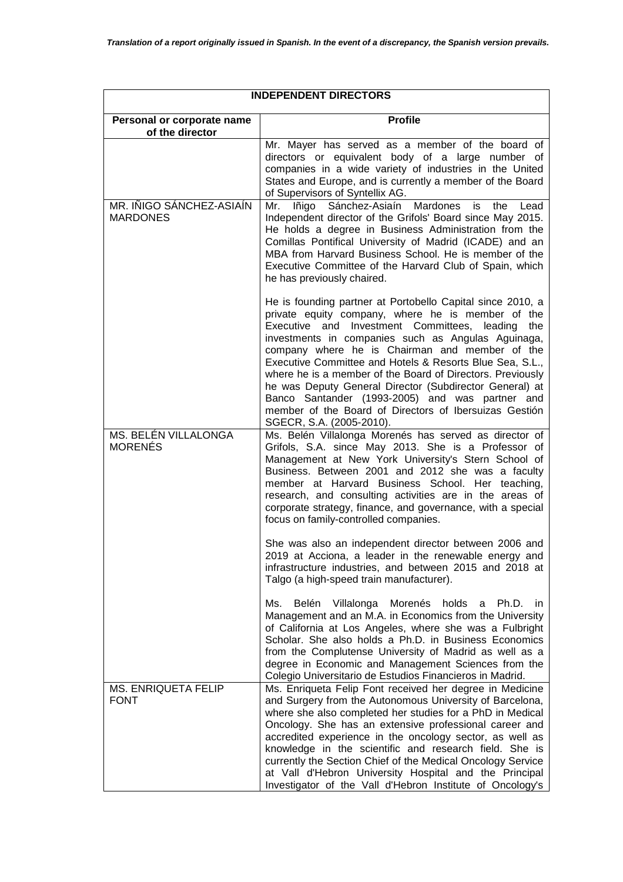*Translation of a report originally issued in Spanish. In the event of a discrepancy, the Spanish version prevails.*

| INDEPENDENT DIRECTORS | |
|---|---|
| **Personal or corporate name of the director** | **Profile** |
| | Mr. Mayer has served as a member of the board of directors or equivalent body of a large number of companies in a wide variety of industries in the United States and Europe, and is currently a member of the Board of Supervisors of Syntellix AG. |
| MR. IÑIGO SÁNCHEZ-ASIAÍN MARDONES | Mr. Iñigo Sánchez-Asiaín Mardones is the Lead Independent director of the Grifols' Board since May 2015. He holds a degree in Business Administration from the Comillas Pontifical University of Madrid (ICADE) and an MBA from Harvard Business School. He is member of the Executive Committee of the Harvard Club of Spain, which he has previously chaired.<br><br>He is founding partner at Portobello Capital since 2010, a private equity company, where he is member of the Executive and Investment Committees, leading the investments in companies such as Angulas Aguinaga, company where he is Chairman and member of the Executive Committee and Hotels & Resorts Blue Sea, S.L., where he is a member of the Board of Directors. Previously he was Deputy General Director (Subdirector General) at Banco Santander (1993-2005) and was partner and member of the Board of Directors of Ibersuizas Gestión SGECR, S.A. (2005-2010). |
| MS. BELÉN VILLALONGA MORENÉS | Ms. Belén Villalonga Morenés has served as director of Grifols, S.A. since May 2013. She is a Professor of Management at New York University's Stern School of Business. Between 2001 and 2012 she was a faculty member at Harvard Business School. Her teaching, research, and consulting activities are in the areas of corporate strategy, finance, and governance, with a special focus on family-controlled companies.<br><br>She was also an independent director between 2006 and 2019 at Acciona, a leader in the renewable energy and infrastructure industries, and between 2015 and 2018 at Talgo (a high-speed train manufacturer).<br><br>Ms. Belén Villalonga Morenés holds a Ph.D. in Management and an M.A. in Economics from the University of California at Los Angeles, where she was a Fulbright Scholar. She also holds a Ph.D. in Business Economics from the Complutense University of Madrid as well as a degree in Economic and Management Sciences from the Colegio Universitario de Estudios Financieros in Madrid. |
| MS. ENRIQUETA FELIP FONT | Ms. Enriqueta Felip Font received her degree in Medicine and Surgery from the Autonomous University of Barcelona, where she also completed her studies for a PhD in Medical Oncology. She has an extensive professional career and accredited experience in the oncology sector, as well as knowledge in the scientific and research field. She is currently the Section Chief of the Medical Oncology Service at Vall d'Hebron University Hospital and the Principal Investigator of the Vall d'Hebron Institute of Oncology's |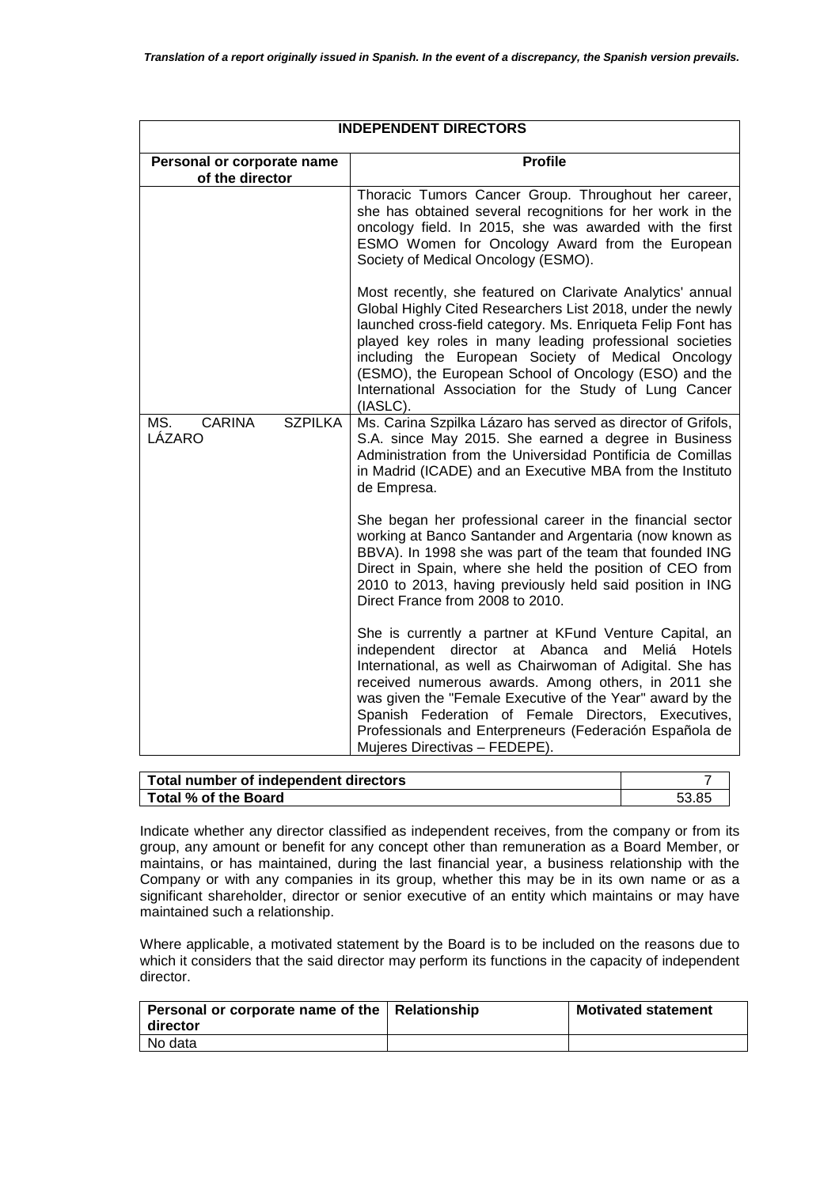*Translation of a report originally issued in Spanish. In the event of a discrepancy, the Spanish version prevails.*

| INDEPENDENT DIRECTORS | |
|---|---|
| **Personal or corporate name of the director** | **Profile** |
| | Thoracic Tumors Cancer Group. Throughout her career, she has obtained several recognitions for her work in the oncology field. In 2015, she was awarded with the first ESMO Women for Oncology Award from the European Society of Medical Oncology (ESMO).<br><br>Most recently, she featured on Clarivate Analytics' annual Global Highly Cited Researchers List 2018, under the newly launched cross-field category. Ms. Enriqueta Felip Font has played key roles in many leading professional societies including the European Society of Medical Oncology (ESMO), the European School of Oncology (ESO) and the International Association for the Study of Lung Cancer (IASLC). |
| MS. CARINA SZPILKA LÁZARO | Ms. Carina Szpilka Lázaro has served as director of Grifols, S.A. since May 2015. She earned a degree in Business Administration from the Universidad Pontificia de Comillas in Madrid (ICADE) and an Executive MBA from the Instituto de Empresa.<br><br>She began her professional career in the financial sector working at Banco Santander and Argentaria (now known as BBVA). In 1998 she was part of the team that founded ING Direct in Spain, where she held the position of CEO from 2010 to 2013, having previously held said position in ING Direct France from 2008 to 2010.<br><br>She is currently a partner at KFund Venture Capital, an independent director at Abanca and Meliá Hotels International, as well as Chairwoman of Adigital. She has received numerous awards. Among others, in 2011 she was given the "Female Executive of the Year" award by the Spanish Federation of Female Directors, Executives, Professionals and Enterpreneurs (Federación Española de Mujeres Directivas – FEDEPE). |

| | |
|---|---|
| **Total number of independent directors** | 7 |
| **Total % of the Board** | 53.85 |

Indicate whether any director classified as independent receives, from the company or from its group, any amount or benefit for any concept other than remuneration as a Board Member, or maintains, or has maintained, during the last financial year, a business relationship with the Company or with any companies in its group, whether this may be in its own name or as a significant shareholder, director or senior executive of an entity which maintains or may have maintained such a relationship.

Where applicable, a motivated statement by the Board is to be included on the reasons due to which it considers that the said director may perform its functions in the capacity of independent director.

| Personal or corporate name of the director | Relationship | Motivated statement |
|---|---|---|
| No data | | |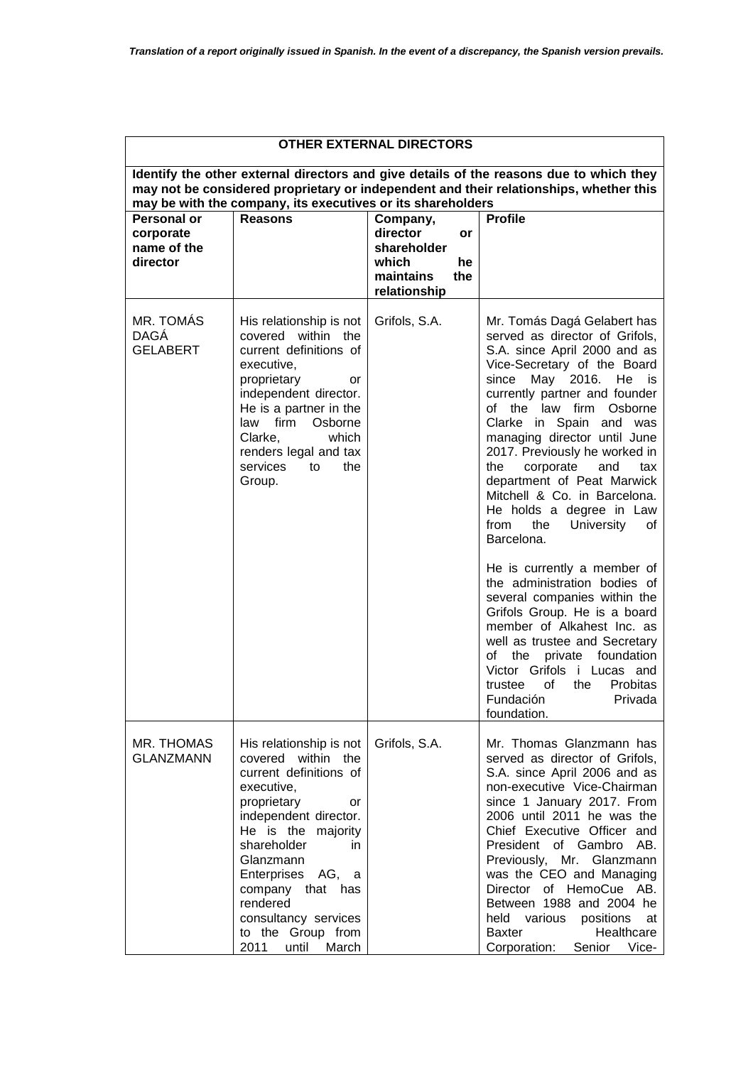*Translation of a report originally issued in Spanish. In the event of a discrepancy, the Spanish version prevails.*

| OTHER EXTERNAL DIRECTORS | | | |
|---|---|---|---|
| **Identify the other external directors and give details of the reasons due to which they may not be considered proprietary or independent and their relationships, whether this may be with the company, its executives or its shareholders** | | | |
| **Personal or corporate name of the director** | **Reasons** | **Company, director or shareholder which he maintains the relationship** | **Profile** |
| MR. TOMÁS DAGÁ GELABERT | His relationship is not covered within the current definitions of executive, proprietary or independent director. He is a partner in the law firm Osborne Clarke, which renders legal and tax services to the Group. | Grifols, S.A. | Mr. Tomás Dagá Gelabert has served as director of Grifols, S.A. since April 2000 and as Vice-Secretary of the Board since May 2016. He is currently partner and founder of the law firm Osborne Clarke in Spain and was managing director until June 2017. Previously he worked in the corporate and tax department of Peat Marwick Mitchell & Co. in Barcelona. He holds a degree in Law from the University of Barcelona.<br><br>He is currently a member of the administration bodies of several companies within the Grifols Group. He is a board member of Alkahest Inc. as well as trustee and Secretary of the private foundation Victor Grifols i Lucas and trustee of the Probitas Fundación Privada foundation. |
| MR. THOMAS GLANZMANN | His relationship is not covered within the current definitions of executive, proprietary or independent director. He is the majority shareholder in Glanzmann Enterprises AG, a company that has rendered consultancy services to the Group from 2011 until March | Grifols, S.A. | Mr. Thomas Glanzmann has served as director of Grifols, S.A. since April 2006 and as non-executive Vice-Chairman since 1 January 2017. From 2006 until 2011 he was the Chief Executive Officer and President of Gambro AB. Previously, Mr. Glanzmann was the CEO and Managing Director of HemoCue AB. Between 1988 and 2004 he held various positions at Baxter Healthcare Corporation: Senior Vice- |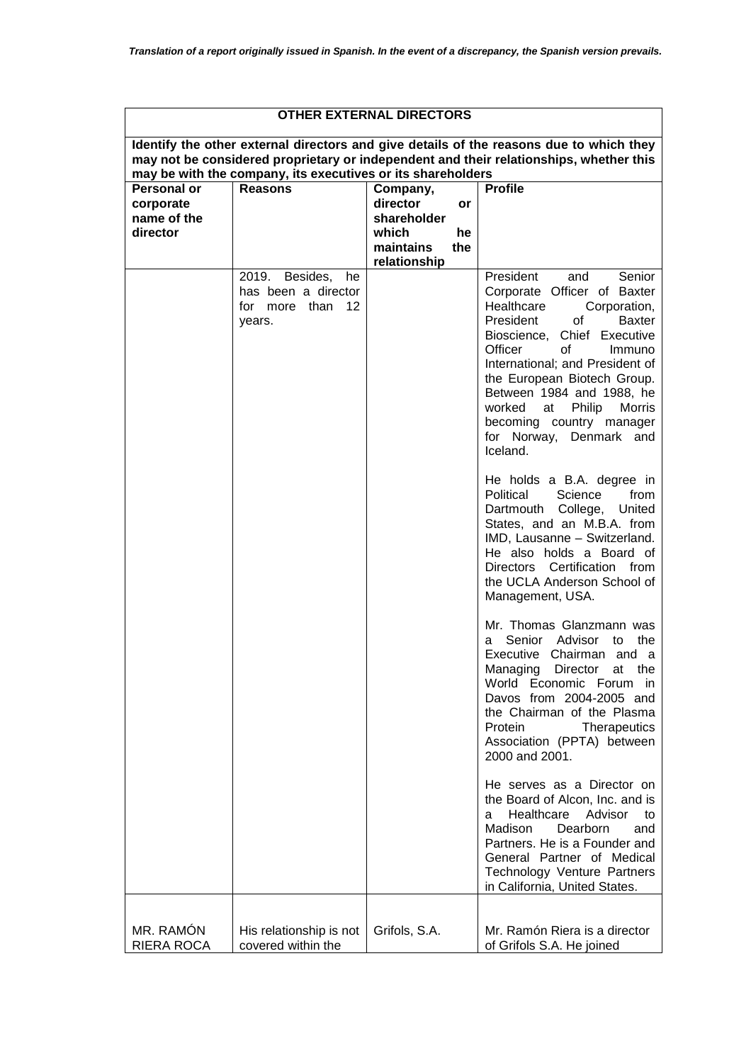*Translation of a report originally issued in Spanish. In the event of a discrepancy, the Spanish version prevails.*

| **OTHER EXTERNAL DIRECTORS** | | | |
|---|---|---|---|
| **Identify the other external directors and give details of the reasons due to which they may not be considered proprietary or independent and their relationships, whether this may be with the company, its executives or its shareholders** | | | |
| **Personal or corporate name of the director** | **Reasons** | **Company, director or shareholder which he maintains the relationship** | **Profile** |
| | 2019. Besides, he has been a director for more than 12 years. | | President and Senior Corporate Officer of Baxter Healthcare Corporation, President of Baxter Bioscience, Chief Executive Officer of Immuno International; and President of the European Biotech Group. Between 1984 and 1988, he worked at Philip Morris becoming country manager for Norway, Denmark and Iceland.<br><br>He holds a B.A. degree in Political Science from Dartmouth College, United States, and an M.B.A. from IMD, Lausanne – Switzerland. He also holds a Board of Directors Certification from the UCLA Anderson School of Management, USA.<br><br>Mr. Thomas Glanzmann was a Senior Advisor to the Executive Chairman and a Managing Director at the World Economic Forum in Davos from 2004-2005 and the Chairman of the Plasma Protein Therapeutics Association (PPTA) between 2000 and 2001.<br><br>He serves as a Director on the Board of Alcon, Inc. and is a Healthcare Advisor to Madison Dearborn and Partners. He is a Founder and General Partner of Medical Technology Venture Partners in California, United States. |
| MR. RAMÓN RIERA ROCA | His relationship is not covered within the | Grifols, S.A. | Mr. Ramón Riera is a director of Grifols S.A. He joined |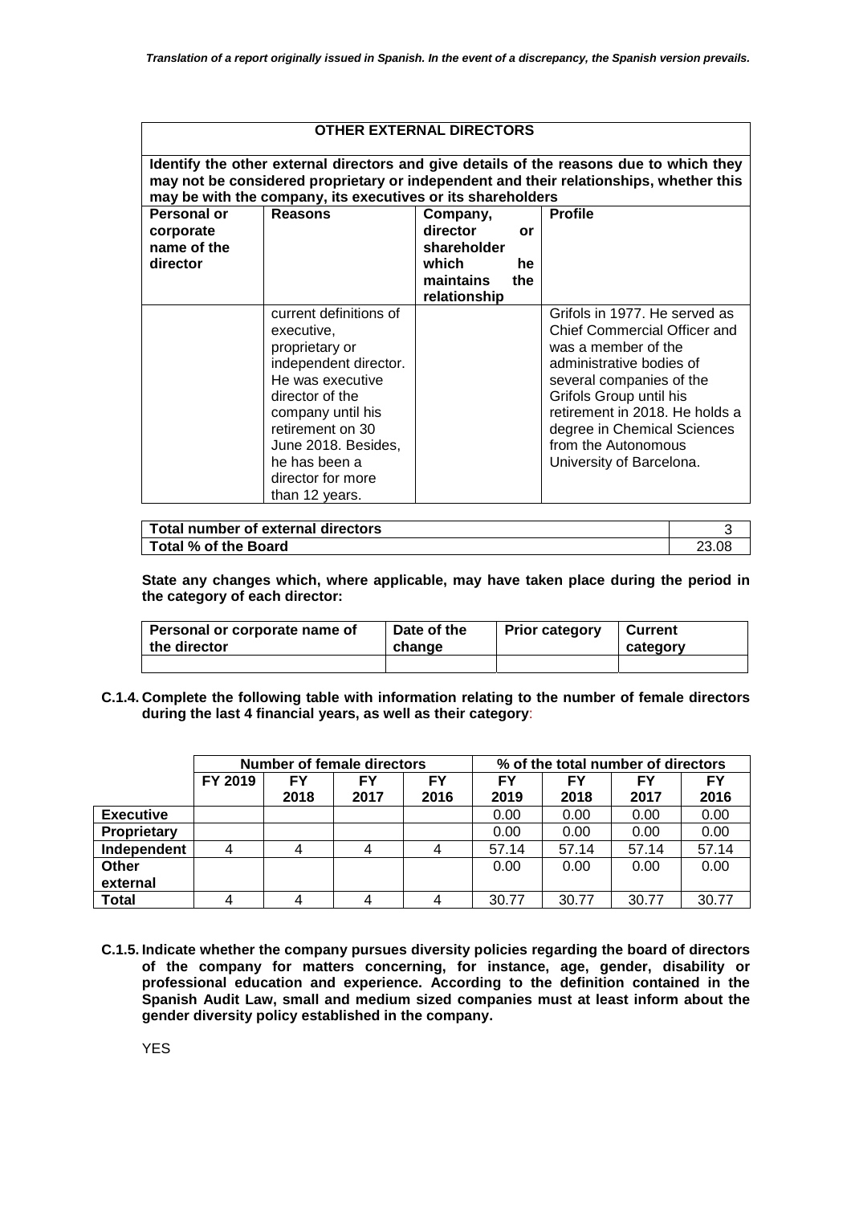*Translation of a report originally issued in Spanish. In the event of a discrepancy, the Spanish version prevails.*

| **OTHER EXTERNAL DIRECTORS** | | | |
|---|---|---|---|
| **Identify the other external directors and give details of the reasons due to which they may not be considered proprietary or independent and their relationships, whether this may be with the company, its executives or its shareholders** | | | |
| **Personal or corporate name of the director** | **Reasons** | **Company, director or shareholder which he maintains the relationship** | **Profile** |
| | current definitions of executive, proprietary or independent director. He was executive director of the company until his retirement on 30 June 2018. Besides, he has been a director for more than 12 years. | | Grifols in 1977. He served as Chief Commercial Officer and was a member of the administrative bodies of several companies of the Grifols Group until his retirement in 2018. He holds a degree in Chemical Sciences from the Autonomous University of Barcelona. |

| **Total number of external directors** | 3 |
|---|---|
| **Total % of the Board** | 23.08 |

**State any changes which, where applicable, may have taken place during the period in the category of each director:**

| **Personal or corporate name of the director** | **Date of the change** | **Prior category** | **Current category** |
|---|---|---|---|
| | | | |

**C.1.4. Complete the following table with information relating to the number of female directors during the last 4 financial years, as well as their category**:

| | **Number of female directors** | | | | **% of the total number of directors** | | | |
|---|---|---|---|---|---|---|---|---|
| | **FY 2019** | **FY 2018** | **FY 2017** | **FY 2016** | **FY 2019** | **FY 2018** | **FY 2017** | **FY 2016** |
| **Executive** | | | | | 0.00 | 0.00 | 0.00 | 0.00 |
| **Proprietary** | | | | | 0.00 | 0.00 | 0.00 | 0.00 |
| **Independent** | 4 | 4 | 4 | 4 | 57.14 | 57.14 | 57.14 | 57.14 |
| **Other external** | | | | | 0.00 | 0.00 | 0.00 | 0.00 |
| **Total** | 4 | 4 | 4 | 4 | 30.77 | 30.77 | 30.77 | 30.77 |

**C.1.5. Indicate whether the company pursues diversity policies regarding the board of directors of the company for matters concerning, for instance, age, gender, disability or professional education and experience. According to the definition contained in the Spanish Audit Law, small and medium sized companies must at least inform about the gender diversity policy established in the company.**

YES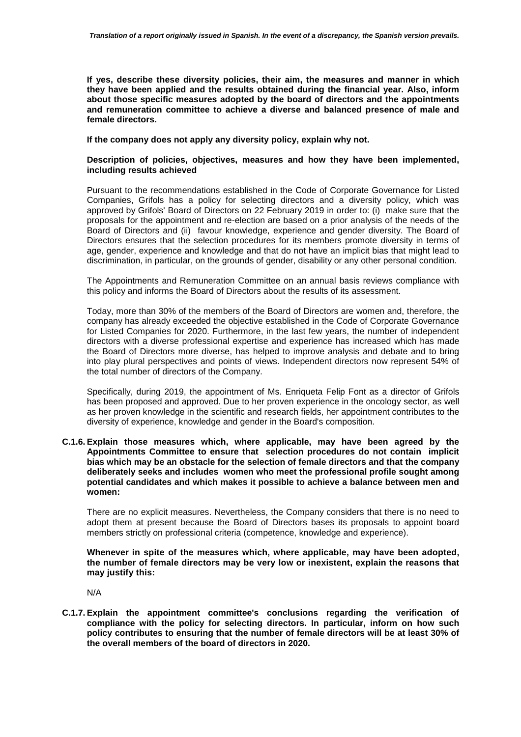**If yes, describe these diversity policies, their aim, the measures and manner in which they have been applied and the results obtained during the financial year. Also, inform about those specific measures adopted by the board of directors and the appointments and remuneration committee to achieve a diverse and balanced presence of male and female directors.**

**If the company does not apply any diversity policy, explain why not.**

**Description of policies, objectives, measures and how they have been implemented, including results achieved**

Pursuant to the recommendations established in the Code of Corporate Governance for Listed Companies, Grifols has a policy for selecting directors and a diversity policy, which was approved by Grifols' Board of Directors on 22 February 2019 in order to: (i) make sure that the proposals for the appointment and re-election are based on a prior analysis of the needs of the Board of Directors and (ii) favour knowledge, experience and gender diversity. The Board of Directors ensures that the selection procedures for its members promote diversity in terms of age, gender, experience and knowledge and that do not have an implicit bias that might lead to discrimination, in particular, on the grounds of gender, disability or any other personal condition.

The Appointments and Remuneration Committee on an annual basis reviews compliance with this policy and informs the Board of Directors about the results of its assessment.

Today, more than 30% of the members of the Board of Directors are women and, therefore, the company has already exceeded the objective established in the Code of Corporate Governance for Listed Companies for 2020. Furthermore, in the last few years, the number of independent directors with a diverse professional expertise and experience has increased which has made the Board of Directors more diverse, has helped to improve analysis and debate and to bring into play plural perspectives and points of views. Independent directors now represent 54% of the total number of directors of the Company.

Specifically, during 2019, the appointment of Ms. Enriqueta Felip Font as a director of Grifols has been proposed and approved. Due to her proven experience in the oncology sector, as well as her proven knowledge in the scientific and research fields, her appointment contributes to the diversity of experience, knowledge and gender in the Board's composition.

**C.1.6. Explain those measures which, where applicable, may have been agreed by the Appointments Committee to ensure that selection procedures do not contain implicit bias which may be an obstacle for the selection of female directors and that the company deliberately seeks and includes women who meet the professional profile sought among potential candidates and which makes it possible to achieve a balance between men and women:**

There are no explicit measures. Nevertheless, the Company considers that there is no need to adopt them at present because the Board of Directors bases its proposals to appoint board members strictly on professional criteria (competence, knowledge and experience).

**Whenever in spite of the measures which, where applicable, may have been adopted, the number of female directors may be very low or inexistent, explain the reasons that may justify this:**

N/A

**C.1.7. Explain the appointment committee's conclusions regarding the verification of compliance with the policy for selecting directors. In particular, inform on how such policy contributes to ensuring that the number of female directors will be at least 30% of the overall members of the board of directors in 2020.**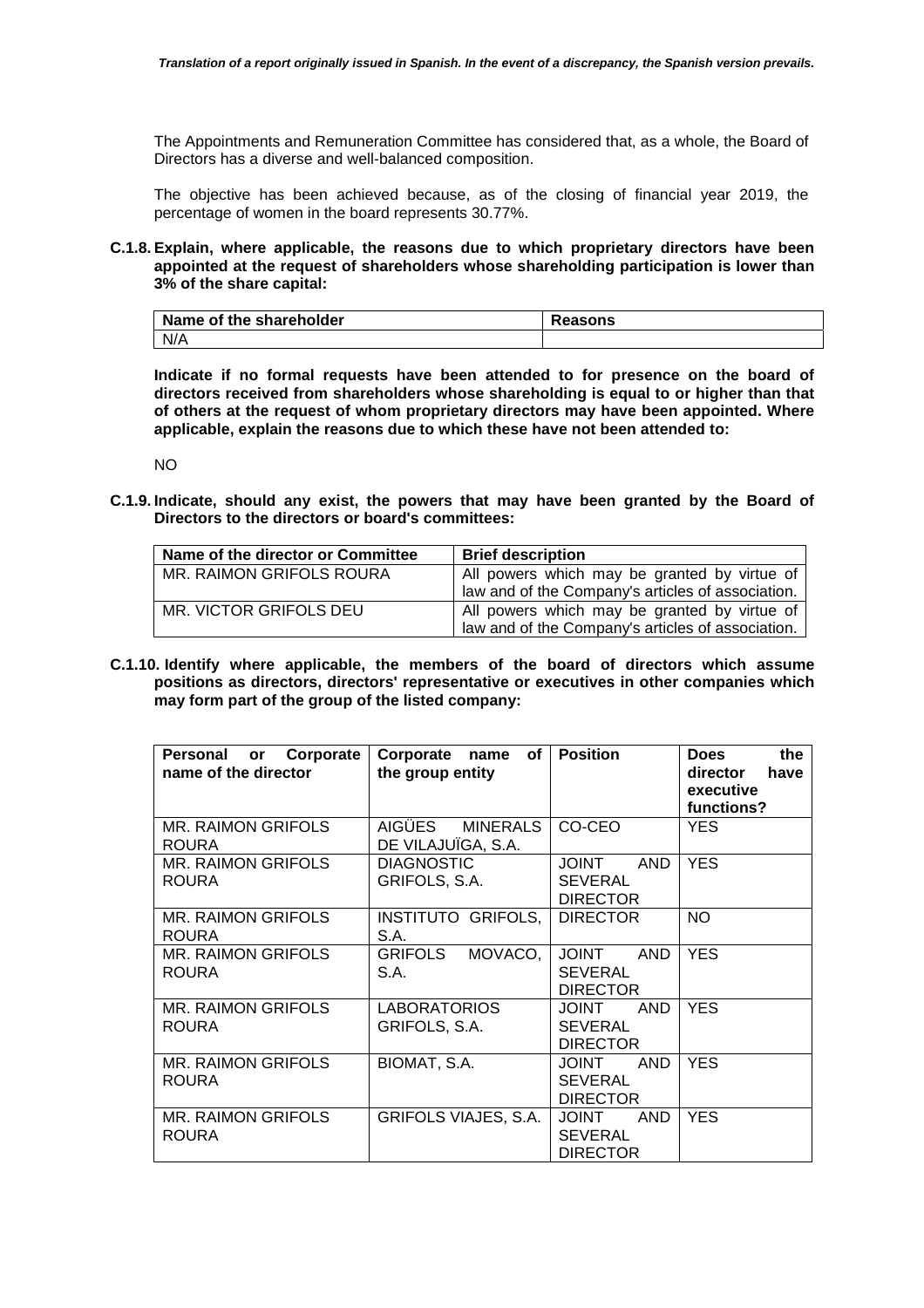The Appointments and Remuneration Committee has considered that, as a whole, the Board of Directors has a diverse and well-balanced composition.

The objective has been achieved because, as of the closing of financial year 2019, the percentage of women in the board represents 30.77%.

**C.1.8. Explain, where applicable, the reasons due to which proprietary directors have been appointed at the request of shareholders whose shareholding participation is lower than 3% of the share capital:**

| Name of the shareholder | Reasons |
|---|---|
| N/A | |

**Indicate if no formal requests have been attended to for presence on the board of directors received from shareholders whose shareholding is equal to or higher than that of others at the request of whom proprietary directors may have been appointed. Where applicable, explain the reasons due to which these have not been attended to:**

NO

**C.1.9. Indicate, should any exist, the powers that may have been granted by the Board of Directors to the directors or board's committees:**

| Name of the director or Committee | Brief description |
|---|---|
| MR. RAIMON GRIFOLS ROURA | All powers which may be granted by virtue of law and of the Company's articles of association. |
| MR. VICTOR GRIFOLS DEU | All powers which may be granted by virtue of law and of the Company's articles of association. |

**C.1.10. Identify where applicable, the members of the board of directors which assume positions as directors, directors' representative or executives in other companies which may form part of the group of the listed company:**

| Personal or Corporate name of the director | Corporate name of the group entity | Position | Does the director have executive functions? |
|---|---|---|---|
| MR. RAIMON GRIFOLS ROURA | AIGÜES MINERALS DE VILAJUÏGA, S.A. | CO-CEO | YES |
| MR. RAIMON GRIFOLS ROURA | DIAGNOSTIC GRIFOLS, S.A. | JOINT AND SEVERAL DIRECTOR | YES |
| MR. RAIMON GRIFOLS ROURA | INSTITUTO GRIFOLS, S.A. | DIRECTOR | NO |
| MR. RAIMON GRIFOLS ROURA | GRIFOLS MOVACO, S.A. | JOINT AND SEVERAL DIRECTOR | YES |
| MR. RAIMON GRIFOLS ROURA | LABORATORIOS GRIFOLS, S.A. | JOINT AND SEVERAL DIRECTOR | YES |
| MR. RAIMON GRIFOLS ROURA | BIOMAT, S.A. | JOINT AND SEVERAL DIRECTOR | YES |
| MR. RAIMON GRIFOLS ROURA | GRIFOLS VIAJES, S.A. | JOINT AND SEVERAL DIRECTOR | YES |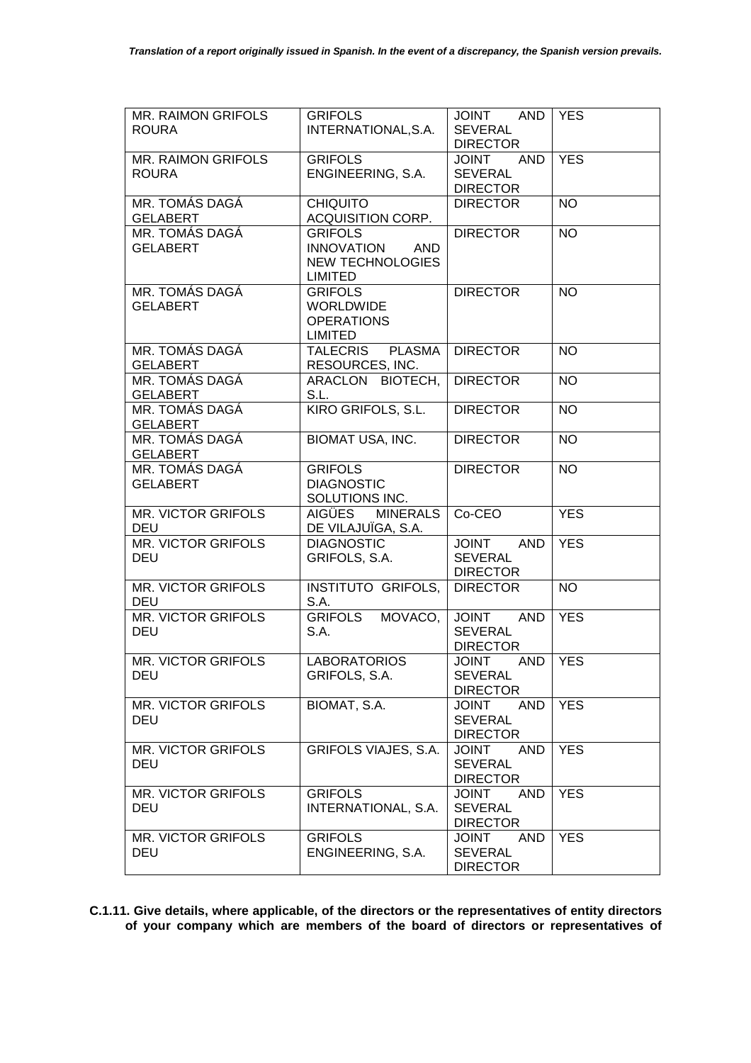| MR. RAIMON GRIFOLS ROURA | GRIFOLS INTERNATIONAL,S.A. | JOINT AND SEVERAL DIRECTOR | YES |
|---|---|---|---|
| MR. RAIMON GRIFOLS ROURA | GRIFOLS ENGINEERING, S.A. | JOINT AND SEVERAL DIRECTOR | YES |
| MR. TOMÁS DAGÁ GELABERT | CHIQUITO ACQUISITION CORP. | DIRECTOR | NO |
| MR. TOMÁS DAGÁ GELABERT | GRIFOLS INNOVATION AND NEW TECHNOLOGIES LIMITED | DIRECTOR | NO |
| MR. TOMÁS DAGÁ GELABERT | GRIFOLS WORLDWIDE OPERATIONS LIMITED | DIRECTOR | NO |
| MR. TOMÁS DAGÁ GELABERT | TALECRIS PLASMA RESOURCES, INC. | DIRECTOR | NO |
| MR. TOMÁS DAGÁ GELABERT | ARACLON BIOTECH, S.L. | DIRECTOR | NO |
| MR. TOMÁS DAGÁ GELABERT | KIRO GRIFOLS, S.L. | DIRECTOR | NO |
| MR. TOMÁS DAGÁ GELABERT | BIOMAT USA, INC. | DIRECTOR | NO |
| MR. TOMÁS DAGÁ GELABERT | GRIFOLS DIAGNOSTIC SOLUTIONS INC. | DIRECTOR | NO |
| MR. VICTOR GRIFOLS DEU | AIGÜES MINERALS DE VILAJUÏGA, S.A. | Co-CEO | YES |
| MR. VICTOR GRIFOLS DEU | DIAGNOSTIC GRIFOLS, S.A. | JOINT AND SEVERAL DIRECTOR | YES |
| MR. VICTOR GRIFOLS DEU | INSTITUTO GRIFOLS, S.A. | DIRECTOR | NO |
| MR. VICTOR GRIFOLS DEU | GRIFOLS MOVACO, S.A. | JOINT AND SEVERAL DIRECTOR | YES |
| MR. VICTOR GRIFOLS DEU | LABORATORIOS GRIFOLS, S.A. | JOINT AND SEVERAL DIRECTOR | YES |
| MR. VICTOR GRIFOLS DEU | BIOMAT, S.A. | JOINT AND SEVERAL DIRECTOR | YES |
| MR. VICTOR GRIFOLS DEU | GRIFOLS VIAJES, S.A. | JOINT AND SEVERAL DIRECTOR | YES |
| MR. VICTOR GRIFOLS DEU | GRIFOLS INTERNATIONAL, S.A. | JOINT AND SEVERAL DIRECTOR | YES |
| MR. VICTOR GRIFOLS DEU | GRIFOLS ENGINEERING, S.A. | JOINT AND SEVERAL DIRECTOR | YES |

**C.1.11. Give details, where applicable, of the directors or the representatives of entity directors of your company which are members of the board of directors or representatives of**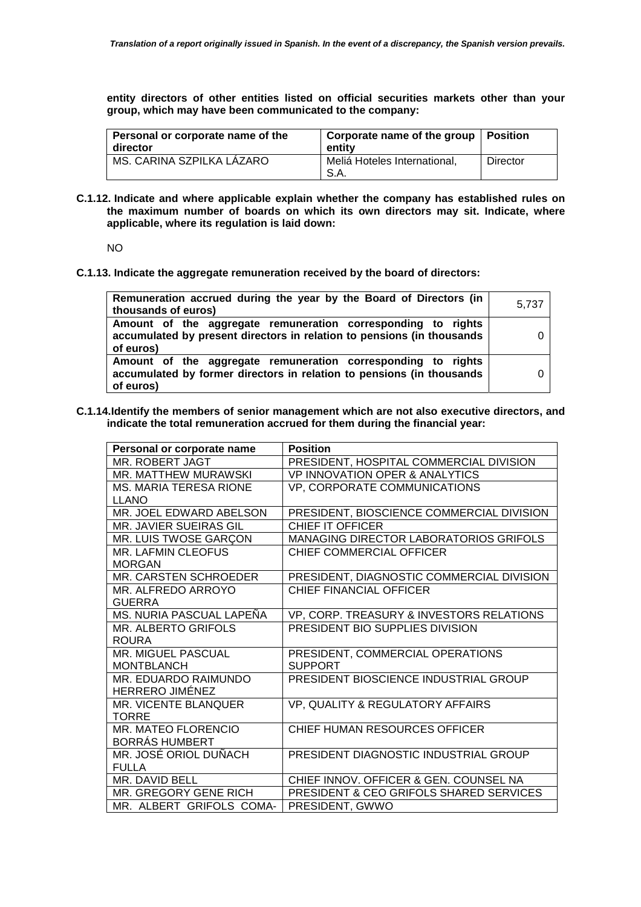**entity directors of other entities listed on official securities markets other than your group, which may have been communicated to the company:**

| Personal or corporate name of the director | Corporate name of the group entity | Position |
|---|---|---|
| MS. CARINA SZPILKA LÁZARO | Meliá Hoteles International, S.A. | Director |

**C.1.12. Indicate and where applicable explain whether the company has established rules on the maximum number of boards on which its own directors may sit. Indicate, where applicable, where its regulation is laid down:**

NO

**C.1.13. Indicate the aggregate remuneration received by the board of directors:**

| | |
|---|---|
| **Remuneration accrued during the year by the Board of Directors (in thousands of euros)** | 5,737 |
| **Amount of the aggregate remuneration corresponding to rights accumulated by present directors in relation to pensions (in thousands of euros)** | 0 |
| **Amount of the aggregate remuneration corresponding to rights accumulated by former directors in relation to pensions (in thousands of euros)** | 0 |

**C.1.14. Identify the members of senior management which are not also executive directors, and indicate the total remuneration accrued for them during the financial year:**

| Personal or corporate name | Position |
|---|---|
| MR. ROBERT JAGT | PRESIDENT, HOSPITAL COMMERCIAL DIVISION |
| MR. MATTHEW MURAWSKI | VP INNOVATION OPER & ANALYTICS |
| MS. MARIA TERESA RIONE LLANO | VP, CORPORATE COMMUNICATIONS |
| MR. JOEL EDWARD ABELSON | PRESIDENT, BIOSCIENCE COMMERCIAL DIVISION |
| MR. JAVIER SUEIRAS GIL | CHIEF IT OFFICER |
| MR. LUIS TWOSE GARÇON | MANAGING DIRECTOR LABORATORIOS GRIFOLS |
| MR. LAFMIN CLEOFUS MORGAN | CHIEF COMMERCIAL OFFICER |
| MR. CARSTEN SCHROEDER | PRESIDENT, DIAGNOSTIC COMMERCIAL DIVISION |
| MR. ALFREDO ARROYO GUERRA | CHIEF FINANCIAL OFFICER |
| MS. NURIA PASCUAL LAPEÑA | VP, CORP. TREASURY & INVESTORS RELATIONS |
| MR. ALBERTO GRIFOLS ROURA | PRESIDENT BIO SUPPLIES DIVISION |
| MR. MIGUEL PASCUAL MONTBLANCH | PRESIDENT, COMMERCIAL OPERATIONS SUPPORT |
| MR. EDUARDO RAIMUNDO HERRERO JIMÉNEZ | PRESIDENT BIOSCIENCE INDUSTRIAL GROUP |
| MR. VICENTE BLANQUER TORRE | VP, QUALITY & REGULATORY AFFAIRS |
| MR. MATEO FLORENCIO BORRÁS HUMBERT | CHIEF HUMAN RESOURCES OFFICER |
| MR. JOSÉ ORIOL DUÑACH FULLA | PRESIDENT DIAGNOSTIC INDUSTRIAL GROUP |
| MR. DAVID BELL | CHIEF INNOV. OFFICER & GEN. COUNSEL NA |
| MR. GREGORY GENE RICH | PRESIDENT & CEO GRIFOLS SHARED SERVICES |
| MR. ALBERT GRIFOLS COMA- | PRESIDENT, GWWO |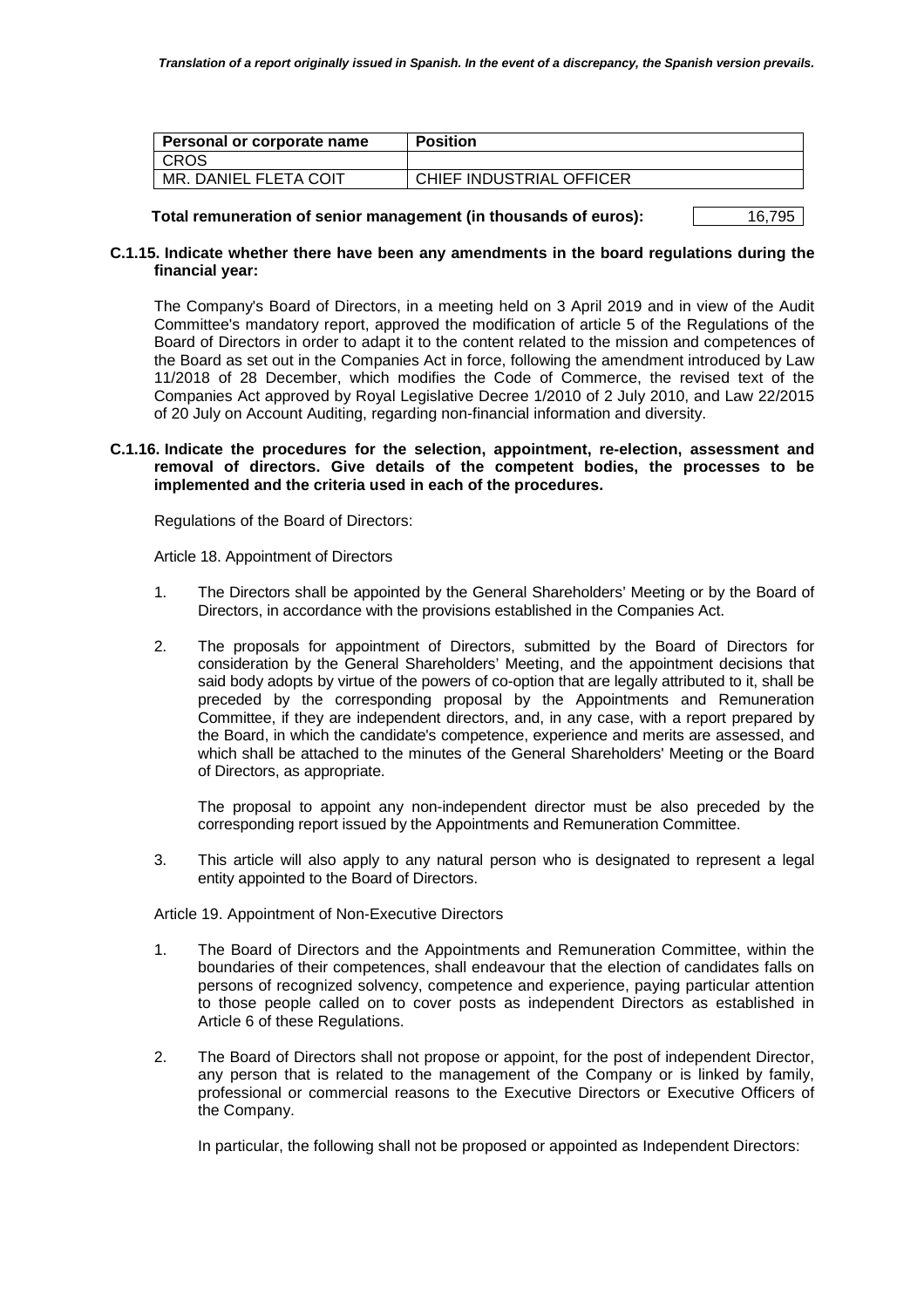| Personal or corporate name | Position |
|---|---|
| CROS | |
| MR. DANIEL FLETA COIT | CHIEF INDUSTRIAL OFFICER |

**Total remuneration of senior management (in thousands of euros):** 16,795

**C.1.15. Indicate whether there have been any amendments in the board regulations during the financial year:**

The Company's Board of Directors, in a meeting held on 3 April 2019 and in view of the Audit Committee's mandatory report, approved the modification of article 5 of the Regulations of the Board of Directors in order to adapt it to the content related to the mission and competences of the Board as set out in the Companies Act in force, following the amendment introduced by Law 11/2018 of 28 December, which modifies the Code of Commerce, the revised text of the Companies Act approved by Royal Legislative Decree 1/2010 of 2 July 2010, and Law 22/2015 of 20 July on Account Auditing, regarding non-financial information and diversity.

**C.1.16. Indicate the procedures for the selection, appointment, re-election, assessment and removal of directors. Give details of the competent bodies, the processes to be implemented and the criteria used in each of the procedures.**

Regulations of the Board of Directors:

Article 18. Appointment of Directors

1. The Directors shall be appointed by the General Shareholders' Meeting or by the Board of Directors, in accordance with the provisions established in the Companies Act.

2. The proposals for appointment of Directors, submitted by the Board of Directors for consideration by the General Shareholders' Meeting, and the appointment decisions that said body adopts by virtue of the powers of co-option that are legally attributed to it, shall be preceded by the corresponding proposal by the Appointments and Remuneration Committee, if they are independent directors, and, in any case, with a report prepared by the Board, in which the candidate's competence, experience and merits are assessed, and which shall be attached to the minutes of the General Shareholders' Meeting or the Board of Directors, as appropriate.

   The proposal to appoint any non-independent director must be also preceded by the corresponding report issued by the Appointments and Remuneration Committee.

3. This article will also apply to any natural person who is designated to represent a legal entity appointed to the Board of Directors.

Article 19. Appointment of Non-Executive Directors

1. The Board of Directors and the Appointments and Remuneration Committee, within the boundaries of their competences, shall endeavour that the election of candidates falls on persons of recognized solvency, competence and experience, paying particular attention to those people called on to cover posts as independent Directors as established in Article 6 of these Regulations.

2. The Board of Directors shall not propose or appoint, for the post of independent Director, any person that is related to the management of the Company or is linked by family, professional or commercial reasons to the Executive Directors or Executive Officers of the Company.

   In particular, the following shall not be proposed or appointed as Independent Directors: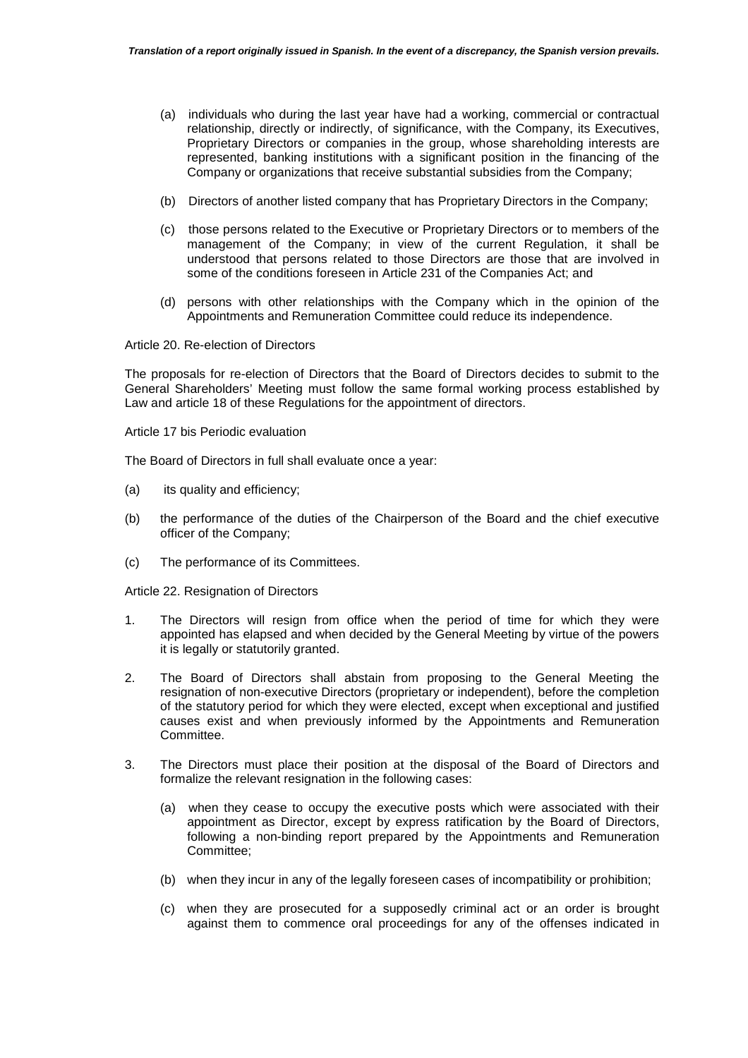(a) individuals who during the last year have had a working, commercial or contractual relationship, directly or indirectly, of significance, with the Company, its Executives, Proprietary Directors or companies in the group, whose shareholding interests are represented, banking institutions with a significant position in the financing of the Company or organizations that receive substantial subsidies from the Company;

(b) Directors of another listed company that has Proprietary Directors in the Company;

(c) those persons related to the Executive or Proprietary Directors or to members of the management of the Company; in view of the current Regulation, it shall be understood that persons related to those Directors are those that are involved in some of the conditions foreseen in Article 231 of the Companies Act; and

(d) persons with other relationships with the Company which in the opinion of the Appointments and Remuneration Committee could reduce its independence.

Article 20. Re-election of Directors

The proposals for re-election of Directors that the Board of Directors decides to submit to the General Shareholders' Meeting must follow the same formal working process established by Law and article 18 of these Regulations for the appointment of directors.

Article 17 bis Periodic evaluation

The Board of Directors in full shall evaluate once a year:

(a) its quality and efficiency;

(b) the performance of the duties of the Chairperson of the Board and the chief executive officer of the Company;

(c) The performance of its Committees.

Article 22. Resignation of Directors

1. The Directors will resign from office when the period of time for which they were appointed has elapsed and when decided by the General Meeting by virtue of the powers it is legally or statutorily granted.

2. The Board of Directors shall abstain from proposing to the General Meeting the resignation of non-executive Directors (proprietary or independent), before the completion of the statutory period for which they were elected, except when exceptional and justified causes exist and when previously informed by the Appointments and Remuneration Committee.

3. The Directors must place their position at the disposal of the Board of Directors and formalize the relevant resignation in the following cases:

   (a) when they cease to occupy the executive posts which were associated with their appointment as Director, except by express ratification by the Board of Directors, following a non-binding report prepared by the Appointments and Remuneration Committee;

   (b) when they incur in any of the legally foreseen cases of incompatibility or prohibition;

   (c) when they are prosecuted for a supposedly criminal act or an order is brought against them to commence oral proceedings for any of the offenses indicated in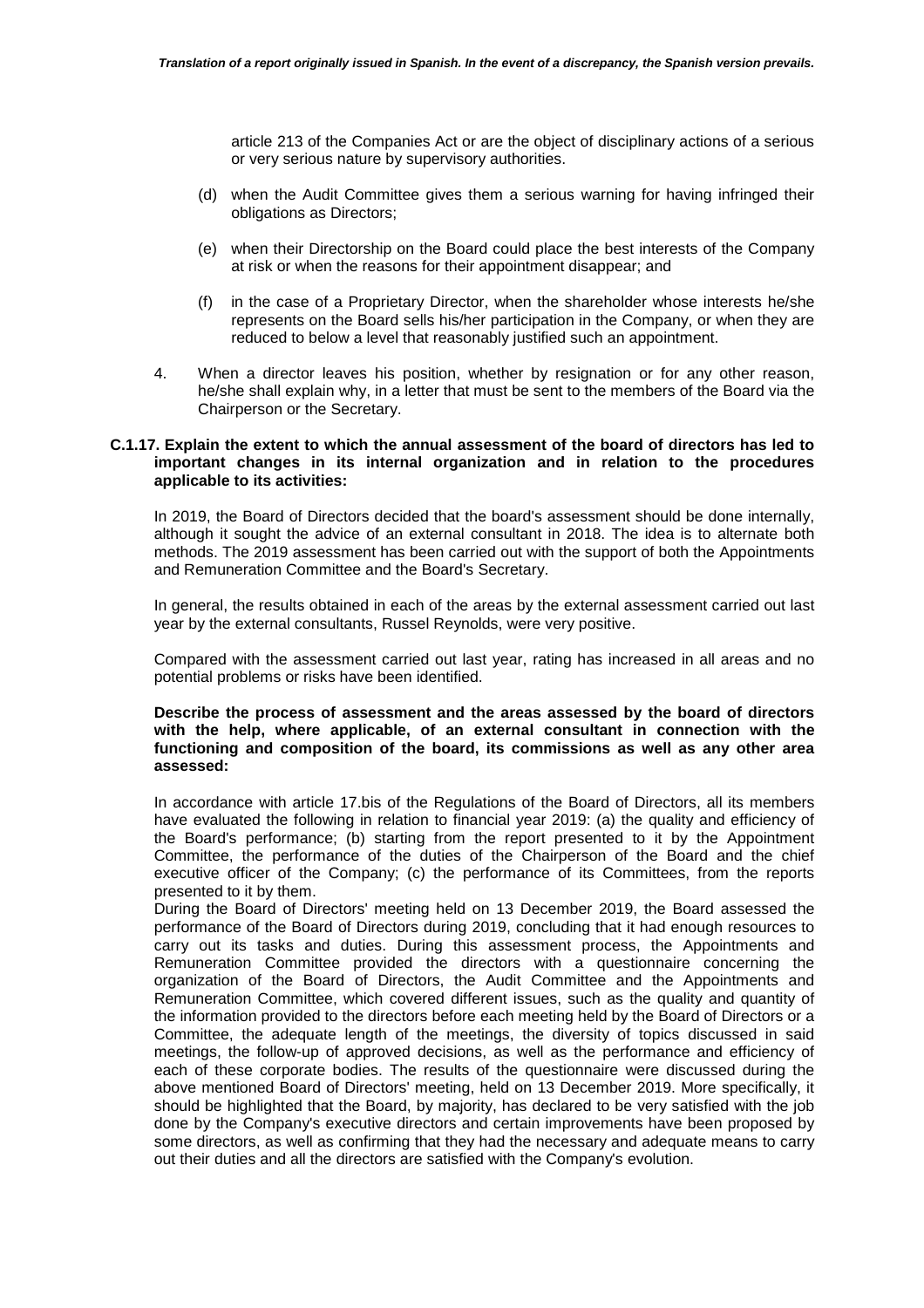article 213 of the Companies Act or are the object of disciplinary actions of a serious or very serious nature by supervisory authorities.

(d) when the Audit Committee gives them a serious warning for having infringed their obligations as Directors;

(e) when their Directorship on the Board could place the best interests of the Company at risk or when the reasons for their appointment disappear; and

(f) in the case of a Proprietary Director, when the shareholder whose interests he/she represents on the Board sells his/her participation in the Company, or when they are reduced to below a level that reasonably justified such an appointment.

4. When a director leaves his position, whether by resignation or for any other reason, he/she shall explain why, in a letter that must be sent to the members of the Board via the Chairperson or the Secretary.

**C.1.17. Explain the extent to which the annual assessment of the board of directors has led to important changes in its internal organization and in relation to the procedures applicable to its activities:**

In 2019, the Board of Directors decided that the board's assessment should be done internally, although it sought the advice of an external consultant in 2018. The idea is to alternate both methods. The 2019 assessment has been carried out with the support of both the Appointments and Remuneration Committee and the Board's Secretary.

In general, the results obtained in each of the areas by the external assessment carried out last year by the external consultants, Russel Reynolds, were very positive.

Compared with the assessment carried out last year, rating has increased in all areas and no potential problems or risks have been identified.

**Describe the process of assessment and the areas assessed by the board of directors with the help, where applicable, of an external consultant in connection with the functioning and composition of the board, its commissions as well as any other area assessed:**

In accordance with article 17.bis of the Regulations of the Board of Directors, all its members have evaluated the following in relation to financial year 2019: (a) the quality and efficiency of the Board's performance; (b) starting from the report presented to it by the Appointment Committee, the performance of the duties of the Chairperson of the Board and the chief executive officer of the Company; (c) the performance of its Committees, from the reports presented to it by them.

During the Board of Directors' meeting held on 13 December 2019, the Board assessed the performance of the Board of Directors during 2019, concluding that it had enough resources to carry out its tasks and duties. During this assessment process, the Appointments and Remuneration Committee provided the directors with a questionnaire concerning the organization of the Board of Directors, the Audit Committee and the Appointments and Remuneration Committee, which covered different issues, such as the quality and quantity of the information provided to the directors before each meeting held by the Board of Directors or a Committee, the adequate length of the meetings, the diversity of topics discussed in said meetings, the follow-up of approved decisions, as well as the performance and efficiency of each of these corporate bodies. The results of the questionnaire were discussed during the above mentioned Board of Directors' meeting, held on 13 December 2019. More specifically, it should be highlighted that the Board, by majority, has declared to be very satisfied with the job done by the Company's executive directors and certain improvements have been proposed by some directors, as well as confirming that they had the necessary and adequate means to carry out their duties and all the directors are satisfied with the Company's evolution.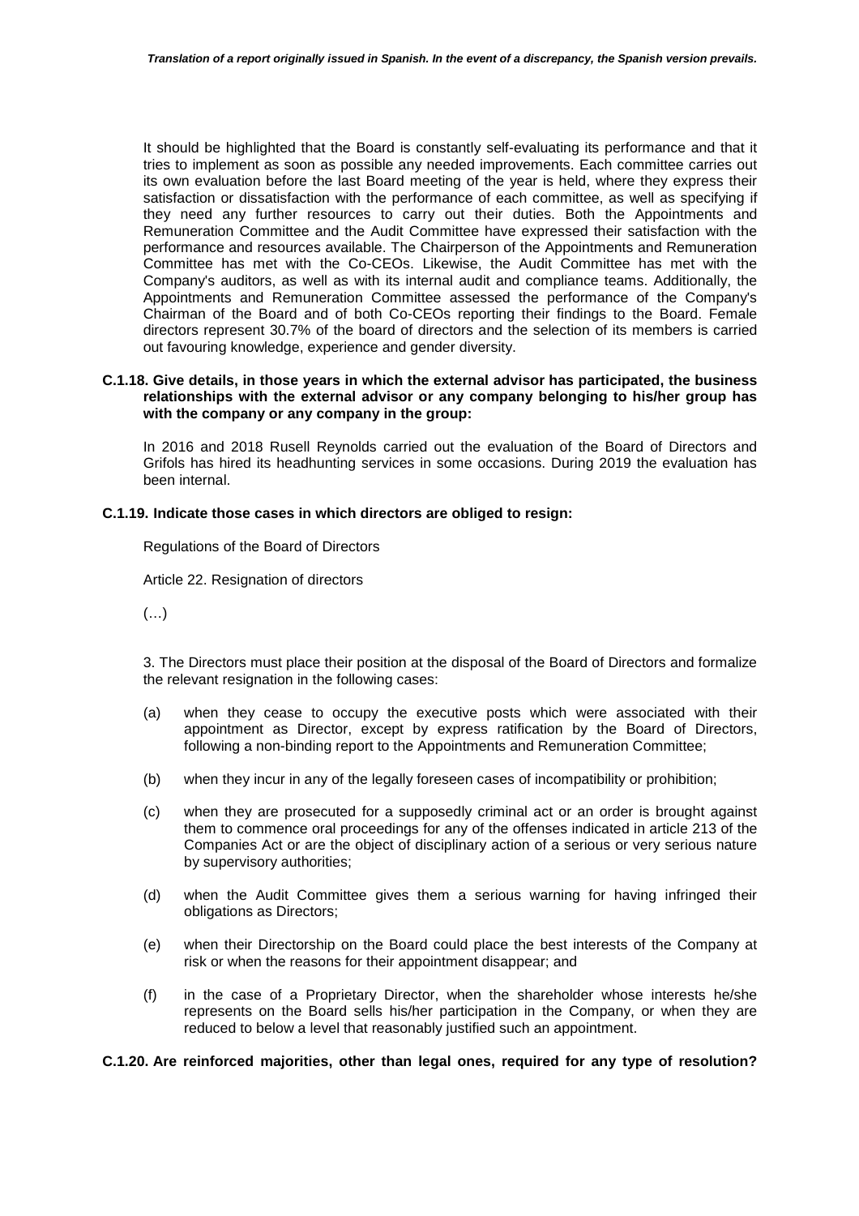It should be highlighted that the Board is constantly self-evaluating its performance and that it tries to implement as soon as possible any needed improvements. Each committee carries out its own evaluation before the last Board meeting of the year is held, where they express their satisfaction or dissatisfaction with the performance of each committee, as well as specifying if they need any further resources to carry out their duties. Both the Appointments and Remuneration Committee and the Audit Committee have expressed their satisfaction with the performance and resources available. The Chairperson of the Appointments and Remuneration Committee has met with the Co-CEOs. Likewise, the Audit Committee has met with the Company's auditors, as well as with its internal audit and compliance teams. Additionally, the Appointments and Remuneration Committee assessed the performance of the Company's Chairman of the Board and of both Co-CEOs reporting their findings to the Board. Female directors represent 30.7% of the board of directors and the selection of its members is carried out favouring knowledge, experience and gender diversity.

**C.1.18. Give details, in those years in which the external advisor has participated, the business relationships with the external advisor or any company belonging to his/her group has with the company or any company in the group:**

In 2016 and 2018 Rusell Reynolds carried out the evaluation of the Board of Directors and Grifols has hired its headhunting services in some occasions. During 2019 the evaluation has been internal.

**C.1.19. Indicate those cases in which directors are obliged to resign:**

Regulations of the Board of Directors

Article 22. Resignation of directors

(…)

3. The Directors must place their position at the disposal of the Board of Directors and formalize the relevant resignation in the following cases:

(a) when they cease to occupy the executive posts which were associated with their appointment as Director, except by express ratification by the Board of Directors, following a non-binding report to the Appointments and Remuneration Committee;

(b) when they incur in any of the legally foreseen cases of incompatibility or prohibition;

(c) when they are prosecuted for a supposedly criminal act or an order is brought against them to commence oral proceedings for any of the offenses indicated in article 213 of the Companies Act or are the object of disciplinary action of a serious or very serious nature by supervisory authorities;

(d) when the Audit Committee gives them a serious warning for having infringed their obligations as Directors;

(e) when their Directorship on the Board could place the best interests of the Company at risk or when the reasons for their appointment disappear; and

(f) in the case of a Proprietary Director, when the shareholder whose interests he/she represents on the Board sells his/her participation in the Company, or when they are reduced to below a level that reasonably justified such an appointment.

**C.1.20. Are reinforced majorities, other than legal ones, required for any type of resolution?**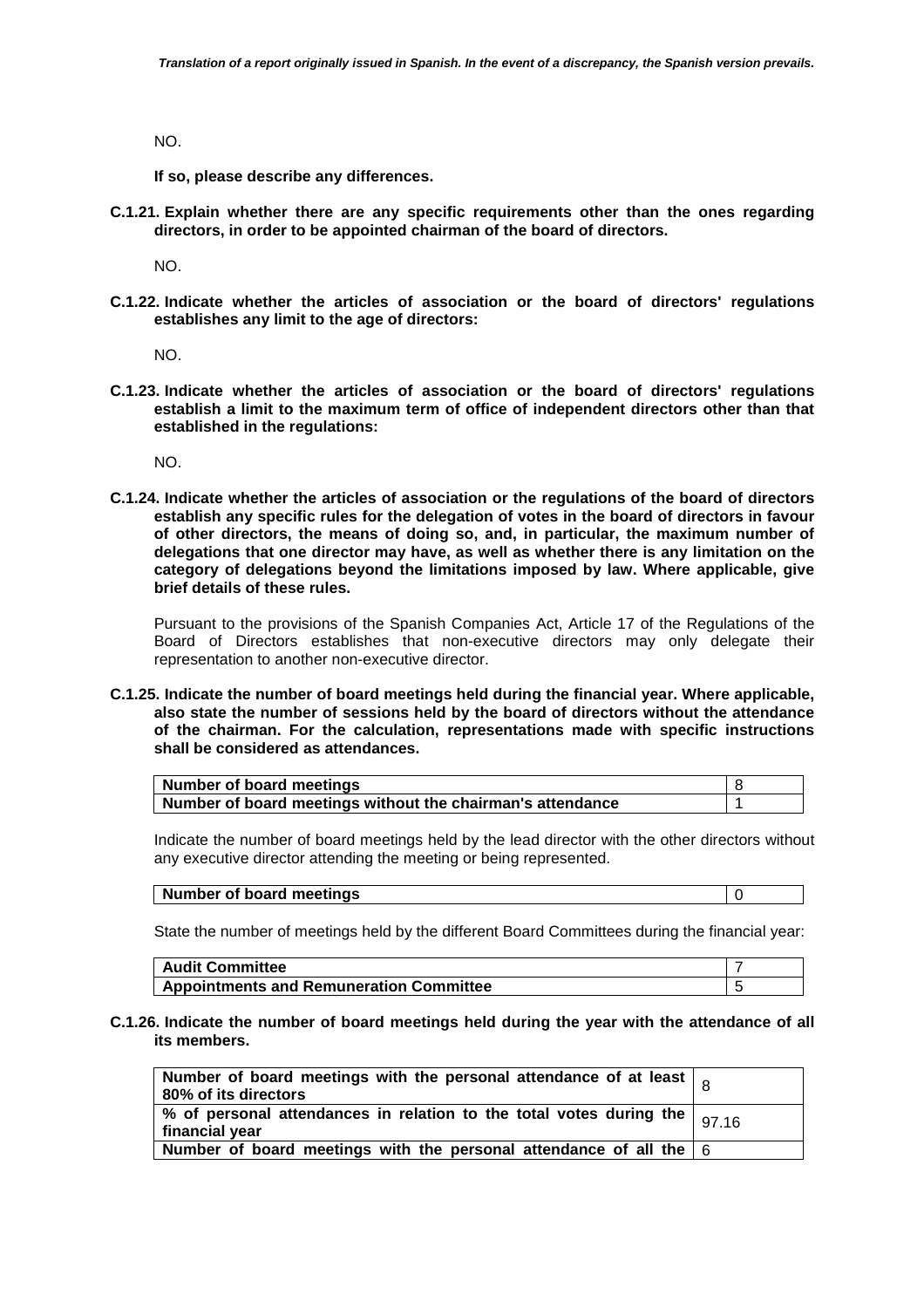NO.

**If so, please describe any differences.**

**C.1.21. Explain whether there are any specific requirements other than the ones regarding directors, in order to be appointed chairman of the board of directors.**

NO.

**C.1.22. Indicate whether the articles of association or the board of directors' regulations establishes any limit to the age of directors:**

NO.

**C.1.23. Indicate whether the articles of association or the board of directors' regulations establish a limit to the maximum term of office of independent directors other than that established in the regulations:**

NO.

**C.1.24. Indicate whether the articles of association or the regulations of the board of directors establish any specific rules for the delegation of votes in the board of directors in favour of other directors, the means of doing so, and, in particular, the maximum number of delegations that one director may have, as well as whether there is any limitation on the category of delegations beyond the limitations imposed by law. Where applicable, give brief details of these rules.**

Pursuant to the provisions of the Spanish Companies Act, Article 17 of the Regulations of the Board of Directors establishes that non-executive directors may only delegate their representation to another non-executive director.

**C.1.25. Indicate the number of board meetings held during the financial year. Where applicable, also state the number of sessions held by the board of directors without the attendance of the chairman. For the calculation, representations made with specific instructions shall be considered as attendances.**

| | |
|---|---|
| **Number of board meetings** | 8 |
| **Number of board meetings without the chairman's attendance** | 1 |

Indicate the number of board meetings held by the lead director with the other directors without any executive director attending the meeting or being represented.

| | |
|---|---|
| **Number of board meetings** | 0 |

State the number of meetings held by the different Board Committees during the financial year:

| | |
|---|---|
| **Audit Committee** | 7 |
| **Appointments and Remuneration Committee** | 5 |

**C.1.26. Indicate the number of board meetings held during the year with the attendance of all its members.**

| | |
|---|---|
| **Number of board meetings with the personal attendance of at least 80% of its directors** | 8 |
| **% of personal attendances in relation to the total votes during the financial year** | 97.16 |
| **Number of board meetings with the personal attendance of all the** | 6 |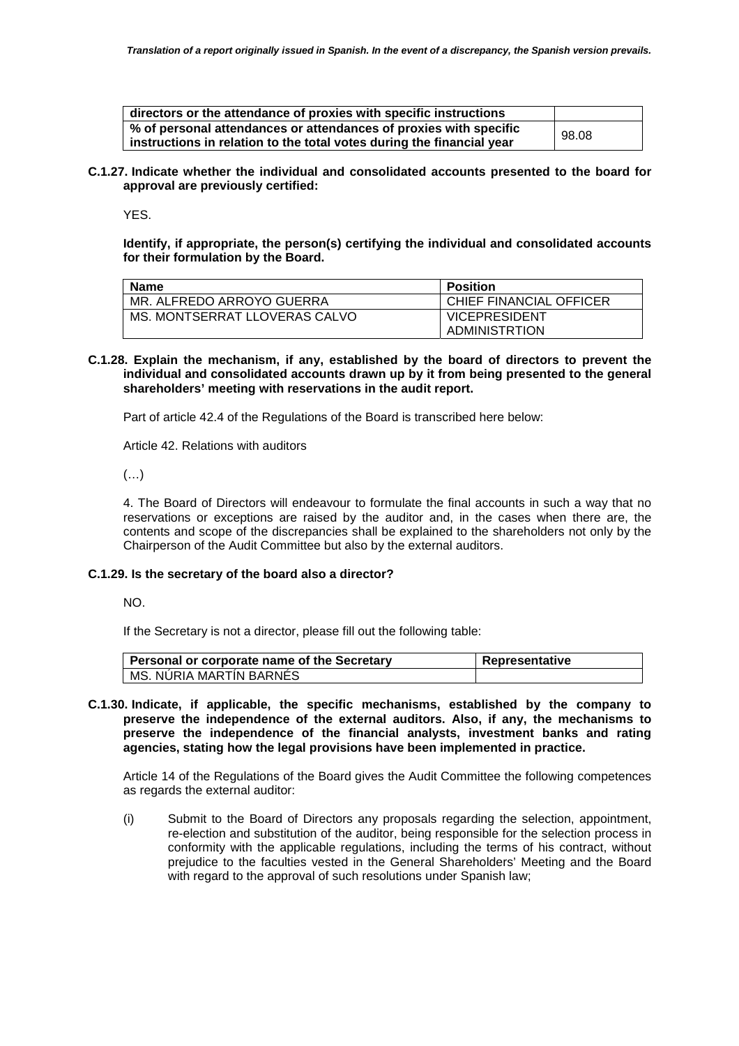| directors or the attendance of proxies with specific instructions | |
|---|---|
| **% of personal attendances or attendances of proxies with specific instructions in relation to the total votes during the financial year** | 98.08 |

**C.1.27. Indicate whether the individual and consolidated accounts presented to the board for approval are previously certified:**

YES.

**Identify, if appropriate, the person(s) certifying the individual and consolidated accounts for their formulation by the Board.**

| Name | Position |
|---|---|
| MR. ALFREDO ARROYO GUERRA | CHIEF FINANCIAL OFFICER |
| MS. MONTSERRAT LLOVERAS CALVO | VICEPRESIDENT ADMINISTRTION |

**C.1.28. Explain the mechanism, if any, established by the board of directors to prevent the individual and consolidated accounts drawn up by it from being presented to the general shareholders' meeting with reservations in the audit report.**

Part of article 42.4 of the Regulations of the Board is transcribed here below:

Article 42. Relations with auditors

(…)

4. The Board of Directors will endeavour to formulate the final accounts in such a way that no reservations or exceptions are raised by the auditor and, in the cases when there are, the contents and scope of the discrepancies shall be explained to the shareholders not only by the Chairperson of the Audit Committee but also by the external auditors.

**C.1.29. Is the secretary of the board also a director?**

NO.

If the Secretary is not a director, please fill out the following table:

| Personal or corporate name of the Secretary | Representative |
|---|---|
| MS. NÚRIA MARTÍN BARNÉS | |

**C.1.30. Indicate, if applicable, the specific mechanisms, established by the company to preserve the independence of the external auditors. Also, if any, the mechanisms to preserve the independence of the financial analysts, investment banks and rating agencies, stating how the legal provisions have been implemented in practice.**

Article 14 of the Regulations of the Board gives the Audit Committee the following competences as regards the external auditor:

(i) Submit to the Board of Directors any proposals regarding the selection, appointment, re-election and substitution of the auditor, being responsible for the selection process in conformity with the applicable regulations, including the terms of his contract, without prejudice to the faculties vested in the General Shareholders' Meeting and the Board with regard to the approval of such resolutions under Spanish law;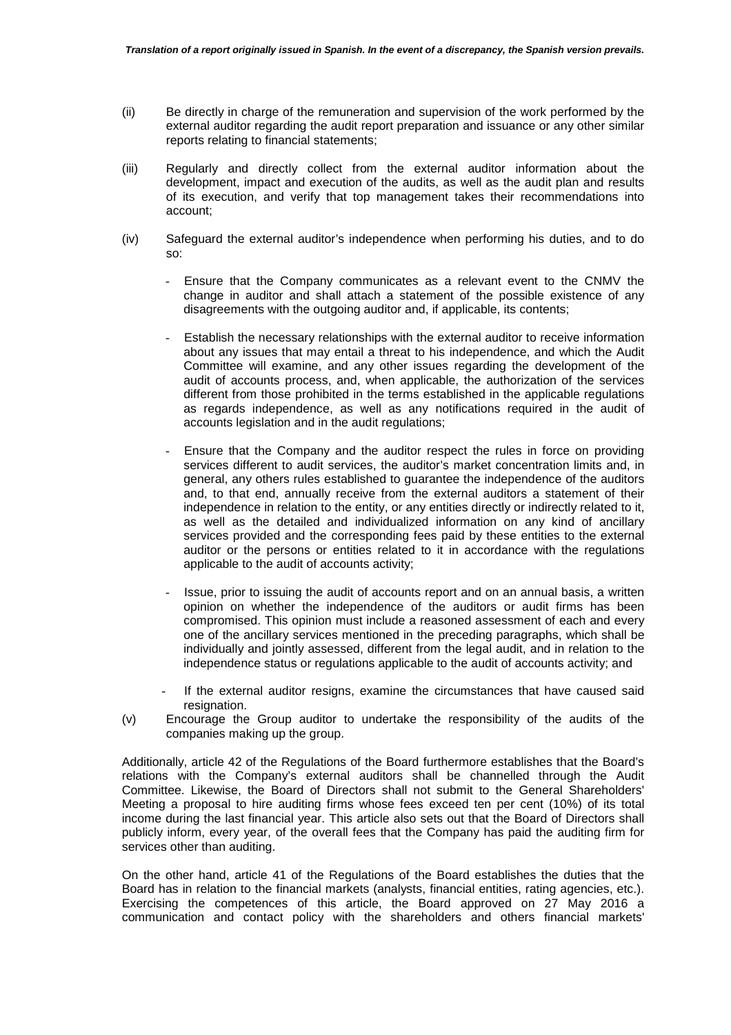(ii) Be directly in charge of the remuneration and supervision of the work performed by the external auditor regarding the audit report preparation and issuance or any other similar reports relating to financial statements;

(iii) Regularly and directly collect from the external auditor information about the development, impact and execution of the audits, as well as the audit plan and results of its execution, and verify that top management takes their recommendations into account;

(iv) Safeguard the external auditor's independence when performing his duties, and to do so:

- Ensure that the Company communicates as a relevant event to the CNMV the change in auditor and shall attach a statement of the possible existence of any disagreements with the outgoing auditor and, if applicable, its contents;

- Establish the necessary relationships with the external auditor to receive information about any issues that may entail a threat to his independence, and which the Audit Committee will examine, and any other issues regarding the development of the audit of accounts process, and, when applicable, the authorization of the services different from those prohibited in the terms established in the applicable regulations as regards independence, as well as any notifications required in the audit of accounts legislation and in the audit regulations;

- Ensure that the Company and the auditor respect the rules in force on providing services different to audit services, the auditor's market concentration limits and, in general, any others rules established to guarantee the independence of the auditors and, to that end, annually receive from the external auditors a statement of their independence in relation to the entity, or any entities directly or indirectly related to it, as well as the detailed and individualized information on any kind of ancillary services provided and the corresponding fees paid by these entities to the external auditor or the persons or entities related to it in accordance with the regulations applicable to the audit of accounts activity;

- Issue, prior to issuing the audit of accounts report and on an annual basis, a written opinion on whether the independence of the auditors or audit firms has been compromised. This opinion must include a reasoned assessment of each and every one of the ancillary services mentioned in the preceding paragraphs, which shall be individually and jointly assessed, different from the legal audit, and in relation to the independence status or regulations applicable to the audit of accounts activity; and

- If the external auditor resigns, examine the circumstances that have caused said resignation.

(v) Encourage the Group auditor to undertake the responsibility of the audits of the companies making up the group.

Additionally, article 42 of the Regulations of the Board furthermore establishes that the Board's relations with the Company's external auditors shall be channelled through the Audit Committee. Likewise, the Board of Directors shall not submit to the General Shareholders' Meeting a proposal to hire auditing firms whose fees exceed ten per cent (10%) of its total income during the last financial year. This article also sets out that the Board of Directors shall publicly inform, every year, of the overall fees that the Company has paid the auditing firm for services other than auditing.

On the other hand, article 41 of the Regulations of the Board establishes the duties that the Board has in relation to the financial markets (analysts, financial entities, rating agencies, etc.). Exercising the competences of this article, the Board approved on 27 May 2016 a communication and contact policy with the shareholders and others financial markets'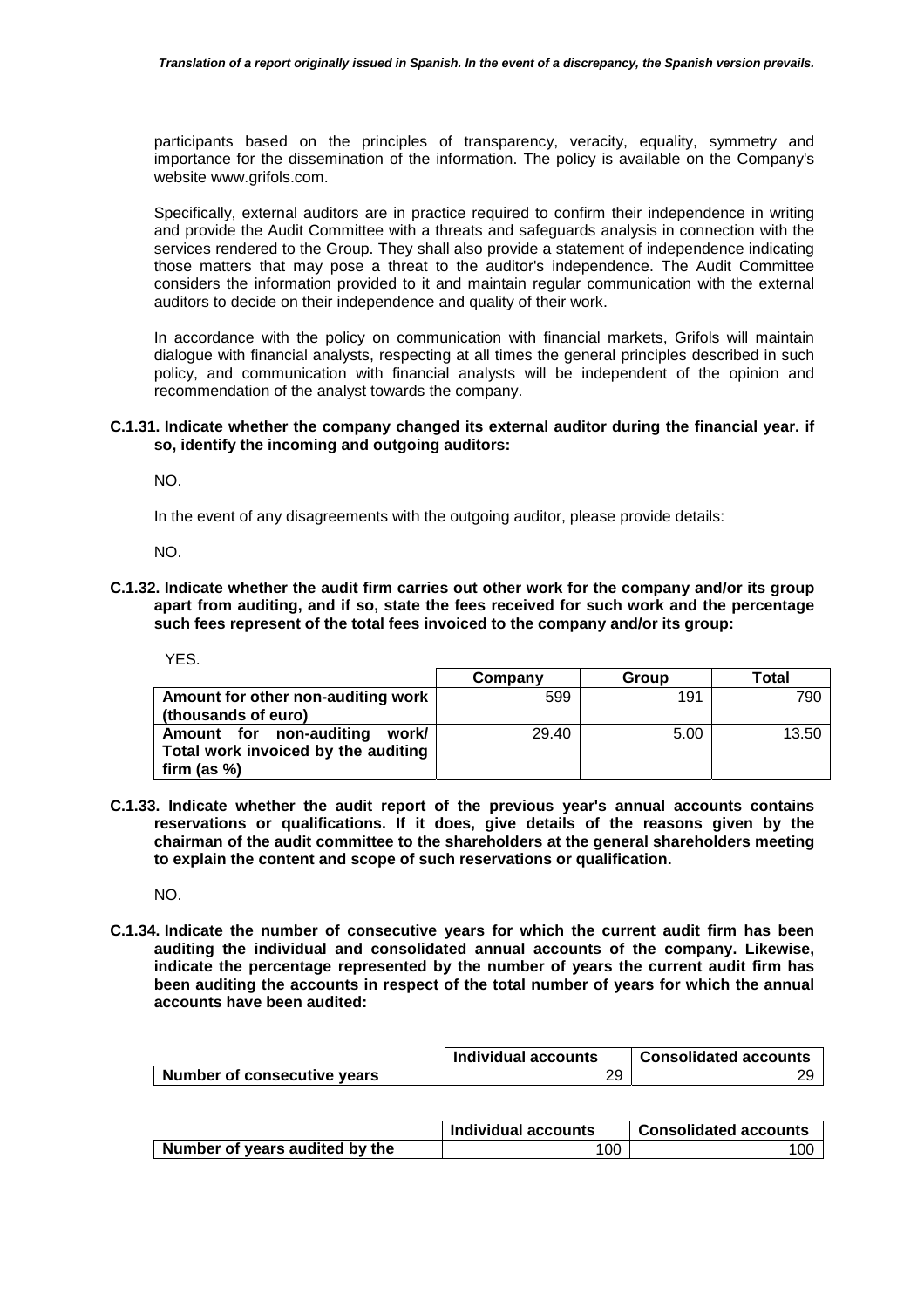participants based on the principles of transparency, veracity, equality, symmetry and importance for the dissemination of the information. The policy is available on the Company's website www.grifols.com.

Specifically, external auditors are in practice required to confirm their independence in writing and provide the Audit Committee with a threats and safeguards analysis in connection with the services rendered to the Group. They shall also provide a statement of independence indicating those matters that may pose a threat to the auditor's independence. The Audit Committee considers the information provided to it and maintain regular communication with the external auditors to decide on their independence and quality of their work.

In accordance with the policy on communication with financial markets, Grifols will maintain dialogue with financial analysts, respecting at all times the general principles described in such policy, and communication with financial analysts will be independent of the opinion and recommendation of the analyst towards the company.

**C.1.31. Indicate whether the company changed its external auditor during the financial year. if so, identify the incoming and outgoing auditors:**

NO.

In the event of any disagreements with the outgoing auditor, please provide details:

NO.

**C.1.32. Indicate whether the audit firm carries out other work for the company and/or its group apart from auditing, and if so, state the fees received for such work and the percentage such fees represent of the total fees invoiced to the company and/or its group:**

YES.

| | Company | Group | Total |
|---|---|---|---|
| **Amount for other non-auditing work (thousands of euro)** | 599 | 191 | 790 |
| **Amount for non-auditing work/ Total work invoiced by the auditing firm (as %)** | 29.40 | 5.00 | 13.50 |

**C.1.33. Indicate whether the audit report of the previous year's annual accounts contains reservations or qualifications. If it does, give details of the reasons given by the chairman of the audit committee to the shareholders at the general shareholders meeting to explain the content and scope of such reservations or qualification.**

NO.

**C.1.34. Indicate the number of consecutive years for which the current audit firm has been auditing the individual and consolidated annual accounts of the company. Likewise, indicate the percentage represented by the number of years the current audit firm has been auditing the accounts in respect of the total number of years for which the annual accounts have been audited:**

| | Individual accounts | Consolidated accounts |
|---|---|---|
| **Number of consecutive years** | 29 | 29 |

| | Individual accounts | Consolidated accounts |
|---|---|---|
| **Number of years audited by the** | 100 | 100 |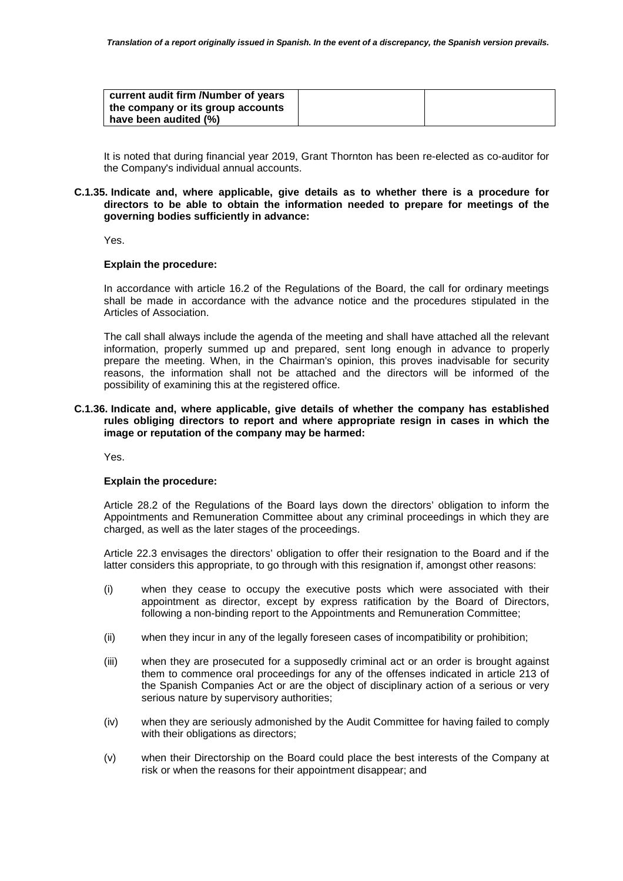| current audit firm /Number of years the company or its group accounts have been audited (%) | | |
|---|---|---|

It is noted that during financial year 2019, Grant Thornton has been re-elected as co-auditor for the Company's individual annual accounts.

**C.1.35. Indicate and, where applicable, give details as to whether there is a procedure for directors to be able to obtain the information needed to prepare for meetings of the governing bodies sufficiently in advance:**

Yes.

**Explain the procedure:**

In accordance with article 16.2 of the Regulations of the Board, the call for ordinary meetings shall be made in accordance with the advance notice and the procedures stipulated in the Articles of Association.

The call shall always include the agenda of the meeting and shall have attached all the relevant information, properly summed up and prepared, sent long enough in advance to properly prepare the meeting. When, in the Chairman's opinion, this proves inadvisable for security reasons, the information shall not be attached and the directors will be informed of the possibility of examining this at the registered office.

**C.1.36. Indicate and, where applicable, give details of whether the company has established rules obliging directors to report and where appropriate resign in cases in which the image or reputation of the company may be harmed:**

Yes.

**Explain the procedure:**

Article 28.2 of the Regulations of the Board lays down the directors' obligation to inform the Appointments and Remuneration Committee about any criminal proceedings in which they are charged, as well as the later stages of the proceedings.

Article 22.3 envisages the directors' obligation to offer their resignation to the Board and if the latter considers this appropriate, to go through with this resignation if, amongst other reasons:

(i) when they cease to occupy the executive posts which were associated with their appointment as director, except by express ratification by the Board of Directors, following a non-binding report to the Appointments and Remuneration Committee;

(ii) when they incur in any of the legally foreseen cases of incompatibility or prohibition;

(iii) when they are prosecuted for a supposedly criminal act or an order is brought against them to commence oral proceedings for any of the offenses indicated in article 213 of the Spanish Companies Act or are the object of disciplinary action of a serious or very serious nature by supervisory authorities;

(iv) when they are seriously admonished by the Audit Committee for having failed to comply with their obligations as directors;

(v) when their Directorship on the Board could place the best interests of the Company at risk or when the reasons for their appointment disappear; and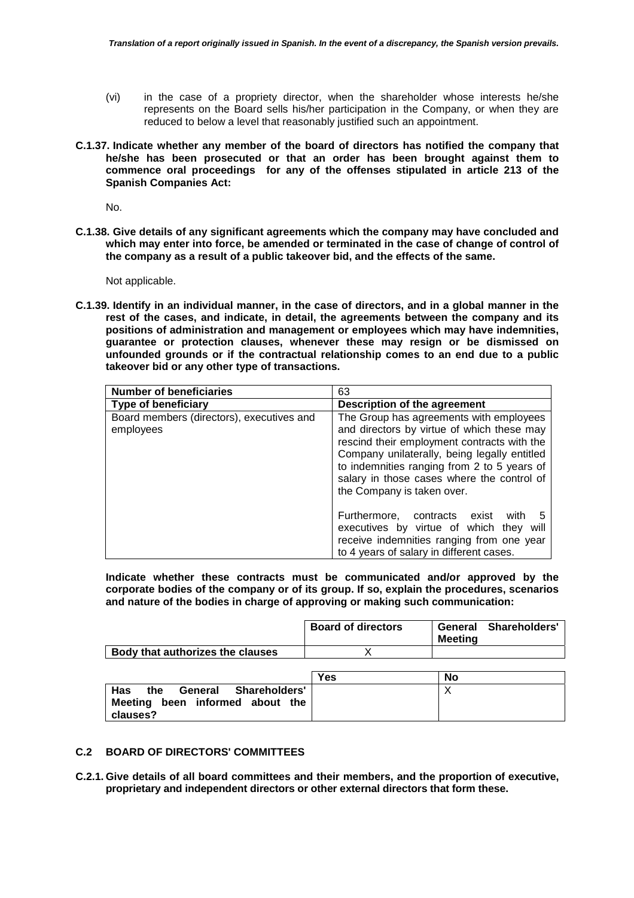(vi) in the case of a propriety director, when the shareholder whose interests he/she represents on the Board sells his/her participation in the Company, or when they are reduced to below a level that reasonably justified such an appointment.

**C.1.37. Indicate whether any member of the board of directors has notified the company that he/she has been prosecuted or that an order has been brought against them to commence oral proceedings for any of the offenses stipulated in article 213 of the Spanish Companies Act:**

No.

**C.1.38. Give details of any significant agreements which the company may have concluded and which may enter into force, be amended or terminated in the case of change of control of the company as a result of a public takeover bid, and the effects of the same.**

Not applicable.

**C.1.39. Identify in an individual manner, in the case of directors, and in a global manner in the rest of the cases, and indicate, in detail, the agreements between the company and its positions of administration and management or employees which may have indemnities, guarantee or protection clauses, whenever these may resign or be dismissed on unfounded grounds or if the contractual relationship comes to an end due to a public takeover bid or any other type of transactions.**

| **Number of beneficiaries** | 63 |
|---|---|
| **Type of beneficiary** | **Description of the agreement** |
| Board members (directors), executives and employees | The Group has agreements with employees and directors by virtue of which these may rescind their employment contracts with the Company unilaterally, being legally entitled to indemnities ranging from 2 to 5 years of salary in those cases where the control of the Company is taken over.<br><br>Furthermore, contracts exist with 5 executives by virtue of which they will receive indemnities ranging from one year to 4 years of salary in different cases. |

**Indicate whether these contracts must be communicated and/or approved by the corporate bodies of the company or of its group. If so, explain the procedures, scenarios and nature of the bodies in charge of approving or making such communication:**

| | **Board of directors** | **General Shareholders' Meeting** |
|---|---|---|
| **Body that authorizes the clauses** | X | |

| | **Yes** | **No** |
|---|---|---|
| **Has the General Shareholders' Meeting been informed about the clauses?** | | X |

## C.2 BOARD OF DIRECTORS' COMMITTEES

**C.2.1. Give details of all board committees and their members, and the proportion of executive, proprietary and independent directors or other external directors that form these.**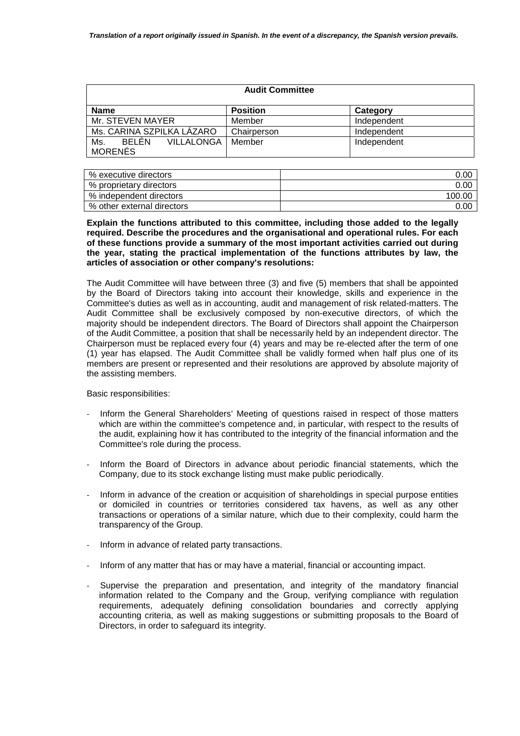| Audit Committee | | |
|---|---|---|
| **Name** | **Position** | **Category** |
| Mr. STEVEN MAYER | Member | Independent |
| Ms. CARINA SZPILKA LÁZARO | Chairperson | Independent |
| Ms. BELÉN VILLALONGA MORENÉS | Member | Independent |

| | |
|---|---|
| % executive directors | 0.00 |
| % proprietary directors | 0.00 |
| % independent directors | 100.00 |
| % other external directors | 0.00 |

**Explain the functions attributed to this committee, including those added to the legally required. Describe the procedures and the organisational and operational rules. For each of these functions provide a summary of the most important activities carried out during the year, stating the practical implementation of the functions attributes by law, the articles of association or other company's resolutions:**

The Audit Committee will have between three (3) and five (5) members that shall be appointed by the Board of Directors taking into account their knowledge, skills and experience in the Committee's duties as well as in accounting, audit and management of risk related-matters. The Audit Committee shall be exclusively composed by non-executive directors, of which the majority should be independent directors. The Board of Directors shall appoint the Chairperson of the Audit Committee, a position that shall be necessarily held by an independent director. The Chairperson must be replaced every four (4) years and may be re-elected after the term of one (1) year has elapsed. The Audit Committee shall be validly formed when half plus one of its members are present or represented and their resolutions are approved by absolute majority of the assisting members.

Basic responsibilities:

- Inform the General Shareholders' Meeting of questions raised in respect of those matters which are within the committee's competence and, in particular, with respect to the results of the audit, explaining how it has contributed to the integrity of the financial information and the Committee's role during the process.
- Inform the Board of Directors in advance about periodic financial statements, which the Company, due to its stock exchange listing must make public periodically.
- Inform in advance of the creation or acquisition of shareholdings in special purpose entities or domiciled in countries or territories considered tax havens, as well as any other transactions or operations of a similar nature, which due to their complexity, could harm the transparency of the Group.
- Inform in advance of related party transactions.
- Inform of any matter that has or may have a material, financial or accounting impact.
- Supervise the preparation and presentation, and integrity of the mandatory financial information related to the Company and the Group, verifying compliance with regulation requirements, adequately defining consolidation boundaries and correctly applying accounting criteria, as well as making suggestions or submitting proposals to the Board of Directors, in order to safeguard its integrity.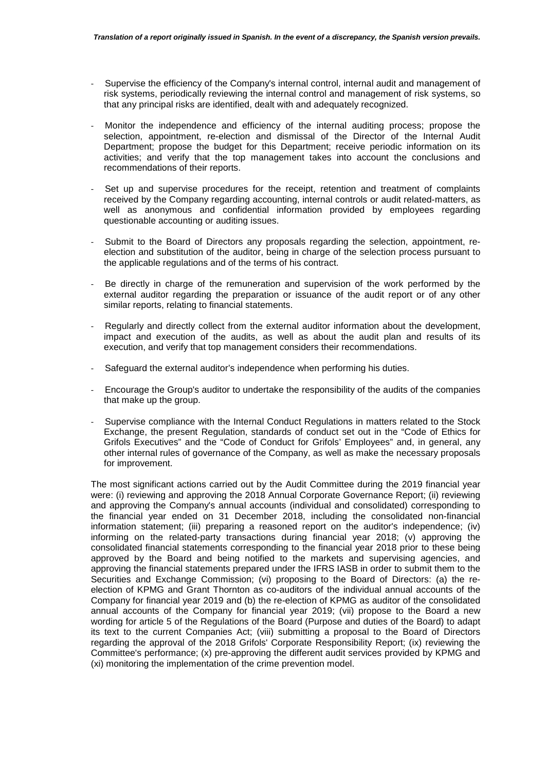- Supervise the efficiency of the Company's internal control, internal audit and management of risk systems, periodically reviewing the internal control and management of risk systems, so that any principal risks are identified, dealt with and adequately recognized.

- Monitor the independence and efficiency of the internal auditing process; propose the selection, appointment, re-election and dismissal of the Director of the Internal Audit Department; propose the budget for this Department; receive periodic information on its activities; and verify that the top management takes into account the conclusions and recommendations of their reports.

- Set up and supervise procedures for the receipt, retention and treatment of complaints received by the Company regarding accounting, internal controls or audit related-matters, as well as anonymous and confidential information provided by employees regarding questionable accounting or auditing issues.

- Submit to the Board of Directors any proposals regarding the selection, appointment, re-election and substitution of the auditor, being in charge of the selection process pursuant to the applicable regulations and of the terms of his contract.

- Be directly in charge of the remuneration and supervision of the work performed by the external auditor regarding the preparation or issuance of the audit report or of any other similar reports, relating to financial statements.

- Regularly and directly collect from the external auditor information about the development, impact and execution of the audits, as well as about the audit plan and results of its execution, and verify that top management considers their recommendations.

- Safeguard the external auditor's independence when performing his duties.

- Encourage the Group's auditor to undertake the responsibility of the audits of the companies that make up the group.

- Supervise compliance with the Internal Conduct Regulations in matters related to the Stock Exchange, the present Regulation, standards of conduct set out in the "Code of Ethics for Grifols Executives" and the "Code of Conduct for Grifols' Employees" and, in general, any other internal rules of governance of the Company, as well as make the necessary proposals for improvement.

The most significant actions carried out by the Audit Committee during the 2019 financial year were: (i) reviewing and approving the 2018 Annual Corporate Governance Report; (ii) reviewing and approving the Company's annual accounts (individual and consolidated) corresponding to the financial year ended on 31 December 2018, including the consolidated non-financial information statement; (iii) preparing a reasoned report on the auditor's independence; (iv) informing on the related-party transactions during financial year 2018; (v) approving the consolidated financial statements corresponding to the financial year 2018 prior to these being approved by the Board and being notified to the markets and supervising agencies, and approving the financial statements prepared under the IFRS IASB in order to submit them to the Securities and Exchange Commission; (vi) proposing to the Board of Directors: (a) the re-election of KPMG and Grant Thornton as co-auditors of the individual annual accounts of the Company for financial year 2019 and (b) the re-election of KPMG as auditor of the consolidated annual accounts of the Company for financial year 2019; (vii) propose to the Board a new wording for article 5 of the Regulations of the Board (Purpose and duties of the Board) to adapt its text to the current Companies Act; (viii) submitting a proposal to the Board of Directors regarding the approval of the 2018 Grifols' Corporate Responsibility Report; (ix) reviewing the Committee's performance; (x) pre-approving the different audit services provided by KPMG and (xi) monitoring the implementation of the crime prevention model.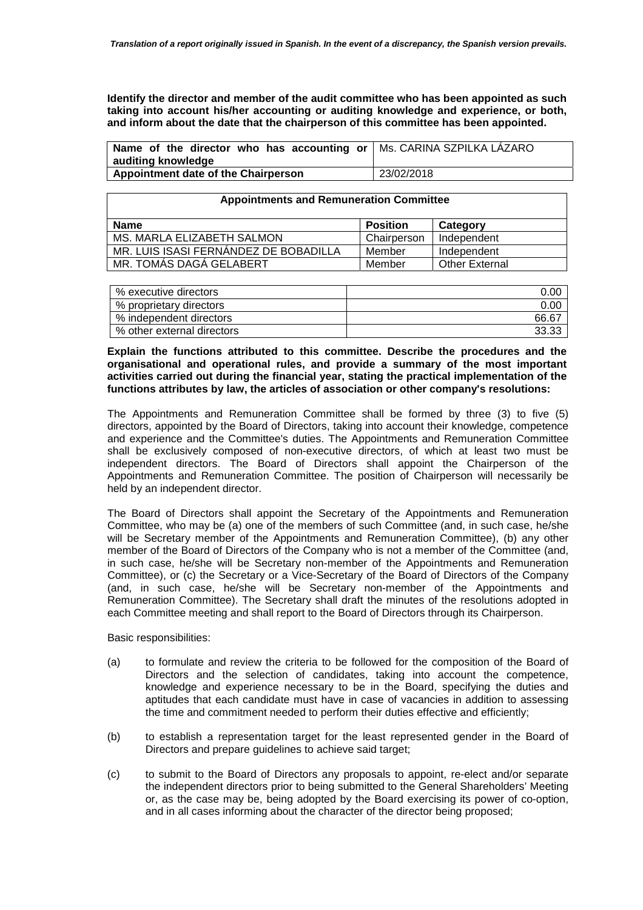**Identify the director and member of the audit committee who has been appointed as such taking into account his/her accounting or auditing knowledge and experience, or both, and inform about the date that the chairperson of this committee has been appointed.**

| **Name of the director who has accounting or auditing knowledge** | Ms. CARINA SZPILKA LÁZARO |
|---|---|
| **Appointment date of the Chairperson** | 23/02/2018 |

| **Appointments and Remuneration Committee** | | |
|---|---|---|
| **Name** | **Position** | **Category** |
| MS. MARLA ELIZABETH SALMON | Chairperson | Independent |
| MR. LUIS ISASI FERNÁNDEZ DE BOBADILLA | Member | Independent |
| MR. TOMÁS DAGÁ GELABERT | Member | Other External |

| | |
|---|---|
| % executive directors | 0.00 |
| % proprietary directors | 0.00 |
| % independent directors | 66.67 |
| % other external directors | 33.33 |

**Explain the functions attributed to this committee. Describe the procedures and the organisational and operational rules, and provide a summary of the most important activities carried out during the financial year, stating the practical implementation of the functions attributes by law, the articles of association or other company's resolutions:**

The Appointments and Remuneration Committee shall be formed by three (3) to five (5) directors, appointed by the Board of Directors, taking into account their knowledge, competence and experience and the Committee's duties. The Appointments and Remuneration Committee shall be exclusively composed of non-executive directors, of which at least two must be independent directors. The Board of Directors shall appoint the Chairperson of the Appointments and Remuneration Committee. The position of Chairperson will necessarily be held by an independent director.

The Board of Directors shall appoint the Secretary of the Appointments and Remuneration Committee, who may be (a) one of the members of such Committee (and, in such case, he/she will be Secretary member of the Appointments and Remuneration Committee), (b) any other member of the Board of Directors of the Company who is not a member of the Committee (and, in such case, he/she will be Secretary non-member of the Appointments and Remuneration Committee), or (c) the Secretary or a Vice-Secretary of the Board of Directors of the Company (and, in such case, he/she will be Secretary non-member of the Appointments and Remuneration Committee). The Secretary shall draft the minutes of the resolutions adopted in each Committee meeting and shall report to the Board of Directors through its Chairperson.

Basic responsibilities:

(a) to formulate and review the criteria to be followed for the composition of the Board of Directors and the selection of candidates, taking into account the competence, knowledge and experience necessary to be in the Board, specifying the duties and aptitudes that each candidate must have in case of vacancies in addition to assessing the time and commitment needed to perform their duties effective and efficiently;

(b) to establish a representation target for the least represented gender in the Board of Directors and prepare guidelines to achieve said target;

(c) to submit to the Board of Directors any proposals to appoint, re-elect and/or separate the independent directors prior to being submitted to the General Shareholders' Meeting or, as the case may be, being adopted by the Board exercising its power of co-option, and in all cases informing about the character of the director being proposed;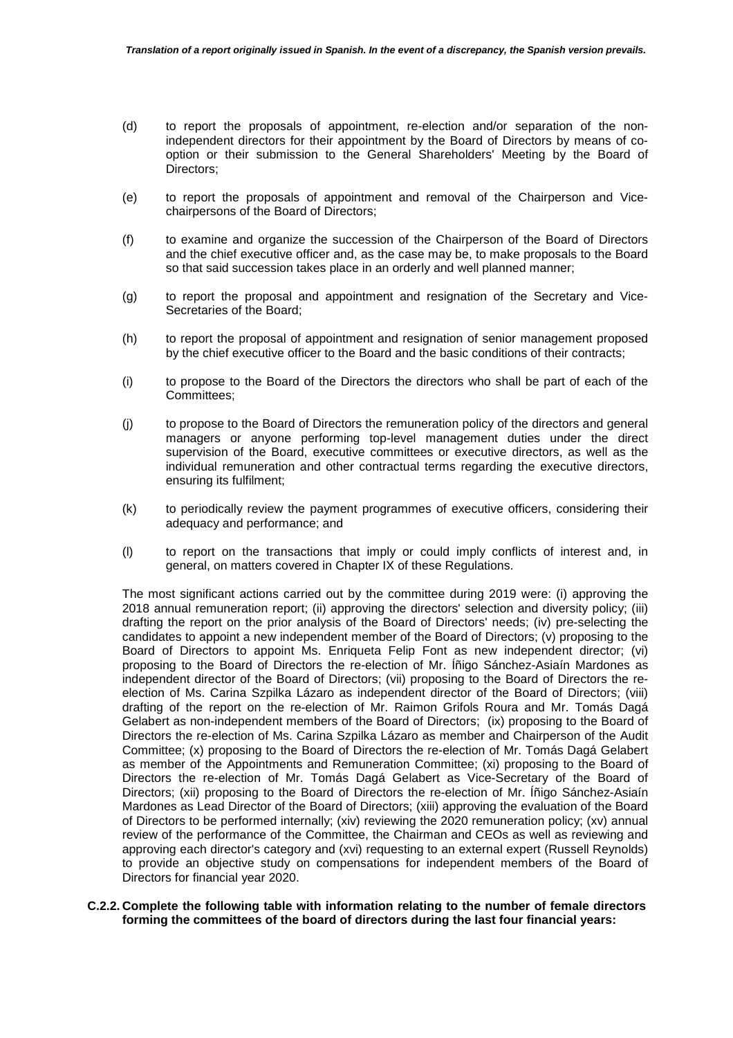(d) to report the proposals of appointment, re-election and/or separation of the non-independent directors for their appointment by the Board of Directors by means of co-option or their submission to the General Shareholders' Meeting by the Board of Directors;

(e) to report the proposals of appointment and removal of the Chairperson and Vice-chairpersons of the Board of Directors;

(f) to examine and organize the succession of the Chairperson of the Board of Directors and the chief executive officer and, as the case may be, to make proposals to the Board so that said succession takes place in an orderly and well planned manner;

(g) to report the proposal and appointment and resignation of the Secretary and Vice-Secretaries of the Board;

(h) to report the proposal of appointment and resignation of senior management proposed by the chief executive officer to the Board and the basic conditions of their contracts;

(i) to propose to the Board of the Directors the directors who shall be part of each of the Committees;

(j) to propose to the Board of Directors the remuneration policy of the directors and general managers or anyone performing top-level management duties under the direct supervision of the Board, executive committees or executive directors, as well as the individual remuneration and other contractual terms regarding the executive directors, ensuring its fulfilment;

(k) to periodically review the payment programmes of executive officers, considering their adequacy and performance; and

(l) to report on the transactions that imply or could imply conflicts of interest and, in general, on matters covered in Chapter IX of these Regulations.

The most significant actions carried out by the committee during 2019 were: (i) approving the 2018 annual remuneration report; (ii) approving the directors' selection and diversity policy; (iii) drafting the report on the prior analysis of the Board of Directors' needs; (iv) pre-selecting the candidates to appoint a new independent member of the Board of Directors; (v) proposing to the Board of Directors to appoint Ms. Enriqueta Felip Font as new independent director; (vi) proposing to the Board of Directors the re-election of Mr. Íñigo Sánchez-Asiaín Mardones as independent director of the Board of Directors; (vii) proposing to the Board of Directors the re-election of Ms. Carina Szpilka Lázaro as independent director of the Board of Directors; (viii) drafting of the report on the re-election of Mr. Raimon Grifols Roura and Mr. Tomás Dagá Gelabert as non-independent members of the Board of Directors; (ix) proposing to the Board of Directors the re-election of Ms. Carina Szpilka Lázaro as member and Chairperson of the Audit Committee; (x) proposing to the Board of Directors the re-election of Mr. Tomás Dagá Gelabert as member of the Appointments and Remuneration Committee; (xi) proposing to the Board of Directors the re-election of Mr. Tomás Dagá Gelabert as Vice-Secretary of the Board of Directors; (xii) proposing to the Board of Directors the re-election of Mr. Íñigo Sánchez-Asiaín Mardones as Lead Director of the Board of Directors; (xiii) approving the evaluation of the Board of Directors to be performed internally; (xiv) reviewing the 2020 remuneration policy; (xv) annual review of the performance of the Committee, the Chairman and CEOs as well as reviewing and approving each director's category and (xvi) requesting to an external expert (Russell Reynolds) to provide an objective study on compensations for independent members of the Board of Directors for financial year 2020.

**C.2.2. Complete the following table with information relating to the number of female directors forming the committees of the board of directors during the last four financial years:**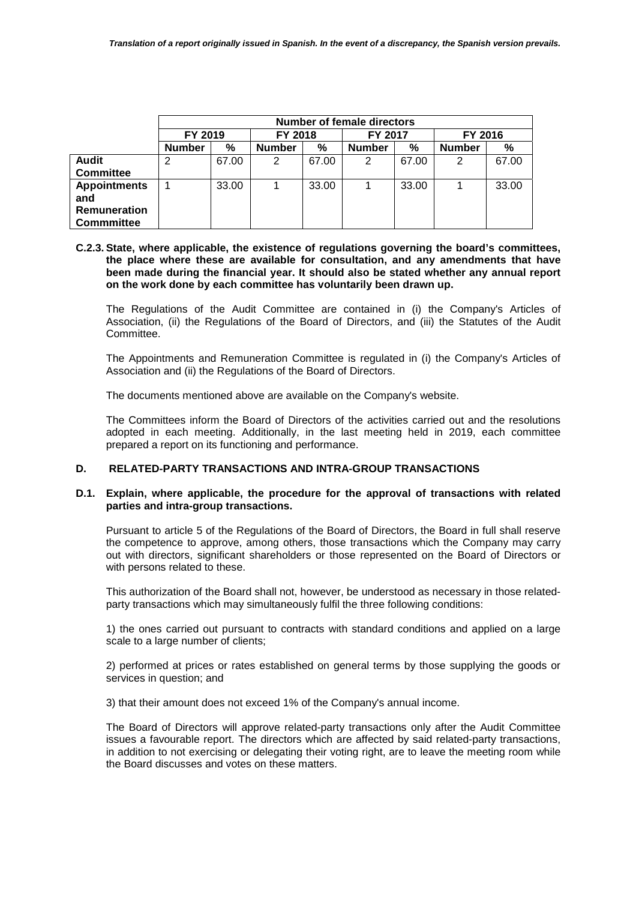| | Number of female directors | | | | | | | |
|---|---|---|---|---|---|---|---|---|
| | FY 2019 | | FY 2018 | | FY 2017 | | FY 2016 | |
| | Number | % | Number | % | Number | % | Number | % |
| Audit Committee | 2 | 67.00 | 2 | 67.00 | 2 | 67.00 | 2 | 67.00 |
| Appointments and Remuneration Commmittee | 1 | 33.00 | 1 | 33.00 | 1 | 33.00 | 1 | 33.00 |

**C.2.3. State, where applicable, the existence of regulations governing the board's committees, the place where these are available for consultation, and any amendments that have been made during the financial year. It should also be stated whether any annual report on the work done by each committee has voluntarily been drawn up.**

The Regulations of the Audit Committee are contained in (i) the Company's Articles of Association, (ii) the Regulations of the Board of Directors, and (iii) the Statutes of the Audit Committee.

The Appointments and Remuneration Committee is regulated in (i) the Company's Articles of Association and (ii) the Regulations of the Board of Directors.

The documents mentioned above are available on the Company's website.

The Committees inform the Board of Directors of the activities carried out and the resolutions adopted in each meeting. Additionally, in the last meeting held in 2019, each committee prepared a report on its functioning and performance.

## D. RELATED-PARTY TRANSACTIONS AND INTRA-GROUP TRANSACTIONS

**D.1. Explain, where applicable, the procedure for the approval of transactions with related parties and intra-group transactions.**

Pursuant to article 5 of the Regulations of the Board of Directors, the Board in full shall reserve the competence to approve, among others, those transactions which the Company may carry out with directors, significant shareholders or those represented on the Board of Directors or with persons related to these.

This authorization of the Board shall not, however, be understood as necessary in those related-party transactions which may simultaneously fulfil the three following conditions:

1) the ones carried out pursuant to contracts with standard conditions and applied on a large scale to a large number of clients;

2) performed at prices or rates established on general terms by those supplying the goods or services in question; and

3) that their amount does not exceed 1% of the Company's annual income.

The Board of Directors will approve related-party transactions only after the Audit Committee issues a favourable report. The directors which are affected by said related-party transactions, in addition to not exercising or delegating their voting right, are to leave the meeting room while the Board discusses and votes on these matters.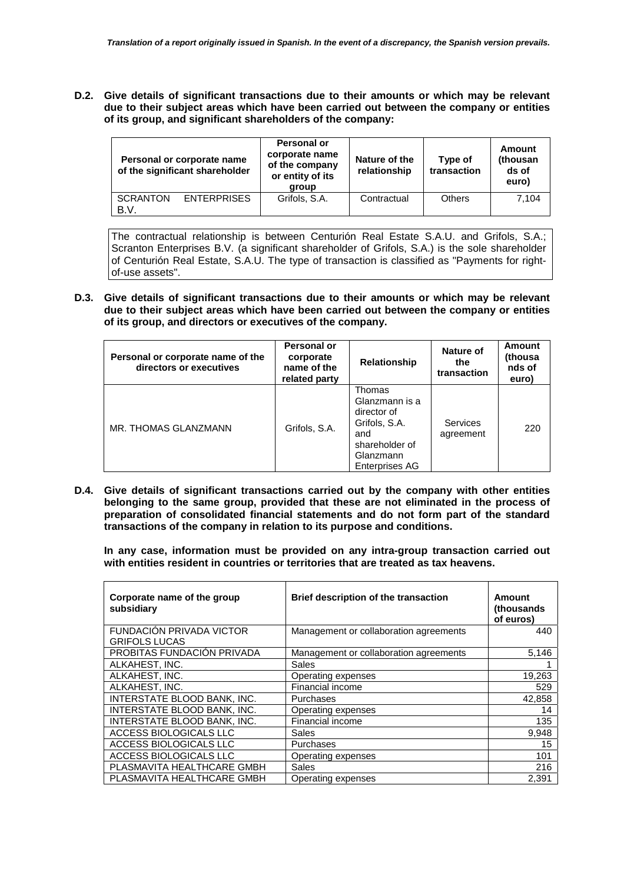**D.2. Give details of significant transactions due to their amounts or which may be relevant due to their subject areas which have been carried out between the company or entities of its group, and significant shareholders of the company:**

| Personal or corporate name of the significant shareholder | Personal or corporate name of the company or entity of its group | Nature of the relationship | Type of transaction | Amount (thousands of euro) |
|---|---|---|---|---|
| SCRANTON ENTERPRISES B.V. | Grifols, S.A. | Contractual | Others | 7,104 |

The contractual relationship is between Centurión Real Estate S.A.U. and Grifols, S.A.; Scranton Enterprises B.V. (a significant shareholder of Grifols, S.A.) is the sole shareholder of Centurión Real Estate, S.A.U. The type of transaction is classified as "Payments for right-of-use assets".

**D.3. Give details of significant transactions due to their amounts or which may be relevant due to their subject areas which have been carried out between the company or entities of its group, and directors or executives of the company.**

| Personal or corporate name of the directors or executives | Personal or corporate name of the related party | Relationship | Nature of the transaction | Amount (thousands of euro) |
|---|---|---|---|---|
| MR. THOMAS GLANZMANN | Grifols, S.A. | Thomas Glanzmann is a director of Grifols, S.A. and shareholder of Glanzmann Enterprises AG | Services agreement | 220 |

**D.4. Give details of significant transactions carried out by the company with other entities belonging to the same group, provided that these are not eliminated in the process of preparation of consolidated financial statements and do not form part of the standard transactions of the company in relation to its purpose and conditions.**

**In any case, information must be provided on any intra-group transaction carried out with entities resident in countries or territories that are treated as tax heavens.**

| Corporate name of the group subsidiary | Brief description of the transaction | Amount (thousands of euros) |
|---|---|---|
| FUNDACIÓN PRIVADA VICTOR GRIFOLS LUCAS | Management or collaboration agreements | 440 |
| PROBITAS FUNDACIÓN PRIVADA | Management or collaboration agreements | 5,146 |
| ALKAHEST, INC. | Sales | 1 |
| ALKAHEST, INC. | Operating expenses | 19,263 |
| ALKAHEST, INC. | Financial income | 529 |
| INTERSTATE BLOOD BANK, INC. | Purchases | 42,858 |
| INTERSTATE BLOOD BANK, INC. | Operating expenses | 14 |
| INTERSTATE BLOOD BANK, INC. | Financial income | 135 |
| ACCESS BIOLOGICALS LLC | Sales | 9,948 |
| ACCESS BIOLOGICALS LLC | Purchases | 15 |
| ACCESS BIOLOGICALS LLC | Operating expenses | 101 |
| PLASMAVITA HEALTHCARE GMBH | Sales | 216 |
| PLASMAVITA HEALTHCARE GMBH | Operating expenses | 2,391 |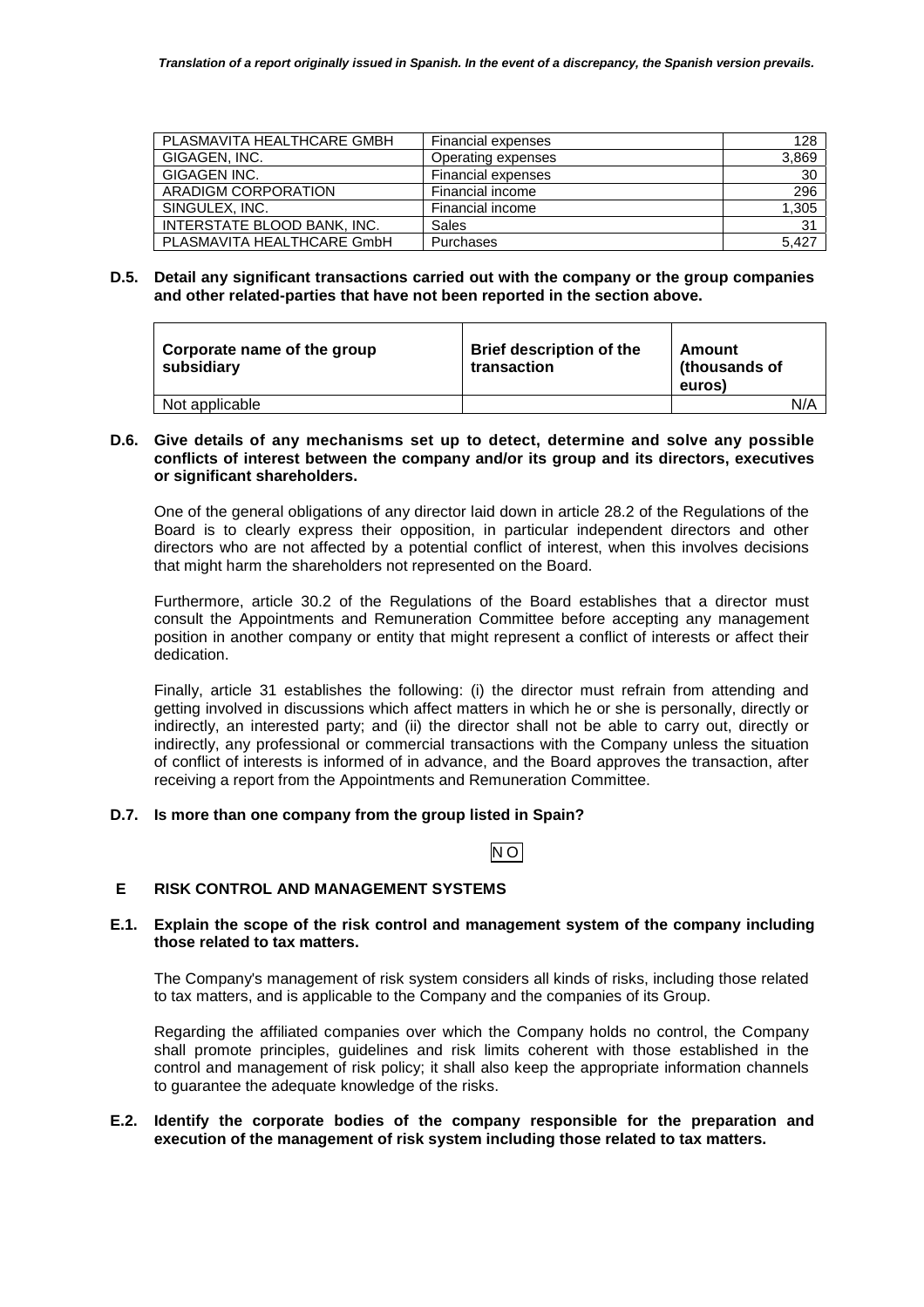| | | |
|---|---|---|
| PLASMAVITA HEALTHCARE GMBH | Financial expenses | 128 |
| GIGAGEN, INC. | Operating expenses | 3,869 |
| GIGAGEN INC. | Financial expenses | 30 |
| ARADIGM CORPORATION | Financial income | 296 |
| SINGULEX, INC. | Financial income | 1,305 |
| INTERSTATE BLOOD BANK, INC. | Sales | 31 |
| PLASMAVITA HEALTHCARE GmbH | Purchases | 5,427 |

**D.5. Detail any significant transactions carried out with the company or the group companies and other related-parties that have not been reported in the section above.**

| Corporate name of the group subsidiary | Brief description of the transaction | Amount (thousands of euros) |
|---|---|---|
| Not applicable | | N/A |

**D.6. Give details of any mechanisms set up to detect, determine and solve any possible conflicts of interest between the company and/or its group and its directors, executives or significant shareholders.**

One of the general obligations of any director laid down in article 28.2 of the Regulations of the Board is to clearly express their opposition, in particular independent directors and other directors who are not affected by a potential conflict of interest, when this involves decisions that might harm the shareholders not represented on the Board.

Furthermore, article 30.2 of the Regulations of the Board establishes that a director must consult the Appointments and Remuneration Committee before accepting any management position in another company or entity that might represent a conflict of interests or affect their dedication.

Finally, article 31 establishes the following: (i) the director must refrain from attending and getting involved in discussions which affect matters in which he or she is personally, directly or indirectly, an interested party; and (ii) the director shall not be able to carry out, directly or indirectly, any professional or commercial transactions with the Company unless the situation of conflict of interests is informed of in advance, and the Board approves the transaction, after receiving a report from the Appointments and Remuneration Committee.

**D.7. Is more than one company from the group listed in Spain?**

NO

## E RISK CONTROL AND MANAGEMENT SYSTEMS

**E.1. Explain the scope of the risk control and management system of the company including those related to tax matters.**

The Company's management of risk system considers all kinds of risks, including those related to tax matters, and is applicable to the Company and the companies of its Group.

Regarding the affiliated companies over which the Company holds no control, the Company shall promote principles, guidelines and risk limits coherent with those established in the control and management of risk policy; it shall also keep the appropriate information channels to guarantee the adequate knowledge of the risks.

**E.2. Identify the corporate bodies of the company responsible for the preparation and execution of the management of risk system including those related to tax matters.**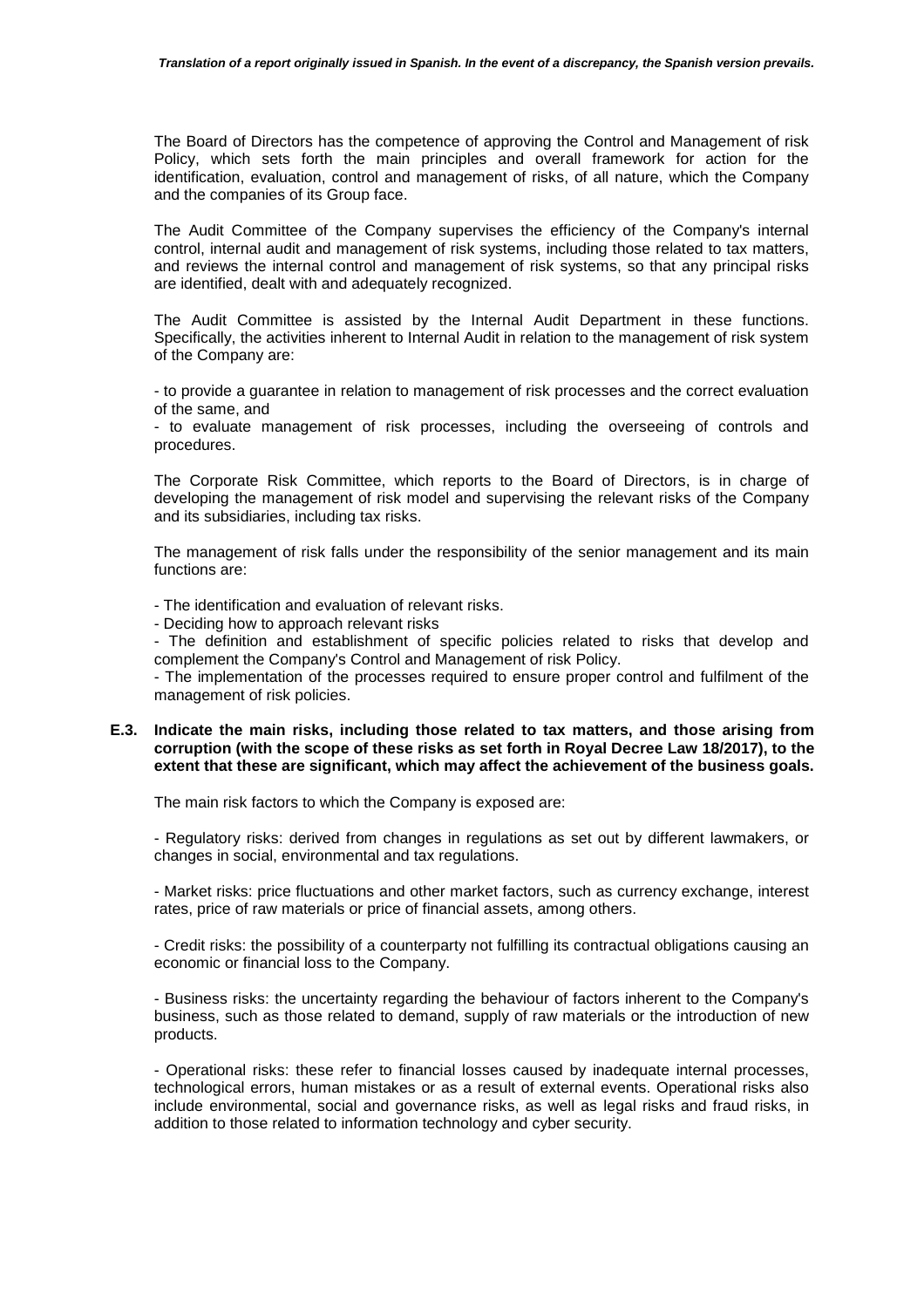The Board of Directors has the competence of approving the Control and Management of risk Policy, which sets forth the main principles and overall framework for action for the identification, evaluation, control and management of risks, of all nature, which the Company and the companies of its Group face.

The Audit Committee of the Company supervises the efficiency of the Company's internal control, internal audit and management of risk systems, including those related to tax matters, and reviews the internal control and management of risk systems, so that any principal risks are identified, dealt with and adequately recognized.

The Audit Committee is assisted by the Internal Audit Department in these functions. Specifically, the activities inherent to Internal Audit in relation to the management of risk system of the Company are:

- to provide a guarantee in relation to management of risk processes and the correct evaluation of the same, and
- to evaluate management of risk processes, including the overseeing of controls and procedures.

The Corporate Risk Committee, which reports to the Board of Directors, is in charge of developing the management of risk model and supervising the relevant risks of the Company and its subsidiaries, including tax risks.

The management of risk falls under the responsibility of the senior management and its main functions are:

- The identification and evaluation of relevant risks.
- Deciding how to approach relevant risks
- The definition and establishment of specific policies related to risks that develop and complement the Company's Control and Management of risk Policy.
- The implementation of the processes required to ensure proper control and fulfilment of the management of risk policies.

**E.3. Indicate the main risks, including those related to tax matters, and those arising from corruption (with the scope of these risks as set forth in Royal Decree Law 18/2017), to the extent that these are significant, which may affect the achievement of the business goals.**

The main risk factors to which the Company is exposed are:

- Regulatory risks: derived from changes in regulations as set out by different lawmakers, or changes in social, environmental and tax regulations.

- Market risks: price fluctuations and other market factors, such as currency exchange, interest rates, price of raw materials or price of financial assets, among others.

- Credit risks: the possibility of a counterparty not fulfilling its contractual obligations causing an economic or financial loss to the Company.

- Business risks: the uncertainty regarding the behaviour of factors inherent to the Company's business, such as those related to demand, supply of raw materials or the introduction of new products.

- Operational risks: these refer to financial losses caused by inadequate internal processes, technological errors, human mistakes or as a result of external events. Operational risks also include environmental, social and governance risks, as well as legal risks and fraud risks, in addition to those related to information technology and cyber security.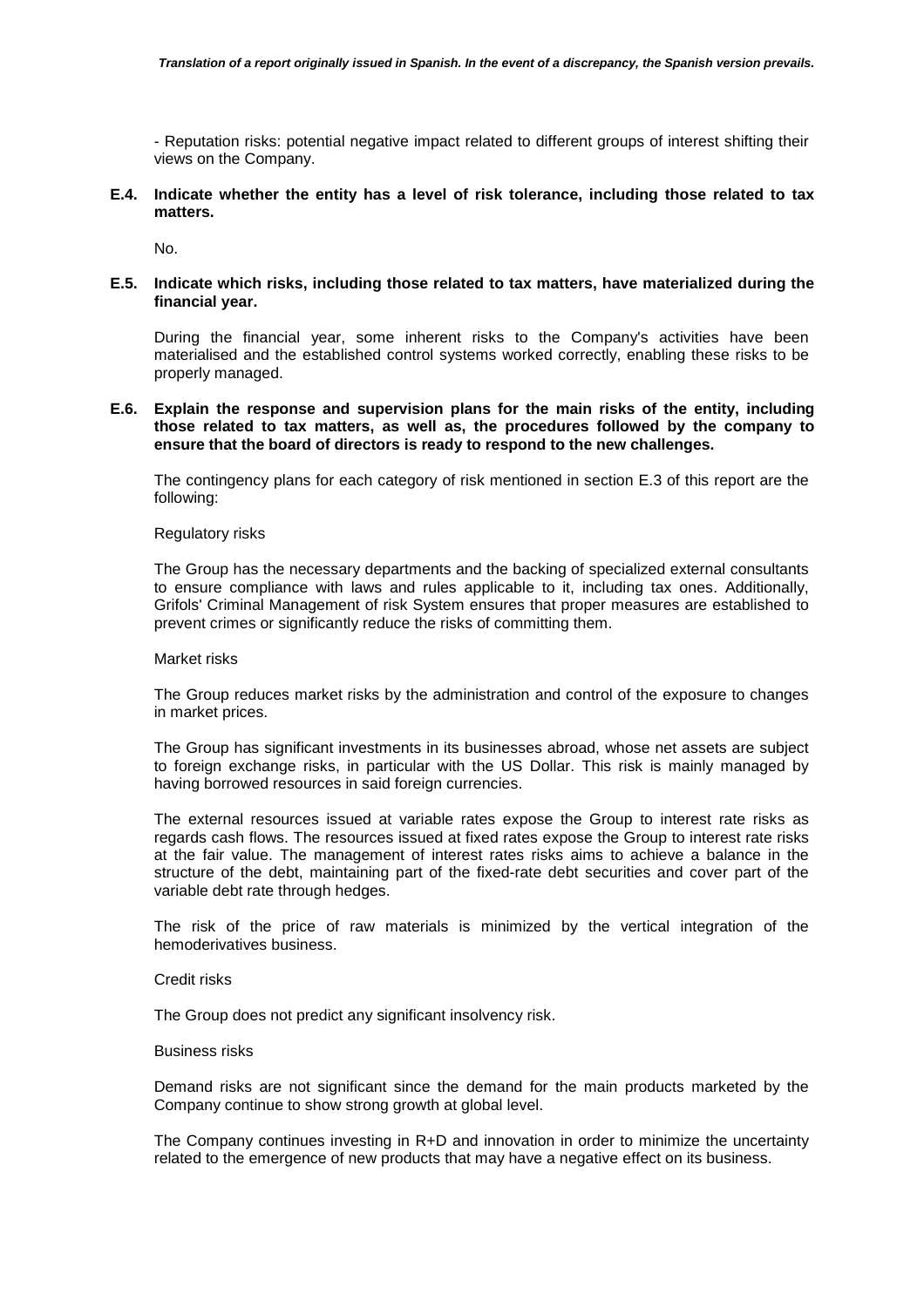- Reputation risks: potential negative impact related to different groups of interest shifting their views on the Company.

**E.4. Indicate whether the entity has a level of risk tolerance, including those related to tax matters.**

No.

**E.5. Indicate which risks, including those related to tax matters, have materialized during the financial year.**

During the financial year, some inherent risks to the Company's activities have been materialised and the established control systems worked correctly, enabling these risks to be properly managed.

**E.6. Explain the response and supervision plans for the main risks of the entity, including those related to tax matters, as well as, the procedures followed by the company to ensure that the board of directors is ready to respond to the new challenges.**

The contingency plans for each category of risk mentioned in section E.3 of this report are the following:

Regulatory risks

The Group has the necessary departments and the backing of specialized external consultants to ensure compliance with laws and rules applicable to it, including tax ones. Additionally, Grifols' Criminal Management of risk System ensures that proper measures are established to prevent crimes or significantly reduce the risks of committing them.

Market risks

The Group reduces market risks by the administration and control of the exposure to changes in market prices.

The Group has significant investments in its businesses abroad, whose net assets are subject to foreign exchange risks, in particular with the US Dollar. This risk is mainly managed by having borrowed resources in said foreign currencies.

The external resources issued at variable rates expose the Group to interest rate risks as regards cash flows. The resources issued at fixed rates expose the Group to interest rate risks at the fair value. The management of interest rates risks aims to achieve a balance in the structure of the debt, maintaining part of the fixed-rate debt securities and cover part of the variable debt rate through hedges.

The risk of the price of raw materials is minimized by the vertical integration of the hemoderivatives business.

Credit risks

The Group does not predict any significant insolvency risk.

Business risks

Demand risks are not significant since the demand for the main products marketed by the Company continue to show strong growth at global level.

The Company continues investing in R+D and innovation in order to minimize the uncertainty related to the emergence of new products that may have a negative effect on its business.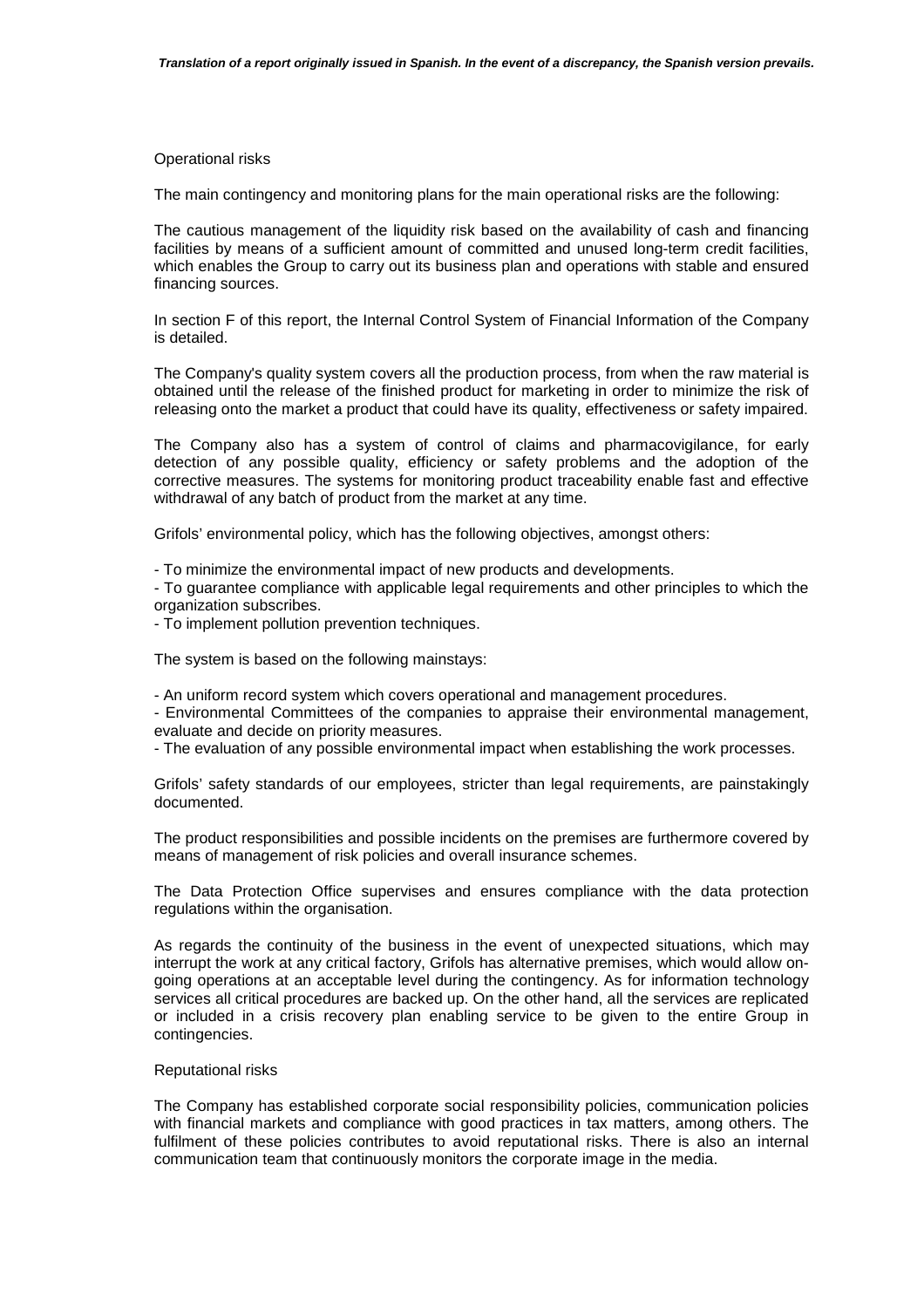Operational risks

The main contingency and monitoring plans for the main operational risks are the following:

The cautious management of the liquidity risk based on the availability of cash and financing facilities by means of a sufficient amount of committed and unused long-term credit facilities, which enables the Group to carry out its business plan and operations with stable and ensured financing sources.

In section F of this report, the Internal Control System of Financial Information of the Company is detailed.

The Company's quality system covers all the production process, from when the raw material is obtained until the release of the finished product for marketing in order to minimize the risk of releasing onto the market a product that could have its quality, effectiveness or safety impaired.

The Company also has a system of control of claims and pharmacovigilance, for early detection of any possible quality, efficiency or safety problems and the adoption of the corrective measures. The systems for monitoring product traceability enable fast and effective withdrawal of any batch of product from the market at any time.

Grifols' environmental policy, which has the following objectives, amongst others:

- To minimize the environmental impact of new products and developments.
- To guarantee compliance with applicable legal requirements and other principles to which the organization subscribes.
- To implement pollution prevention techniques.

The system is based on the following mainstays:

- An uniform record system which covers operational and management procedures.
- Environmental Committees of the companies to appraise their environmental management, evaluate and decide on priority measures.
- The evaluation of any possible environmental impact when establishing the work processes.

Grifols' safety standards of our employees, stricter than legal requirements, are painstakingly documented.

The product responsibilities and possible incidents on the premises are furthermore covered by means of management of risk policies and overall insurance schemes.

The Data Protection Office supervises and ensures compliance with the data protection regulations within the organisation.

As regards the continuity of the business in the event of unexpected situations, which may interrupt the work at any critical factory, Grifols has alternative premises, which would allow on-going operations at an acceptable level during the contingency. As for information technology services all critical procedures are backed up. On the other hand, all the services are replicated or included in a crisis recovery plan enabling service to be given to the entire Group in contingencies.

Reputational risks

The Company has established corporate social responsibility policies, communication policies with financial markets and compliance with good practices in tax matters, among others. The fulfilment of these policies contributes to avoid reputational risks. There is also an internal communication team that continuously monitors the corporate image in the media.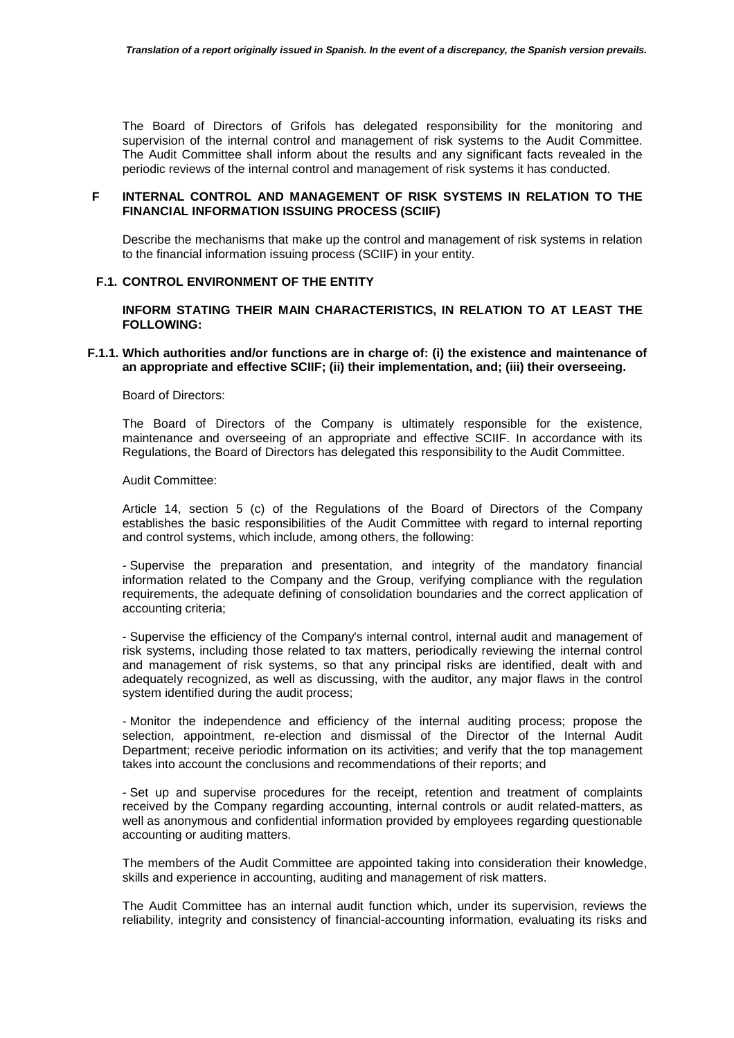The Board of Directors of Grifols has delegated responsibility for the monitoring and supervision of the internal control and management of risk systems to the Audit Committee. The Audit Committee shall inform about the results and any significant facts revealed in the periodic reviews of the internal control and management of risk systems it has conducted.

## F INTERNAL CONTROL AND MANAGEMENT OF RISK SYSTEMS IN RELATION TO THE FINANCIAL INFORMATION ISSUING PROCESS (SCIIF)

Describe the mechanisms that make up the control and management of risk systems in relation to the financial information issuing process (SCIIF) in your entity.

### F.1. CONTROL ENVIRONMENT OF THE ENTITY

**INFORM STATING THEIR MAIN CHARACTERISTICS, IN RELATION TO AT LEAST THE FOLLOWING:**

#### F.1.1. Which authorities and/or functions are in charge of: (i) the existence and maintenance of an appropriate and effective SCIIF; (ii) their implementation, and; (iii) their overseeing.

Board of Directors:

The Board of Directors of the Company is ultimately responsible for the existence, maintenance and overseeing of an appropriate and effective SCIIF. In accordance with its Regulations, the Board of Directors has delegated this responsibility to the Audit Committee.

Audit Committee:

Article 14, section 5 (c) of the Regulations of the Board of Directors of the Company establishes the basic responsibilities of the Audit Committee with regard to internal reporting and control systems, which include, among others, the following:

- Supervise the preparation and presentation, and integrity of the mandatory financial information related to the Company and the Group, verifying compliance with the regulation requirements, the adequate defining of consolidation boundaries and the correct application of accounting criteria;

- Supervise the efficiency of the Company's internal control, internal audit and management of risk systems, including those related to tax matters, periodically reviewing the internal control and management of risk systems, so that any principal risks are identified, dealt with and adequately recognized, as well as discussing, with the auditor, any major flaws in the control system identified during the audit process;

- Monitor the independence and efficiency of the internal auditing process; propose the selection, appointment, re-election and dismissal of the Director of the Internal Audit Department; receive periodic information on its activities; and verify that the top management takes into account the conclusions and recommendations of their reports; and

- Set up and supervise procedures for the receipt, retention and treatment of complaints received by the Company regarding accounting, internal controls or audit related-matters, as well as anonymous and confidential information provided by employees regarding questionable accounting or auditing matters.

The members of the Audit Committee are appointed taking into consideration their knowledge, skills and experience in accounting, auditing and management of risk matters.

The Audit Committee has an internal audit function which, under its supervision, reviews the reliability, integrity and consistency of financial-accounting information, evaluating its risks and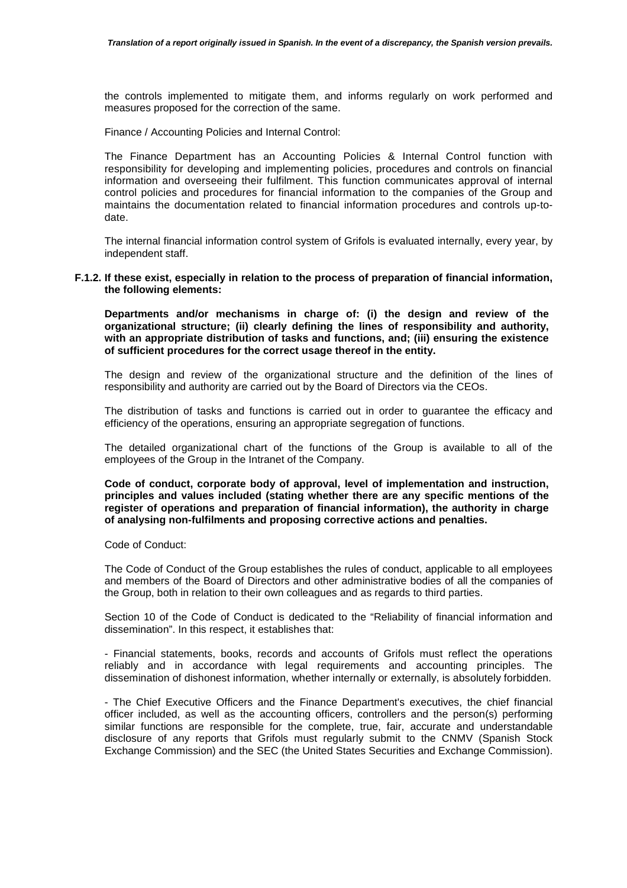the controls implemented to mitigate them, and informs regularly on work performed and measures proposed for the correction of the same.

Finance / Accounting Policies and Internal Control:

The Finance Department has an Accounting Policies & Internal Control function with responsibility for developing and implementing policies, procedures and controls on financial information and overseeing their fulfilment. This function communicates approval of internal control policies and procedures for financial information to the companies of the Group and maintains the documentation related to financial information procedures and controls up-to-date.

The internal financial information control system of Grifols is evaluated internally, every year, by independent staff.

**F.1.2. If these exist, especially in relation to the process of preparation of financial information, the following elements:**

**Departments and/or mechanisms in charge of: (i) the design and review of the organizational structure; (ii) clearly defining the lines of responsibility and authority, with an appropriate distribution of tasks and functions, and; (iii) ensuring the existence of sufficient procedures for the correct usage thereof in the entity.**

The design and review of the organizational structure and the definition of the lines of responsibility and authority are carried out by the Board of Directors via the CEOs.

The distribution of tasks and functions is carried out in order to guarantee the efficacy and efficiency of the operations, ensuring an appropriate segregation of functions.

The detailed organizational chart of the functions of the Group is available to all of the employees of the Group in the Intranet of the Company.

**Code of conduct, corporate body of approval, level of implementation and instruction, principles and values included (stating whether there are any specific mentions of the register of operations and preparation of financial information), the authority in charge of analysing non-fulfilments and proposing corrective actions and penalties.**

Code of Conduct:

The Code of Conduct of the Group establishes the rules of conduct, applicable to all employees and members of the Board of Directors and other administrative bodies of all the companies of the Group, both in relation to their own colleagues and as regards to third parties.

Section 10 of the Code of Conduct is dedicated to the "Reliability of financial information and dissemination". In this respect, it establishes that:

- Financial statements, books, records and accounts of Grifols must reflect the operations reliably and in accordance with legal requirements and accounting principles. The dissemination of dishonest information, whether internally or externally, is absolutely forbidden.

- The Chief Executive Officers and the Finance Department's executives, the chief financial officer included, as well as the accounting officers, controllers and the person(s) performing similar functions are responsible for the complete, true, fair, accurate and understandable disclosure of any reports that Grifols must regularly submit to the CNMV (Spanish Stock Exchange Commission) and the SEC (the United States Securities and Exchange Commission).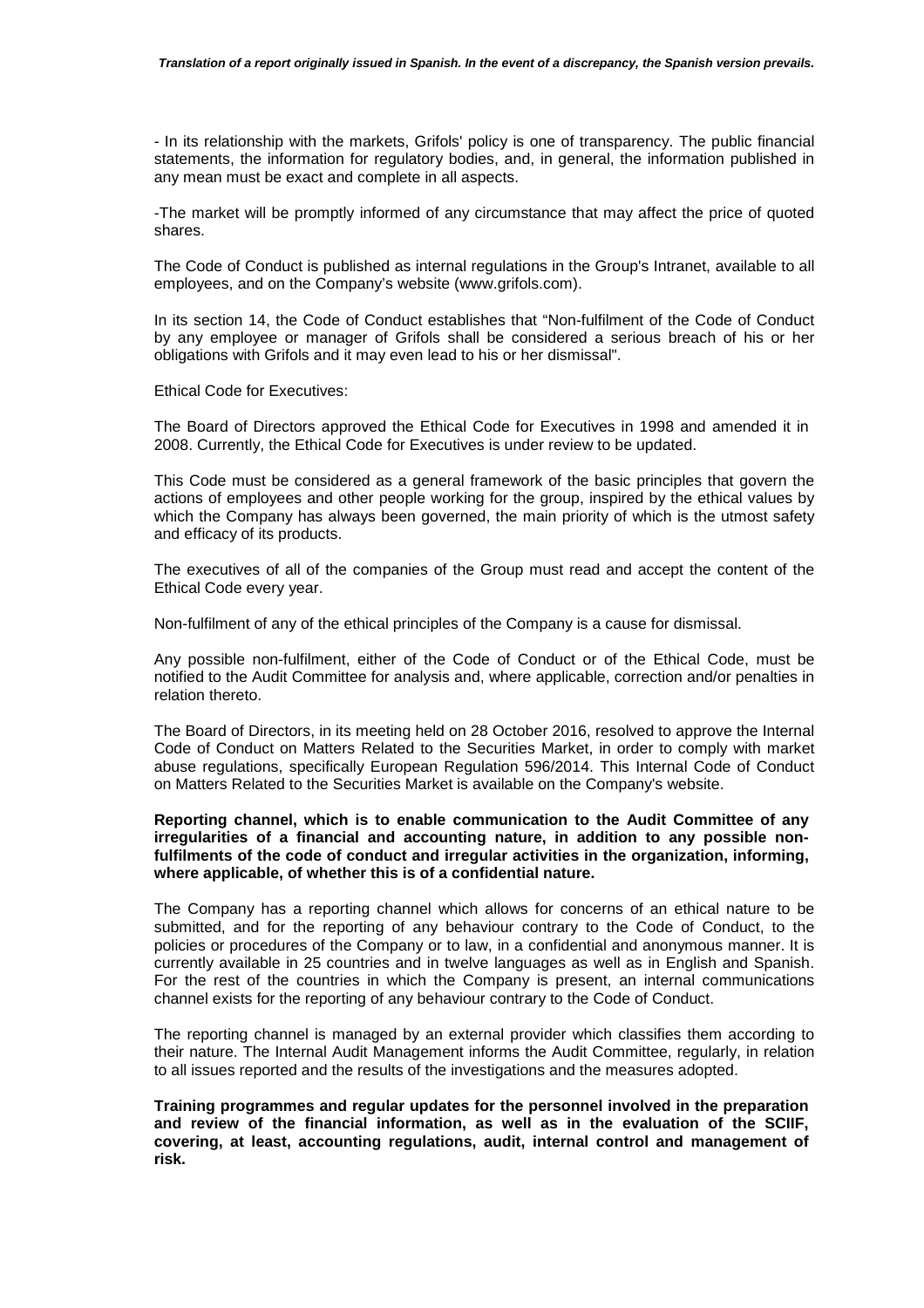- In its relationship with the markets, Grifols' policy is one of transparency. The public financial statements, the information for regulatory bodies, and, in general, the information published in any mean must be exact and complete in all aspects.

-The market will be promptly informed of any circumstance that may affect the price of quoted shares.

The Code of Conduct is published as internal regulations in the Group's Intranet, available to all employees, and on the Company's website (www.grifols.com).

In its section 14, the Code of Conduct establishes that "Non-fulfilment of the Code of Conduct by any employee or manager of Grifols shall be considered a serious breach of his or her obligations with Grifols and it may even lead to his or her dismissal".

Ethical Code for Executives:

The Board of Directors approved the Ethical Code for Executives in 1998 and amended it in 2008. Currently, the Ethical Code for Executives is under review to be updated.

This Code must be considered as a general framework of the basic principles that govern the actions of employees and other people working for the group, inspired by the ethical values by which the Company has always been governed, the main priority of which is the utmost safety and efficacy of its products.

The executives of all of the companies of the Group must read and accept the content of the Ethical Code every year.

Non-fulfilment of any of the ethical principles of the Company is a cause for dismissal.

Any possible non-fulfilment, either of the Code of Conduct or of the Ethical Code, must be notified to the Audit Committee for analysis and, where applicable, correction and/or penalties in relation thereto.

The Board of Directors, in its meeting held on 28 October 2016, resolved to approve the Internal Code of Conduct on Matters Related to the Securities Market, in order to comply with market abuse regulations, specifically European Regulation 596/2014. This Internal Code of Conduct on Matters Related to the Securities Market is available on the Company's website.

**Reporting channel, which is to enable communication to the Audit Committee of any irregularities of a financial and accounting nature, in addition to any possible non-fulfilments of the code of conduct and irregular activities in the organization, informing, where applicable, of whether this is of a confidential nature.**

The Company has a reporting channel which allows for concerns of an ethical nature to be submitted, and for the reporting of any behaviour contrary to the Code of Conduct, to the policies or procedures of the Company or to law, in a confidential and anonymous manner. It is currently available in 25 countries and in twelve languages as well as in English and Spanish. For the rest of the countries in which the Company is present, an internal communications channel exists for the reporting of any behaviour contrary to the Code of Conduct.

The reporting channel is managed by an external provider which classifies them according to their nature. The Internal Audit Management informs the Audit Committee, regularly, in relation to all issues reported and the results of the investigations and the measures adopted.

**Training programmes and regular updates for the personnel involved in the preparation and review of the financial information, as well as in the evaluation of the SCIIF, covering, at least, accounting regulations, audit, internal control and management of risk.**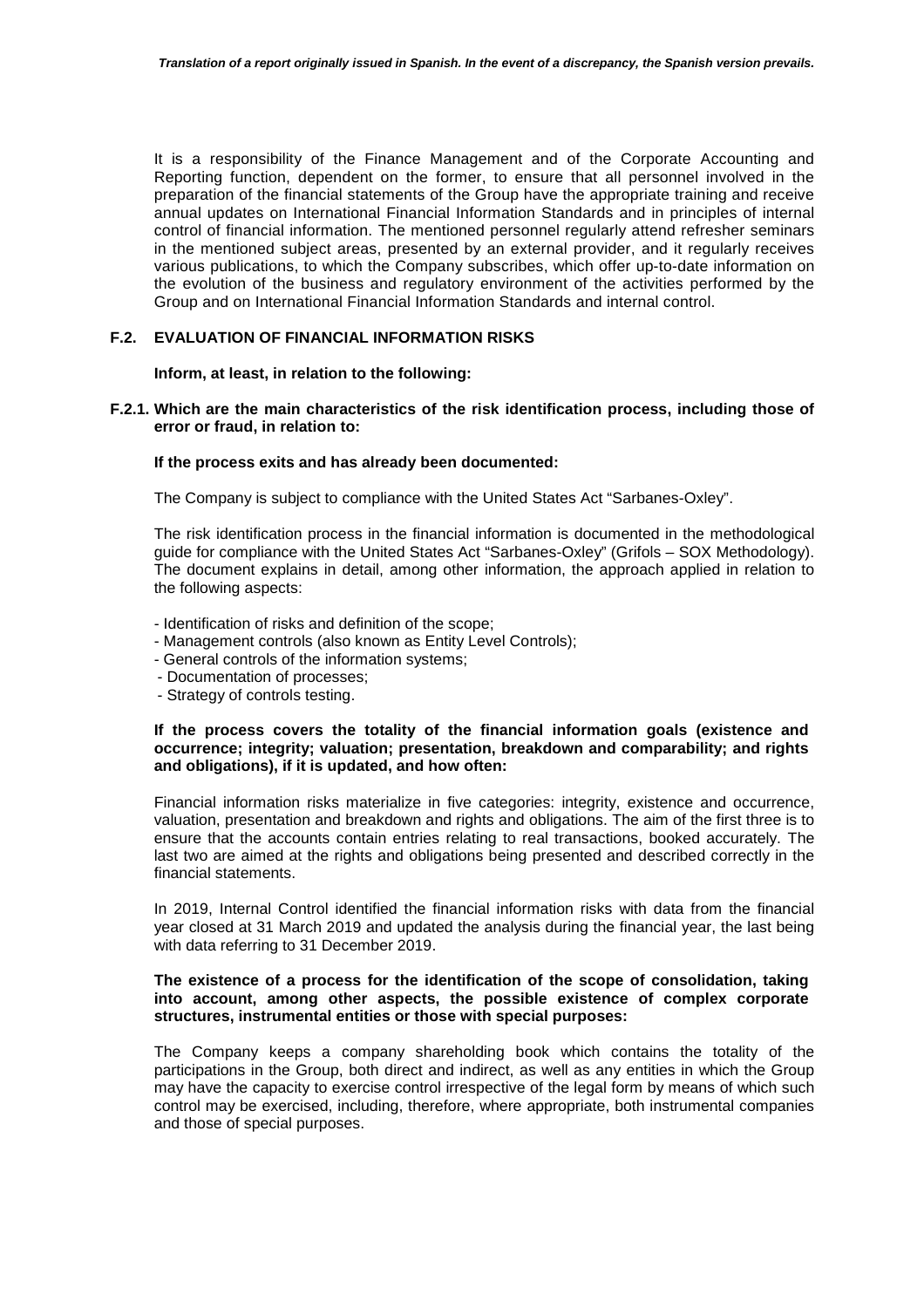It is a responsibility of the Finance Management and of the Corporate Accounting and Reporting function, dependent on the former, to ensure that all personnel involved in the preparation of the financial statements of the Group have the appropriate training and receive annual updates on International Financial Information Standards and in principles of internal control of financial information. The mentioned personnel regularly attend refresher seminars in the mentioned subject areas, presented by an external provider, and it regularly receives various publications, to which the Company subscribes, which offer up-to-date information on the evolution of the business and regulatory environment of the activities performed by the Group and on International Financial Information Standards and internal control.

### F.2. EVALUATION OF FINANCIAL INFORMATION RISKS

**Inform, at least, in relation to the following:**

#### F.2.1. Which are the main characteristics of the risk identification process, including those of error or fraud, in relation to:

**If the process exits and has already been documented:**

The Company is subject to compliance with the United States Act "Sarbanes-Oxley".

The risk identification process in the financial information is documented in the methodological guide for compliance with the United States Act "Sarbanes-Oxley" (Grifols – SOX Methodology). The document explains in detail, among other information, the approach applied in relation to the following aspects:

- Identification of risks and definition of the scope;
- Management controls (also known as Entity Level Controls);
- General controls of the information systems;
- Documentation of processes;
- Strategy of controls testing.

**If the process covers the totality of the financial information goals (existence and occurrence; integrity; valuation; presentation, breakdown and comparability; and rights and obligations), if it is updated, and how often:**

Financial information risks materialize in five categories: integrity, existence and occurrence, valuation, presentation and breakdown and rights and obligations. The aim of the first three is to ensure that the accounts contain entries relating to real transactions, booked accurately. The last two are aimed at the rights and obligations being presented and described correctly in the financial statements.

In 2019, Internal Control identified the financial information risks with data from the financial year closed at 31 March 2019 and updated the analysis during the financial year, the last being with data referring to 31 December 2019.

**The existence of a process for the identification of the scope of consolidation, taking into account, among other aspects, the possible existence of complex corporate structures, instrumental entities or those with special purposes:**

The Company keeps a company shareholding book which contains the totality of the participations in the Group, both direct and indirect, as well as any entities in which the Group may have the capacity to exercise control irrespective of the legal form by means of which such control may be exercised, including, therefore, where appropriate, both instrumental companies and those of special purposes.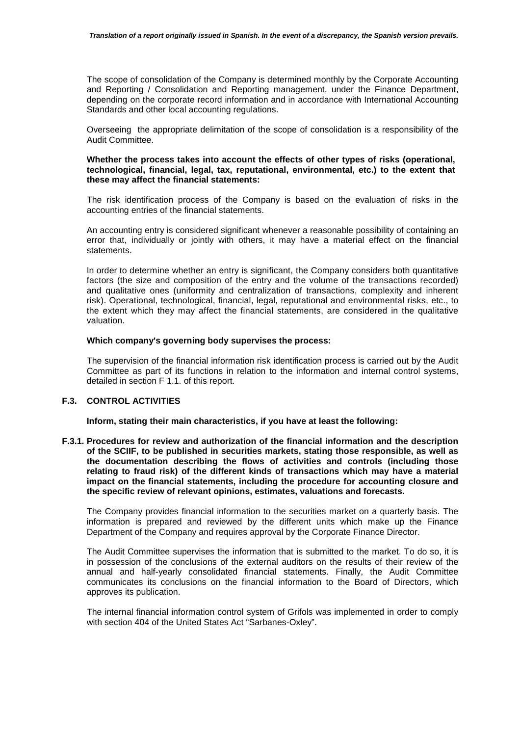The scope of consolidation of the Company is determined monthly by the Corporate Accounting and Reporting / Consolidation and Reporting management, under the Finance Department, depending on the corporate record information and in accordance with International Accounting Standards and other local accounting regulations.

Overseeing the appropriate delimitation of the scope of consolidation is a responsibility of the Audit Committee.

**Whether the process takes into account the effects of other types of risks (operational, technological, financial, legal, tax, reputational, environmental, etc.) to the extent that these may affect the financial statements:**

The risk identification process of the Company is based on the evaluation of risks in the accounting entries of the financial statements.

An accounting entry is considered significant whenever a reasonable possibility of containing an error that, individually or jointly with others, it may have a material effect on the financial statements.

In order to determine whether an entry is significant, the Company considers both quantitative factors (the size and composition of the entry and the volume of the transactions recorded) and qualitative ones (uniformity and centralization of transactions, complexity and inherent risk). Operational, technological, financial, legal, reputational and environmental risks, etc., to the extent which they may affect the financial statements, are considered in the qualitative valuation.

**Which company's governing body supervises the process:**

The supervision of the financial information risk identification process is carried out by the Audit Committee as part of its functions in relation to the information and internal control systems, detailed in section F 1.1. of this report.

## F.3. CONTROL ACTIVITIES

**Inform, stating their main characteristics, if you have at least the following:**

**F.3.1. Procedures for review and authorization of the financial information and the description of the SCIIF, to be published in securities markets, stating those responsible, as well as the documentation describing the flows of activities and controls (including those relating to fraud risk) of the different kinds of transactions which may have a material impact on the financial statements, including the procedure for accounting closure and the specific review of relevant opinions, estimates, valuations and forecasts.**

The Company provides financial information to the securities market on a quarterly basis. The information is prepared and reviewed by the different units which make up the Finance Department of the Company and requires approval by the Corporate Finance Director.

The Audit Committee supervises the information that is submitted to the market. To do so, it is in possession of the conclusions of the external auditors on the results of their review of the annual and half-yearly consolidated financial statements. Finally, the Audit Committee communicates its conclusions on the financial information to the Board of Directors, which approves its publication.

The internal financial information control system of Grifols was implemented in order to comply with section 404 of the United States Act "Sarbanes-Oxley".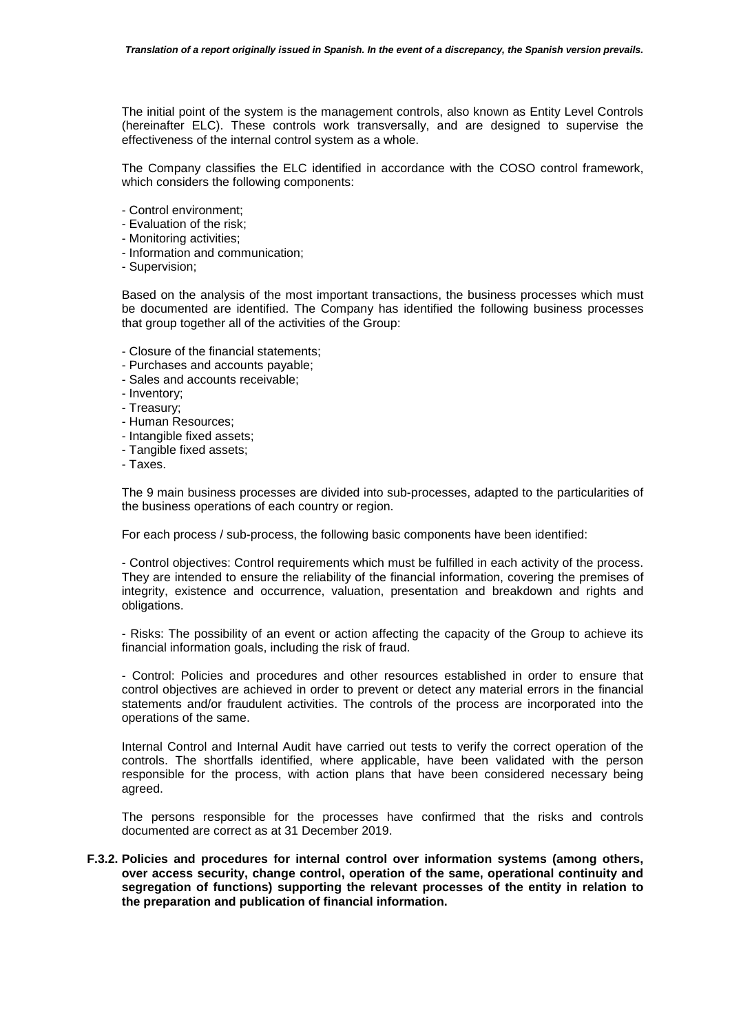The initial point of the system is the management controls, also known as Entity Level Controls (hereinafter ELC). These controls work transversally, and are designed to supervise the effectiveness of the internal control system as a whole.

The Company classifies the ELC identified in accordance with the COSO control framework, which considers the following components:

- Control environment;
- Evaluation of the risk;
- Monitoring activities;
- Information and communication;
- Supervision;

Based on the analysis of the most important transactions, the business processes which must be documented are identified. The Company has identified the following business processes that group together all of the activities of the Group:

- Closure of the financial statements;
- Purchases and accounts payable;
- Sales and accounts receivable;
- Inventory;
- Treasury;
- Human Resources;
- Intangible fixed assets;
- Tangible fixed assets;
- Taxes.

The 9 main business processes are divided into sub-processes, adapted to the particularities of the business operations of each country or region.

For each process / sub-process, the following basic components have been identified:

- Control objectives: Control requirements which must be fulfilled in each activity of the process. They are intended to ensure the reliability of the financial information, covering the premises of integrity, existence and occurrence, valuation, presentation and breakdown and rights and obligations.

- Risks: The possibility of an event or action affecting the capacity of the Group to achieve its financial information goals, including the risk of fraud.

- Control: Policies and procedures and other resources established in order to ensure that control objectives are achieved in order to prevent or detect any material errors in the financial statements and/or fraudulent activities. The controls of the process are incorporated into the operations of the same.

Internal Control and Internal Audit have carried out tests to verify the correct operation of the controls. The shortfalls identified, where applicable, have been validated with the person responsible for the process, with action plans that have been considered necessary being agreed.

The persons responsible for the processes have confirmed that the risks and controls documented are correct as at 31 December 2019.

**F.3.2. Policies and procedures for internal control over information systems (among others, over access security, change control, operation of the same, operational continuity and segregation of functions) supporting the relevant processes of the entity in relation to the preparation and publication of financial information.**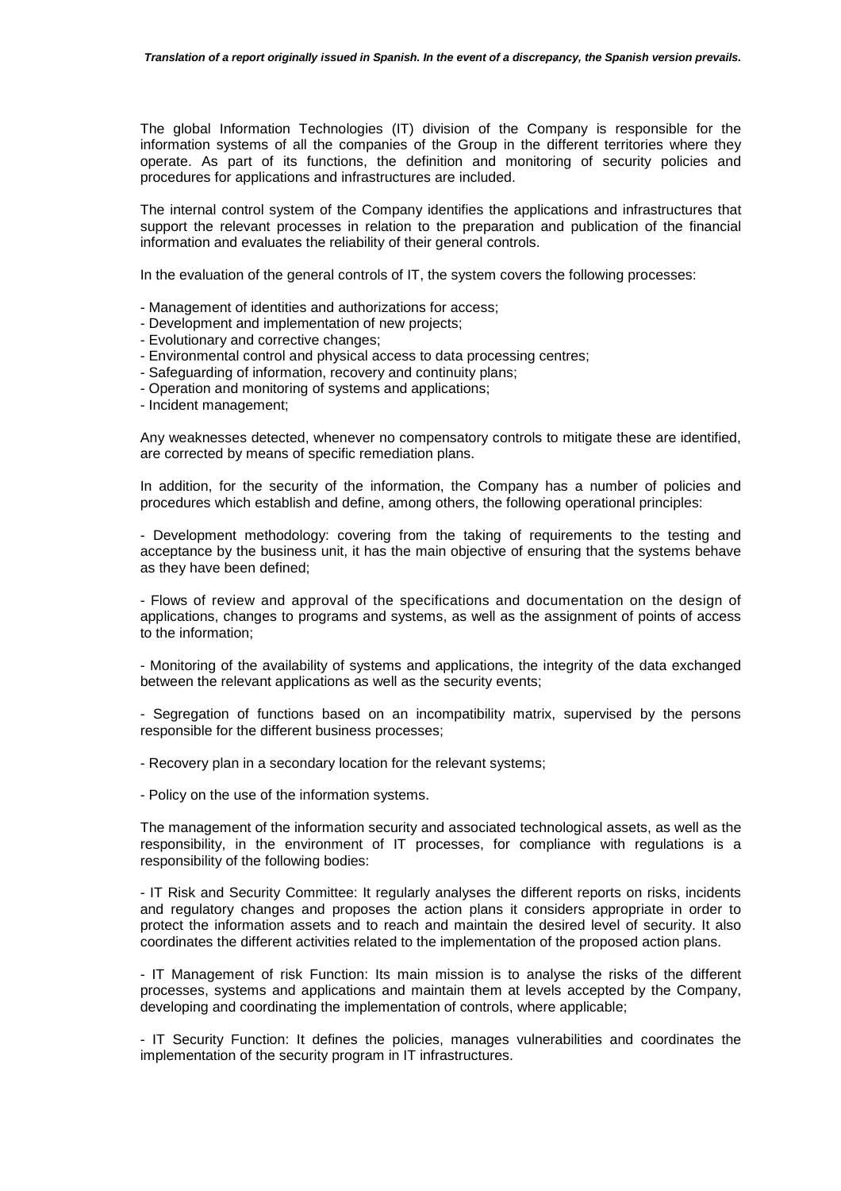The global Information Technologies (IT) division of the Company is responsible for the information systems of all the companies of the Group in the different territories where they operate. As part of its functions, the definition and monitoring of security policies and procedures for applications and infrastructures are included.

The internal control system of the Company identifies the applications and infrastructures that support the relevant processes in relation to the preparation and publication of the financial information and evaluates the reliability of their general controls.

In the evaluation of the general controls of IT, the system covers the following processes:

- Management of identities and authorizations for access;
- Development and implementation of new projects;
- Evolutionary and corrective changes;
- Environmental control and physical access to data processing centres;
- Safeguarding of information, recovery and continuity plans;
- Operation and monitoring of systems and applications;
- Incident management;

Any weaknesses detected, whenever no compensatory controls to mitigate these are identified, are corrected by means of specific remediation plans.

In addition, for the security of the information, the Company has a number of policies and procedures which establish and define, among others, the following operational principles:

- Development methodology: covering from the taking of requirements to the testing and acceptance by the business unit, it has the main objective of ensuring that the systems behave as they have been defined;

- Flows of review and approval of the specifications and documentation on the design of applications, changes to programs and systems, as well as the assignment of points of access to the information;

- Monitoring of the availability of systems and applications, the integrity of the data exchanged between the relevant applications as well as the security events;

- Segregation of functions based on an incompatibility matrix, supervised by the persons responsible for the different business processes;

- Recovery plan in a secondary location for the relevant systems;

- Policy on the use of the information systems.

The management of the information security and associated technological assets, as well as the responsibility, in the environment of IT processes, for compliance with regulations is a responsibility of the following bodies:

- IT Risk and Security Committee: It regularly analyses the different reports on risks, incidents and regulatory changes and proposes the action plans it considers appropriate in order to protect the information assets and to reach and maintain the desired level of security. It also coordinates the different activities related to the implementation of the proposed action plans.

- IT Management of risk Function: Its main mission is to analyse the risks of the different processes, systems and applications and maintain them at levels accepted by the Company, developing and coordinating the implementation of controls, where applicable;

- IT Security Function: It defines the policies, manages vulnerabilities and coordinates the implementation of the security program in IT infrastructures.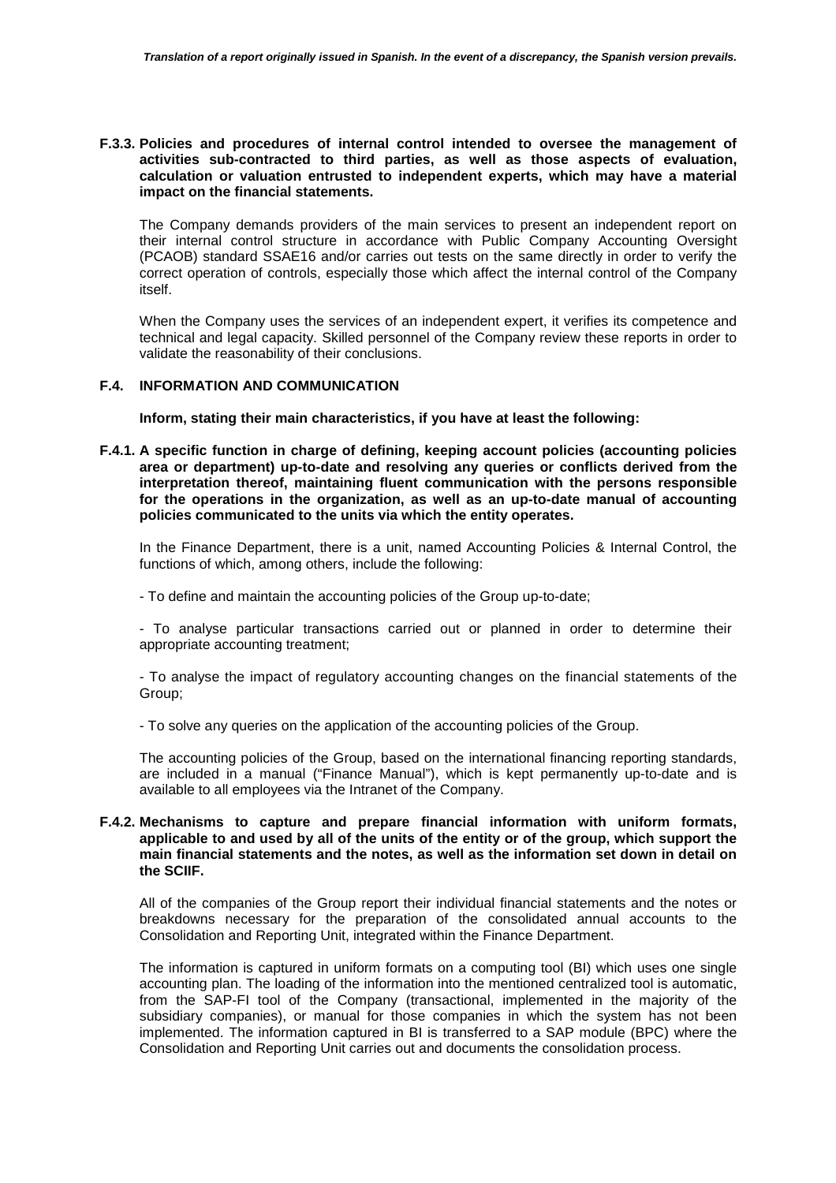**F.3.3. Policies and procedures of internal control intended to oversee the management of activities sub-contracted to third parties, as well as those aspects of evaluation, calculation or valuation entrusted to independent experts, which may have a material impact on the financial statements.**

The Company demands providers of the main services to present an independent report on their internal control structure in accordance with Public Company Accounting Oversight (PCAOB) standard SSAE16 and/or carries out tests on the same directly in order to verify the correct operation of controls, especially those which affect the internal control of the Company itself.

When the Company uses the services of an independent expert, it verifies its competence and technical and legal capacity. Skilled personnel of the Company review these reports in order to validate the reasonability of their conclusions.

## F.4. INFORMATION AND COMMUNICATION

**Inform, stating their main characteristics, if you have at least the following:**

**F.4.1. A specific function in charge of defining, keeping account policies (accounting policies area or department) up-to-date and resolving any queries or conflicts derived from the interpretation thereof, maintaining fluent communication with the persons responsible for the operations in the organization, as well as an up-to-date manual of accounting policies communicated to the units via which the entity operates.**

In the Finance Department, there is a unit, named Accounting Policies & Internal Control, the functions of which, among others, include the following:

- To define and maintain the accounting policies of the Group up-to-date;

- To analyse particular transactions carried out or planned in order to determine their appropriate accounting treatment;

- To analyse the impact of regulatory accounting changes on the financial statements of the Group;

- To solve any queries on the application of the accounting policies of the Group.

The accounting policies of the Group, based on the international financing reporting standards, are included in a manual ("Finance Manual"), which is kept permanently up-to-date and is available to all employees via the Intranet of the Company.

**F.4.2. Mechanisms to capture and prepare financial information with uniform formats, applicable to and used by all of the units of the entity or of the group, which support the main financial statements and the notes, as well as the information set down in detail on the SCIIF.**

All of the companies of the Group report their individual financial statements and the notes or breakdowns necessary for the preparation of the consolidated annual accounts to the Consolidation and Reporting Unit, integrated within the Finance Department.

The information is captured in uniform formats on a computing tool (BI) which uses one single accounting plan. The loading of the information into the mentioned centralized tool is automatic, from the SAP-FI tool of the Company (transactional, implemented in the majority of the subsidiary companies), or manual for those companies in which the system has not been implemented. The information captured in BI is transferred to a SAP module (BPC) where the Consolidation and Reporting Unit carries out and documents the consolidation process.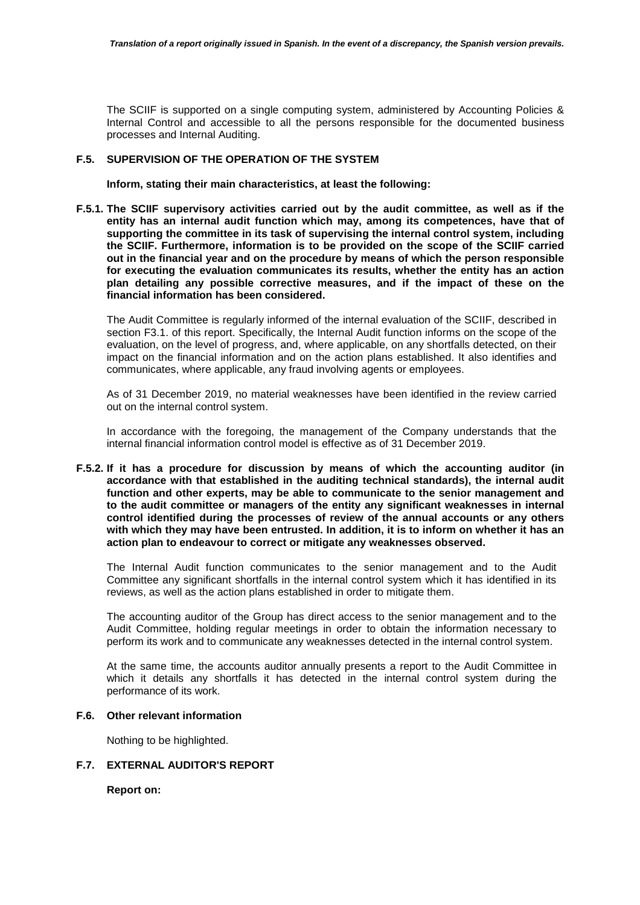The SCIIF is supported on a single computing system, administered by Accounting Policies & Internal Control and accessible to all the persons responsible for the documented business processes and Internal Auditing.

### F.5. SUPERVISION OF THE OPERATION OF THE SYSTEM

**Inform, stating their main characteristics, at least the following:**

**F.5.1. The SCIIF supervisory activities carried out by the audit committee, as well as if the entity has an internal audit function which may, among its competences, have that of supporting the committee in its task of supervising the internal control system, including the SCIIF. Furthermore, information is to be provided on the scope of the SCIIF carried out in the financial year and on the procedure by means of which the person responsible for executing the evaluation communicates its results, whether the entity has an action plan detailing any possible corrective measures, and if the impact of these on the financial information has been considered.**

The Audit Committee is regularly informed of the internal evaluation of the SCIIF, described in section F3.1. of this report. Specifically, the Internal Audit function informs on the scope of the evaluation, on the level of progress, and, where applicable, on any shortfalls detected, on their impact on the financial information and on the action plans established. It also identifies and communicates, where applicable, any fraud involving agents or employees.

As of 31 December 2019, no material weaknesses have been identified in the review carried out on the internal control system.

In accordance with the foregoing, the management of the Company understands that the internal financial information control model is effective as of 31 December 2019.

**F.5.2. If it has a procedure for discussion by means of which the accounting auditor (in accordance with that established in the auditing technical standards), the internal audit function and other experts, may be able to communicate to the senior management and to the audit committee or managers of the entity any significant weaknesses in internal control identified during the processes of review of the annual accounts or any others with which they may have been entrusted. In addition, it is to inform on whether it has an action plan to endeavour to correct or mitigate any weaknesses observed.**

The Internal Audit function communicates to the senior management and to the Audit Committee any significant shortfalls in the internal control system which it has identified in its reviews, as well as the action plans established in order to mitigate them.

The accounting auditor of the Group has direct access to the senior management and to the Audit Committee, holding regular meetings in order to obtain the information necessary to perform its work and to communicate any weaknesses detected in the internal control system.

At the same time, the accounts auditor annually presents a report to the Audit Committee in which it details any shortfalls it has detected in the internal control system during the performance of its work.

### F.6. Other relevant information

Nothing to be highlighted.

### F.7. EXTERNAL AUDITOR'S REPORT

**Report on:**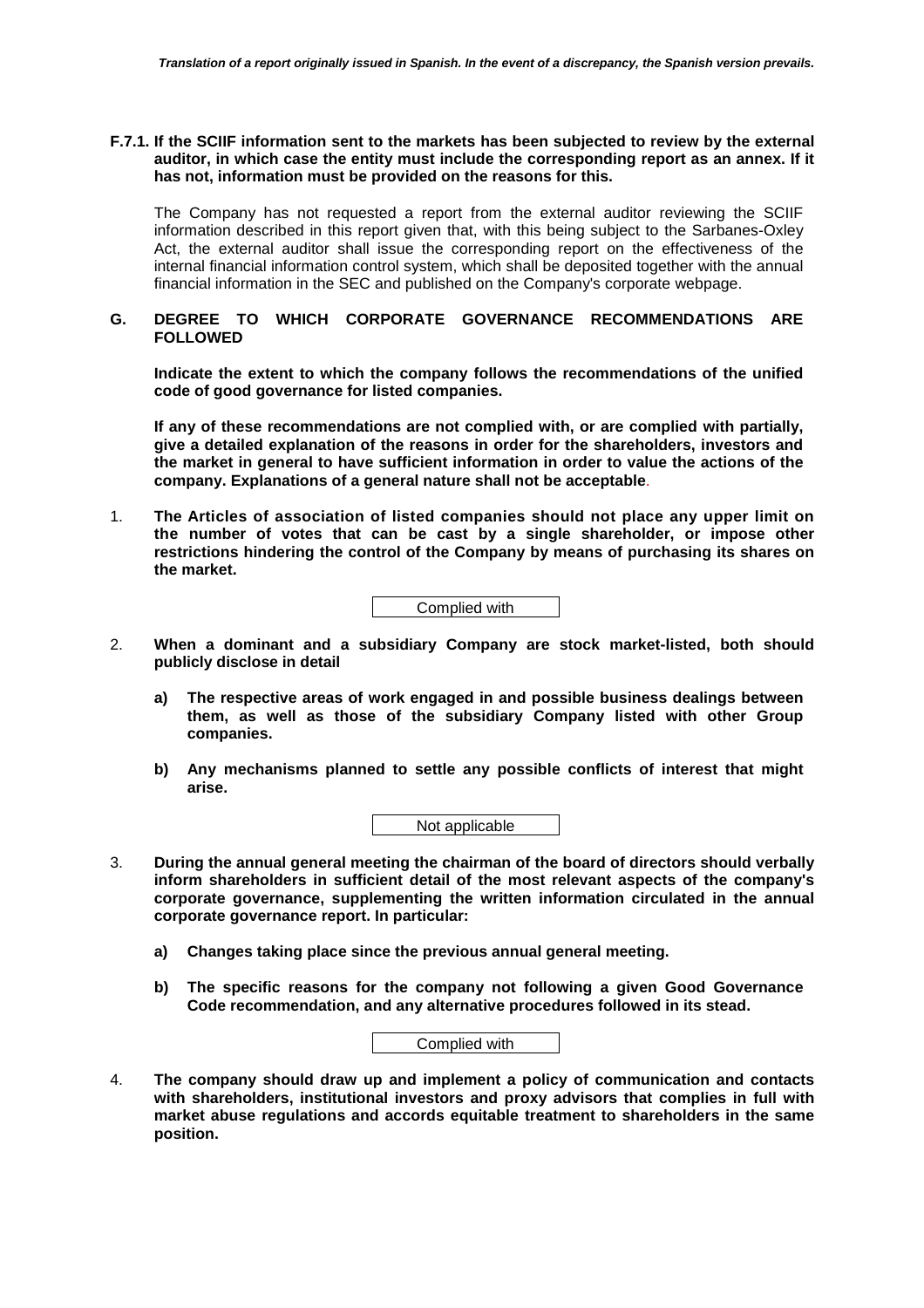**F.7.1. If the SCIIF information sent to the markets has been subjected to review by the external auditor, in which case the entity must include the corresponding report as an annex. If it has not, information must be provided on the reasons for this.**

The Company has not requested a report from the external auditor reviewing the SCIIF information described in this report given that, with this being subject to the Sarbanes-Oxley Act, the external auditor shall issue the corresponding report on the effectiveness of the internal financial information control system, which shall be deposited together with the annual financial information in the SEC and published on the Company's corporate webpage.

## G. DEGREE TO WHICH CORPORATE GOVERNANCE RECOMMENDATIONS ARE FOLLOWED

**Indicate the extent to which the company follows the recommendations of the unified code of good governance for listed companies.**

**If any of these recommendations are not complied with, or are complied with partially, give a detailed explanation of the reasons in order for the shareholders, investors and the market in general to have sufficient information in order to value the actions of the company. Explanations of a general nature shall not be acceptable**.

1. **The Articles of association of listed companies should not place any upper limit on the number of votes that can be cast by a single shareholder, or impose other restrictions hindering the control of the Company by means of purchasing its shares on the market.**

   Complied with

2. **When a dominant and a subsidiary Company are stock market-listed, both should publicly disclose in detail**

   **a) The respective areas of work engaged in and possible business dealings between them, as well as those of the subsidiary Company listed with other Group companies.**

   **b) Any mechanisms planned to settle any possible conflicts of interest that might arise.**

   Not applicable

3. **During the annual general meeting the chairman of the board of directors should verbally inform shareholders in sufficient detail of the most relevant aspects of the company's corporate governance, supplementing the written information circulated in the annual corporate governance report. In particular:**

   **a) Changes taking place since the previous annual general meeting.**

   **b) The specific reasons for the company not following a given Good Governance Code recommendation, and any alternative procedures followed in its stead.**

   Complied with

4. **The company should draw up and implement a policy of communication and contacts with shareholders, institutional investors and proxy advisors that complies in full with market abuse regulations and accords equitable treatment to shareholders in the same position.**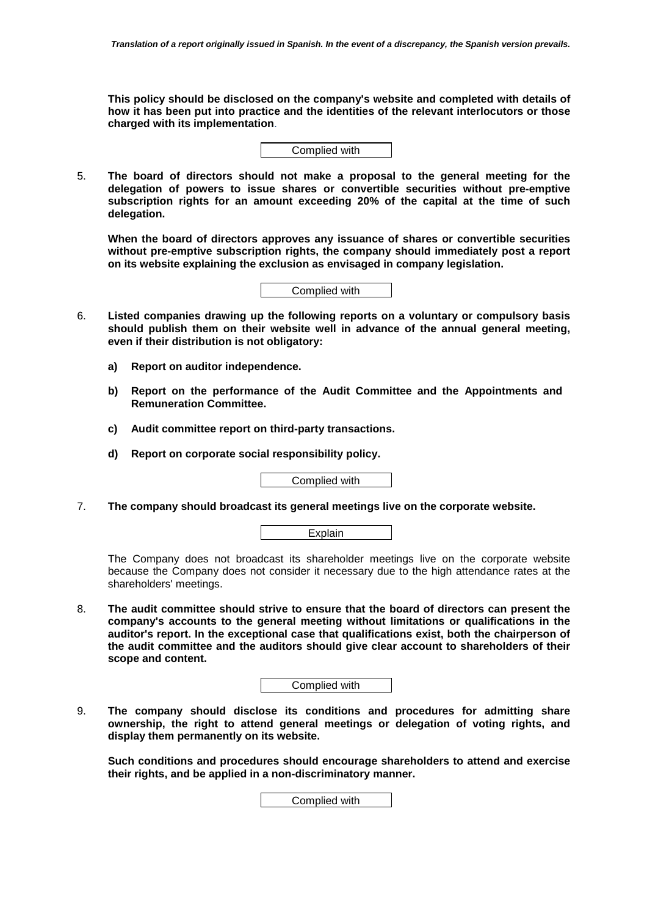**This policy should be disclosed on the company's website and completed with details of how it has been put into practice and the identities of the relevant interlocutors or those charged with its implementation**.

Complied with

5. **The board of directors should not make a proposal to the general meeting for the delegation of powers to issue shares or convertible securities without pre-emptive subscription rights for an amount exceeding 20% of the capital at the time of such delegation.**

   **When the board of directors approves any issuance of shares or convertible securities without pre-emptive subscription rights, the company should immediately post a report on its website explaining the exclusion as envisaged in company legislation.**

Complied with

6. **Listed companies drawing up the following reports on a voluntary or compulsory basis should publish them on their website well in advance of the annual general meeting, even if their distribution is not obligatory:**

   **a) Report on auditor independence.**

   **b) Report on the performance of the Audit Committee and the Appointments and Remuneration Committee.**

   **c) Audit committee report on third-party transactions.**

   **d) Report on corporate social responsibility policy.**

Complied with

7. **The company should broadcast its general meetings live on the corporate website.**

Explain

The Company does not broadcast its shareholder meetings live on the corporate website because the Company does not consider it necessary due to the high attendance rates at the shareholders' meetings.

8. **The audit committee should strive to ensure that the board of directors can present the company's accounts to the general meeting without limitations or qualifications in the auditor's report. In the exceptional case that qualifications exist, both the chairperson of the audit committee and the auditors should give clear account to shareholders of their scope and content.**

Complied with

9. **The company should disclose its conditions and procedures for admitting share ownership, the right to attend general meetings or delegation of voting rights, and display them permanently on its website.**

   **Such conditions and procedures should encourage shareholders to attend and exercise their rights, and be applied in a non-discriminatory manner.**

Complied with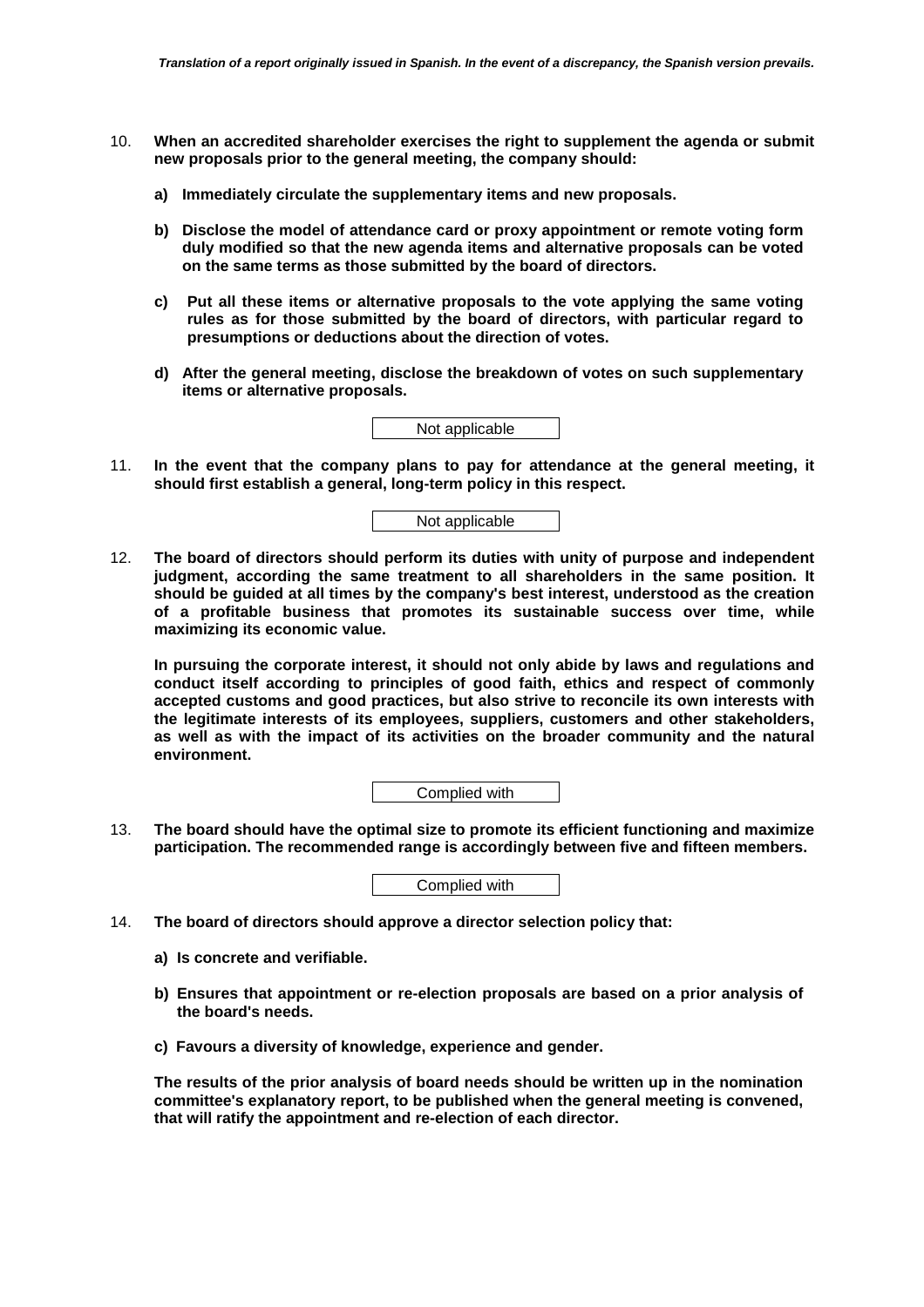*Translation of a report originally issued in Spanish. In the event of a discrepancy, the Spanish version prevails.*

10. **When an accredited shareholder exercises the right to supplement the agenda or submit new proposals prior to the general meeting, the company should:**

    **a) Immediately circulate the supplementary items and new proposals.**

    **b) Disclose the model of attendance card or proxy appointment or remote voting form duly modified so that the new agenda items and alternative proposals can be voted on the same terms as those submitted by the board of directors.**

    **c) Put all these items or alternative proposals to the vote applying the same voting rules as for those submitted by the board of directors, with particular regard to presumptions or deductions about the direction of votes.**

    **d) After the general meeting, disclose the breakdown of votes on such supplementary items or alternative proposals.**

    Not applicable

11. **In the event that the company plans to pay for attendance at the general meeting, it should first establish a general, long-term policy in this respect.**

    Not applicable

12. **The board of directors should perform its duties with unity of purpose and independent judgment, according the same treatment to all shareholders in the same position. It should be guided at all times by the company's best interest, understood as the creation of a profitable business that promotes its sustainable success over time, while maximizing its economic value.**

    **In pursuing the corporate interest, it should not only abide by laws and regulations and conduct itself according to principles of good faith, ethics and respect of commonly accepted customs and good practices, but also strive to reconcile its own interests with the legitimate interests of its employees, suppliers, customers and other stakeholders, as well as with the impact of its activities on the broader community and the natural environment.**

    Complied with

13. **The board should have the optimal size to promote its efficient functioning and maximize participation. The recommended range is accordingly between five and fifteen members.**

    Complied with

14. **The board of directors should approve a director selection policy that:**

    **a) Is concrete and verifiable.**

    **b) Ensures that appointment or re-election proposals are based on a prior analysis of the board's needs.**

    **c) Favours a diversity of knowledge, experience and gender.**

    **The results of the prior analysis of board needs should be written up in the nomination committee's explanatory report, to be published when the general meeting is convened, that will ratify the appointment and re-election of each director.**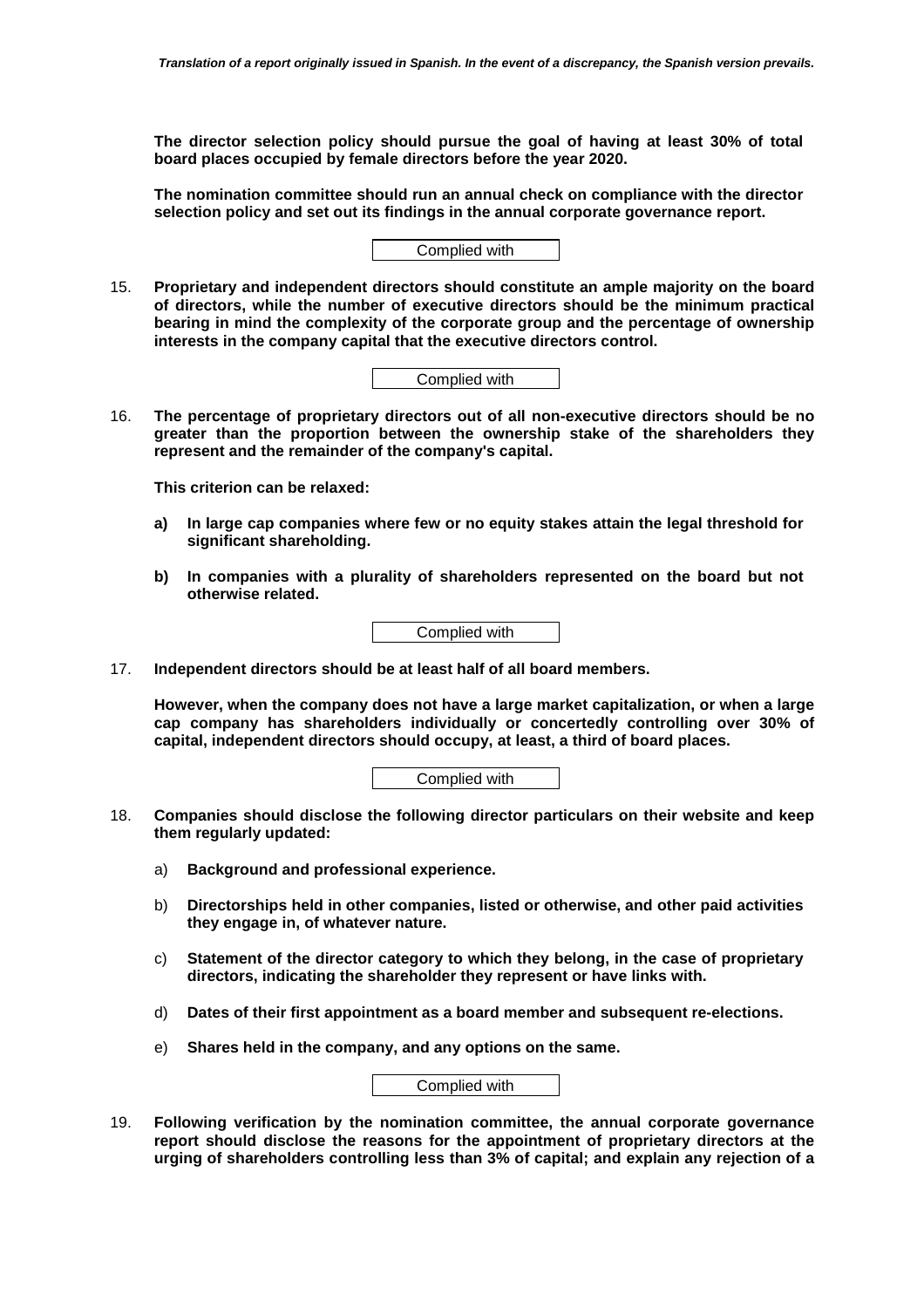**The director selection policy should pursue the goal of having at least 30% of total board places occupied by female directors before the year 2020.**

**The nomination committee should run an annual check on compliance with the director selection policy and set out its findings in the annual corporate governance report.**

Complied with

15. **Proprietary and independent directors should constitute an ample majority on the board of directors, while the number of executive directors should be the minimum practical bearing in mind the complexity of the corporate group and the percentage of ownership interests in the company capital that the executive directors control.**

Complied with

16. **The percentage of proprietary directors out of all non-executive directors should be no greater than the proportion between the ownership stake of the shareholders they represent and the remainder of the company's capital.**

    **This criterion can be relaxed:**

    **a) In large cap companies where few or no equity stakes attain the legal threshold for significant shareholding.**

    **b) In companies with a plurality of shareholders represented on the board but not otherwise related.**

Complied with

17. **Independent directors should be at least half of all board members.**

    **However, when the company does not have a large market capitalization, or when a large cap company has shareholders individually or concertedly controlling over 30% of capital, independent directors should occupy, at least, a third of board places.**

Complied with

18. **Companies should disclose the following director particulars on their website and keep them regularly updated:**

    a) **Background and professional experience.**

    b) **Directorships held in other companies, listed or otherwise, and other paid activities they engage in, of whatever nature.**

    c) **Statement of the director category to which they belong, in the case of proprietary directors, indicating the shareholder they represent or have links with.**

    d) **Dates of their first appointment as a board member and subsequent re-elections.**

    e) **Shares held in the company, and any options on the same.**

Complied with

19. **Following verification by the nomination committee, the annual corporate governance report should disclose the reasons for the appointment of proprietary directors at the urging of shareholders controlling less than 3% of capital; and explain any rejection of a**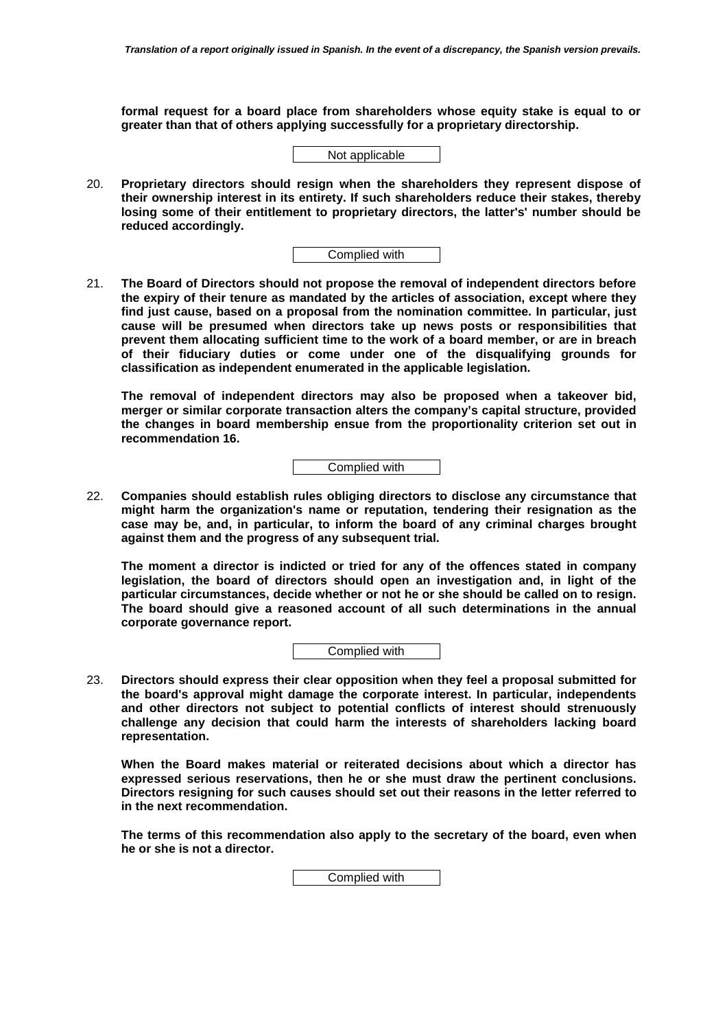**formal request for a board place from shareholders whose equity stake is equal to or greater than that of others applying successfully for a proprietary directorship.**

Not applicable

20. **Proprietary directors should resign when the shareholders they represent dispose of their ownership interest in its entirety. If such shareholders reduce their stakes, thereby losing some of their entitlement to proprietary directors, the latter's' number should be reduced accordingly.**

Complied with

21. **The Board of Directors should not propose the removal of independent directors before the expiry of their tenure as mandated by the articles of association, except where they find just cause, based on a proposal from the nomination committee. In particular, just cause will be presumed when directors take up news posts or responsibilities that prevent them allocating sufficient time to the work of a board member, or are in breach of their fiduciary duties or come under one of the disqualifying grounds for classification as independent enumerated in the applicable legislation.**

    **The removal of independent directors may also be proposed when a takeover bid, merger or similar corporate transaction alters the company's capital structure, provided the changes in board membership ensue from the proportionality criterion set out in recommendation 16.**

Complied with

22. **Companies should establish rules obliging directors to disclose any circumstance that might harm the organization's name or reputation, tendering their resignation as the case may be, and, in particular, to inform the board of any criminal charges brought against them and the progress of any subsequent trial.**

    **The moment a director is indicted or tried for any of the offences stated in company legislation, the board of directors should open an investigation and, in light of the particular circumstances, decide whether or not he or she should be called on to resign. The board should give a reasoned account of all such determinations in the annual corporate governance report.**

Complied with

23. **Directors should express their clear opposition when they feel a proposal submitted for the board's approval might damage the corporate interest. In particular, independents and other directors not subject to potential conflicts of interest should strenuously challenge any decision that could harm the interests of shareholders lacking board representation.**

    **When the Board makes material or reiterated decisions about which a director has expressed serious reservations, then he or she must draw the pertinent conclusions. Directors resigning for such causes should set out their reasons in the letter referred to in the next recommendation.**

    **The terms of this recommendation also apply to the secretary of the board, even when he or she is not a director.**

Complied with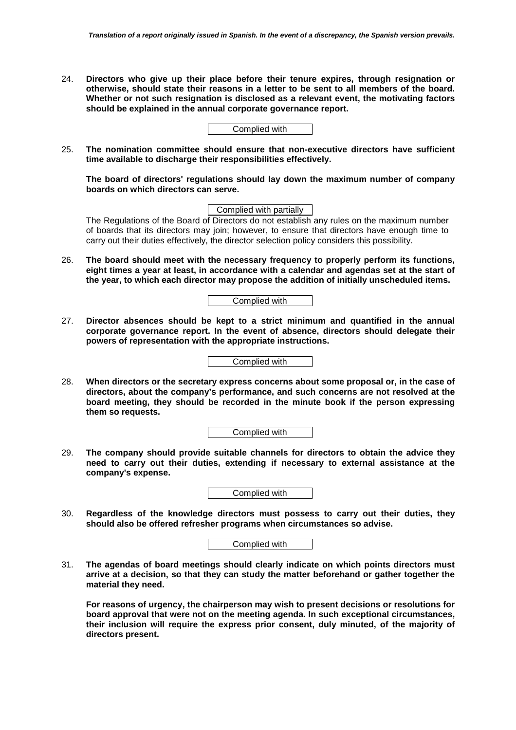24. **Directors who give up their place before their tenure expires, through resignation or otherwise, should state their reasons in a letter to be sent to all members of the board. Whether or not such resignation is disclosed as a relevant event, the motivating factors should be explained in the annual corporate governance report.**

Complied with

25. **The nomination committee should ensure that non-executive directors have sufficient time available to discharge their responsibilities effectively.**

    **The board of directors' regulations should lay down the maximum number of company boards on which directors can serve.**

Complied with partially

The Regulations of the Board of Directors do not establish any rules on the maximum number of boards that its directors may join; however, to ensure that directors have enough time to carry out their duties effectively, the director selection policy considers this possibility.

26. **The board should meet with the necessary frequency to properly perform its functions, eight times a year at least, in accordance with a calendar and agendas set at the start of the year, to which each director may propose the addition of initially unscheduled items.**

Complied with

27. **Director absences should be kept to a strict minimum and quantified in the annual corporate governance report. In the event of absence, directors should delegate their powers of representation with the appropriate instructions.**

Complied with

28. **When directors or the secretary express concerns about some proposal or, in the case of directors, about the company's performance, and such concerns are not resolved at the board meeting, they should be recorded in the minute book if the person expressing them so requests.**

Complied with

29. **The company should provide suitable channels for directors to obtain the advice they need to carry out their duties, extending if necessary to external assistance at the company's expense.**

Complied with

30. **Regardless of the knowledge directors must possess to carry out their duties, they should also be offered refresher programs when circumstances so advise.**

Complied with

31. **The agendas of board meetings should clearly indicate on which points directors must arrive at a decision, so that they can study the matter beforehand or gather together the material they need.**

    **For reasons of urgency, the chairperson may wish to present decisions or resolutions for board approval that were not on the meeting agenda. In such exceptional circumstances, their inclusion will require the express prior consent, duly minuted, of the majority of directors present.**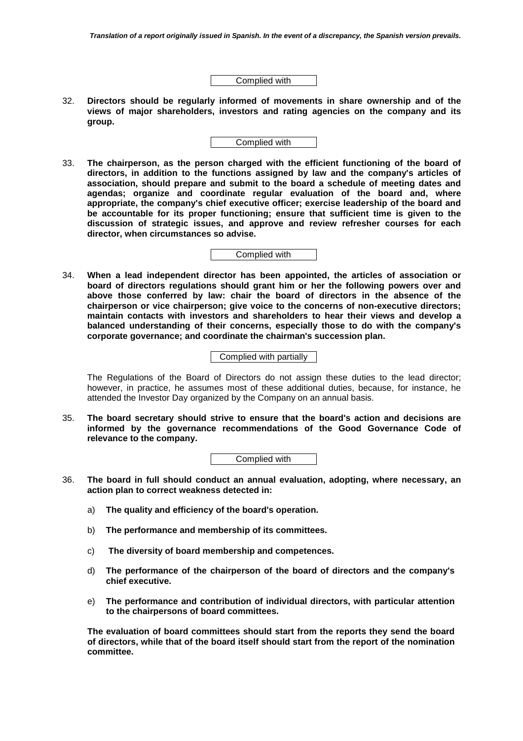Complied with

32. **Directors should be regularly informed of movements in share ownership and of the views of major shareholders, investors and rating agencies on the company and its group.**

Complied with

33. **The chairperson, as the person charged with the efficient functioning of the board of directors, in addition to the functions assigned by law and the company's articles of association, should prepare and submit to the board a schedule of meeting dates and agendas; organize and coordinate regular evaluation of the board and, where appropriate, the company's chief executive officer; exercise leadership of the board and be accountable for its proper functioning; ensure that sufficient time is given to the discussion of strategic issues, and approve and review refresher courses for each director, when circumstances so advise.**

Complied with

34. **When a lead independent director has been appointed, the articles of association or board of directors regulations should grant him or her the following powers over and above those conferred by law: chair the board of directors in the absence of the chairperson or vice chairperson; give voice to the concerns of non-executive directors; maintain contacts with investors and shareholders to hear their views and develop a balanced understanding of their concerns, especially those to do with the company's corporate governance; and coordinate the chairman's succession plan.**

Complied with partially

The Regulations of the Board of Directors do not assign these duties to the lead director; however, in practice, he assumes most of these additional duties, because, for instance, he attended the Investor Day organized by the Company on an annual basis.

35. **The board secretary should strive to ensure that the board's action and decisions are informed by the governance recommendations of the Good Governance Code of relevance to the company.**

Complied with

36. **The board in full should conduct an annual evaluation, adopting, where necessary, an action plan to correct weakness detected in:**

    a) **The quality and efficiency of the board's operation.**

    b) **The performance and membership of its committees.**

    c) **The diversity of board membership and competences.**

    d) **The performance of the chairperson of the board of directors and the company's chief executive.**

    e) **The performance and contribution of individual directors, with particular attention to the chairpersons of board committees.**

    **The evaluation of board committees should start from the reports they send the board of directors, while that of the board itself should start from the report of the nomination committee.**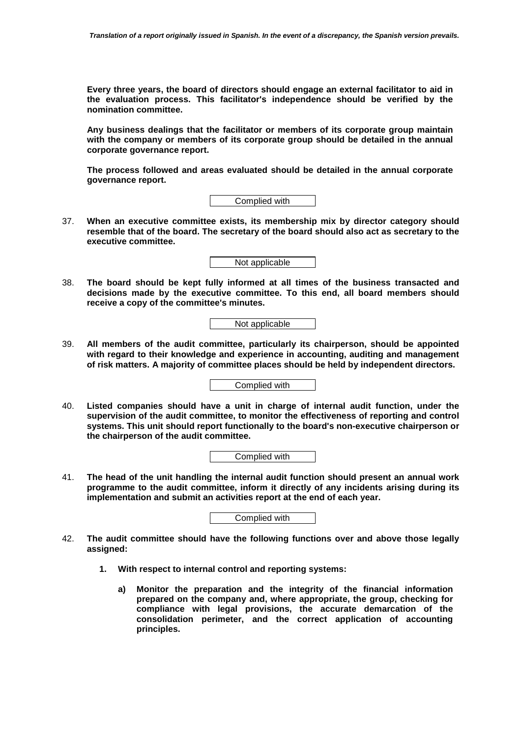**Every three years, the board of directors should engage an external facilitator to aid in the evaluation process. This facilitator's independence should be verified by the nomination committee.**

**Any business dealings that the facilitator or members of its corporate group maintain with the company or members of its corporate group should be detailed in the annual corporate governance report.**

**The process followed and areas evaluated should be detailed in the annual corporate governance report.**

Complied with

37. **When an executive committee exists, its membership mix by director category should resemble that of the board. The secretary of the board should also act as secretary to the executive committee.**

Not applicable

38. **The board should be kept fully informed at all times of the business transacted and decisions made by the executive committee. To this end, all board members should receive a copy of the committee's minutes.**

Not applicable

39. **All members of the audit committee, particularly its chairperson, should be appointed with regard to their knowledge and experience in accounting, auditing and management of risk matters. A majority of committee places should be held by independent directors.**

Complied with

40. **Listed companies should have a unit in charge of internal audit function, under the supervision of the audit committee, to monitor the effectiveness of reporting and control systems. This unit should report functionally to the board's non-executive chairperson or the chairperson of the audit committee.**

Complied with

41. **The head of the unit handling the internal audit function should present an annual work programme to the audit committee, inform it directly of any incidents arising during its implementation and submit an activities report at the end of each year.**

Complied with

42. **The audit committee should have the following functions over and above those legally assigned:**

    1. **With respect to internal control and reporting systems:**

        a) **Monitor the preparation and the integrity of the financial information prepared on the company and, where appropriate, the group, checking for compliance with legal provisions, the accurate demarcation of the consolidation perimeter, and the correct application of accounting principles.**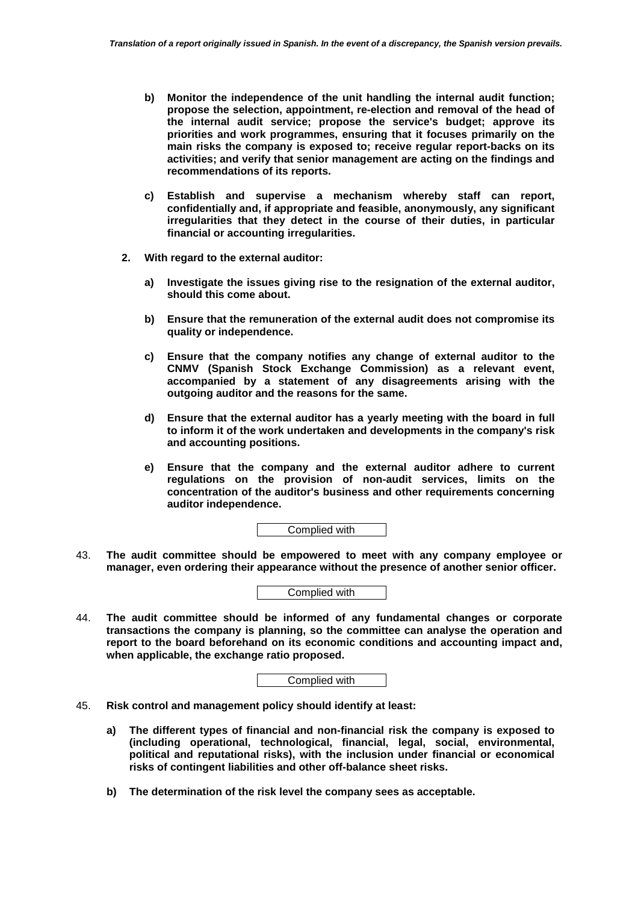b) **Monitor the independence of the unit handling the internal audit function; propose the selection, appointment, re-election and removal of the head of the internal audit service; propose the service's budget; approve its priorities and work programmes, ensuring that it focuses primarily on the main risks the company is exposed to; receive regular report-backs on its activities; and verify that senior management are acting on the findings and recommendations of its reports.**

c) **Establish and supervise a mechanism whereby staff can report, confidentially and, if appropriate and feasible, anonymously, any significant irregularities that they detect in the course of their duties, in particular financial or accounting irregularities.**

2. **With regard to the external auditor:**

   a) **Investigate the issues giving rise to the resignation of the external auditor, should this come about.**

   b) **Ensure that the remuneration of the external audit does not compromise its quality or independence.**

   c) **Ensure that the company notifies any change of external auditor to the CNMV (Spanish Stock Exchange Commission) as a relevant event, accompanied by a statement of any disagreements arising with the outgoing auditor and the reasons for the same.**

   d) **Ensure that the external auditor has a yearly meeting with the board in full to inform it of the work undertaken and developments in the company's risk and accounting positions.**

   e) **Ensure that the company and the external auditor adhere to current regulations on the provision of non-audit services, limits on the concentration of the auditor's business and other requirements concerning auditor independence.**

Complied with

43. **The audit committee should be empowered to meet with any company employee or manager, even ordering their appearance without the presence of another senior officer.**

Complied with

44. **The audit committee should be informed of any fundamental changes or corporate transactions the company is planning, so the committee can analyse the operation and report to the board beforehand on its economic conditions and accounting impact and, when applicable, the exchange ratio proposed.**

Complied with

45. **Risk control and management policy should identify at least:**

   a) **The different types of financial and non-financial risk the company is exposed to (including operational, technological, financial, legal, social, environmental, political and reputational risks), with the inclusion under financial or economical risks of contingent liabilities and other off-balance sheet risks.**

   b) **The determination of the risk level the company sees as acceptable.**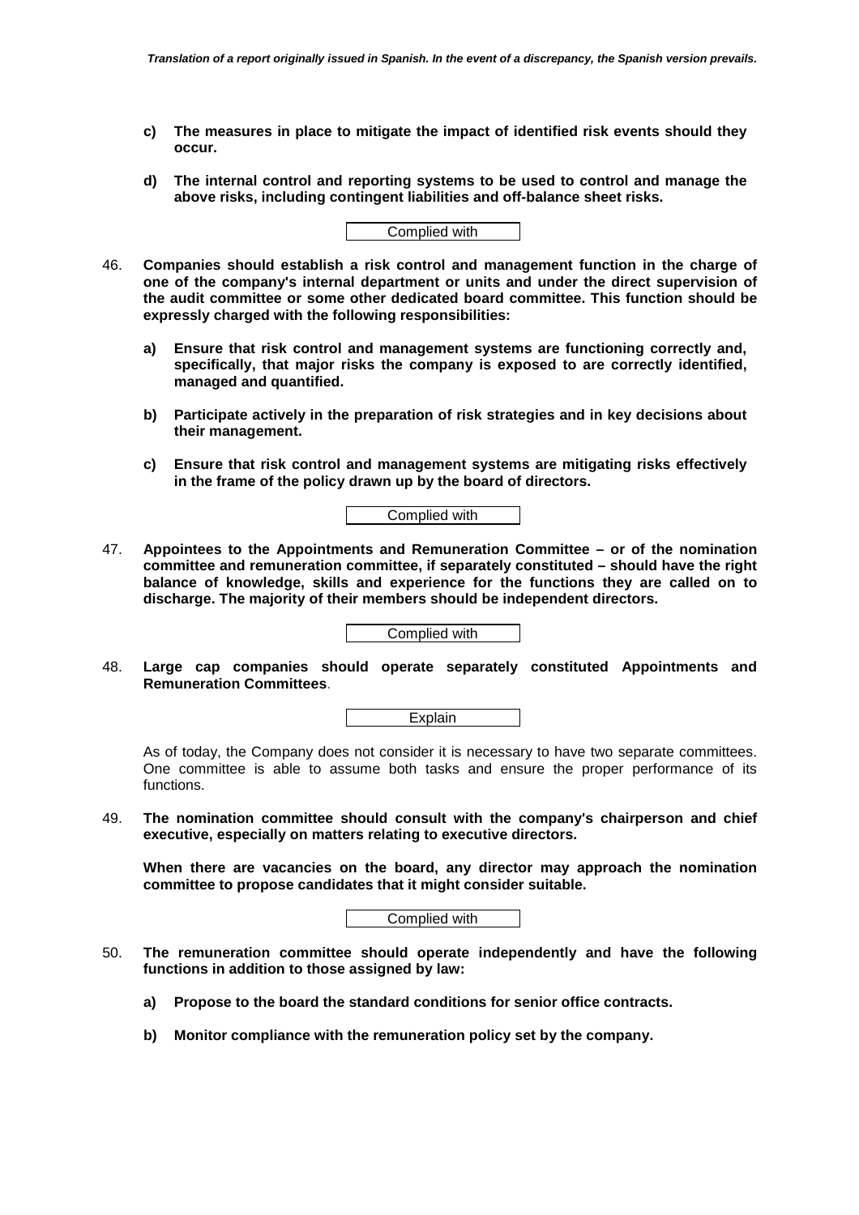- **c) The measures in place to mitigate the impact of identified risk events should they occur.**

- **d) The internal control and reporting systems to be used to control and manage the above risks, including contingent liabilities and off-balance sheet risks.**

Complied with

46. **Companies should establish a risk control and management function in the charge of one of the company's internal department or units and under the direct supervision of the audit committee or some other dedicated board committee. This function should be expressly charged with the following responsibilities:**

    - **a) Ensure that risk control and management systems are functioning correctly and, specifically, that major risks the company is exposed to are correctly identified, managed and quantified.**

    - **b) Participate actively in the preparation of risk strategies and in key decisions about their management.**

    - **c) Ensure that risk control and management systems are mitigating risks effectively in the frame of the policy drawn up by the board of directors.**

    Complied with

47. **Appointees to the Appointments and Remuneration Committee – or of the nomination committee and remuneration committee, if separately constituted – should have the right balance of knowledge, skills and experience for the functions they are called on to discharge. The majority of their members should be independent directors.**

    Complied with

48. **Large cap companies should operate separately constituted Appointments and Remuneration Committees**.

    Explain

    As of today, the Company does not consider it is necessary to have two separate committees. One committee is able to assume both tasks and ensure the proper performance of its functions.

49. **The nomination committee should consult with the company's chairperson and chief executive, especially on matters relating to executive directors.**

    **When there are vacancies on the board, any director may approach the nomination committee to propose candidates that it might consider suitable.**

    Complied with

50. **The remuneration committee should operate independently and have the following functions in addition to those assigned by law:**

    - **a) Propose to the board the standard conditions for senior office contracts.**

    - **b) Monitor compliance with the remuneration policy set by the company.**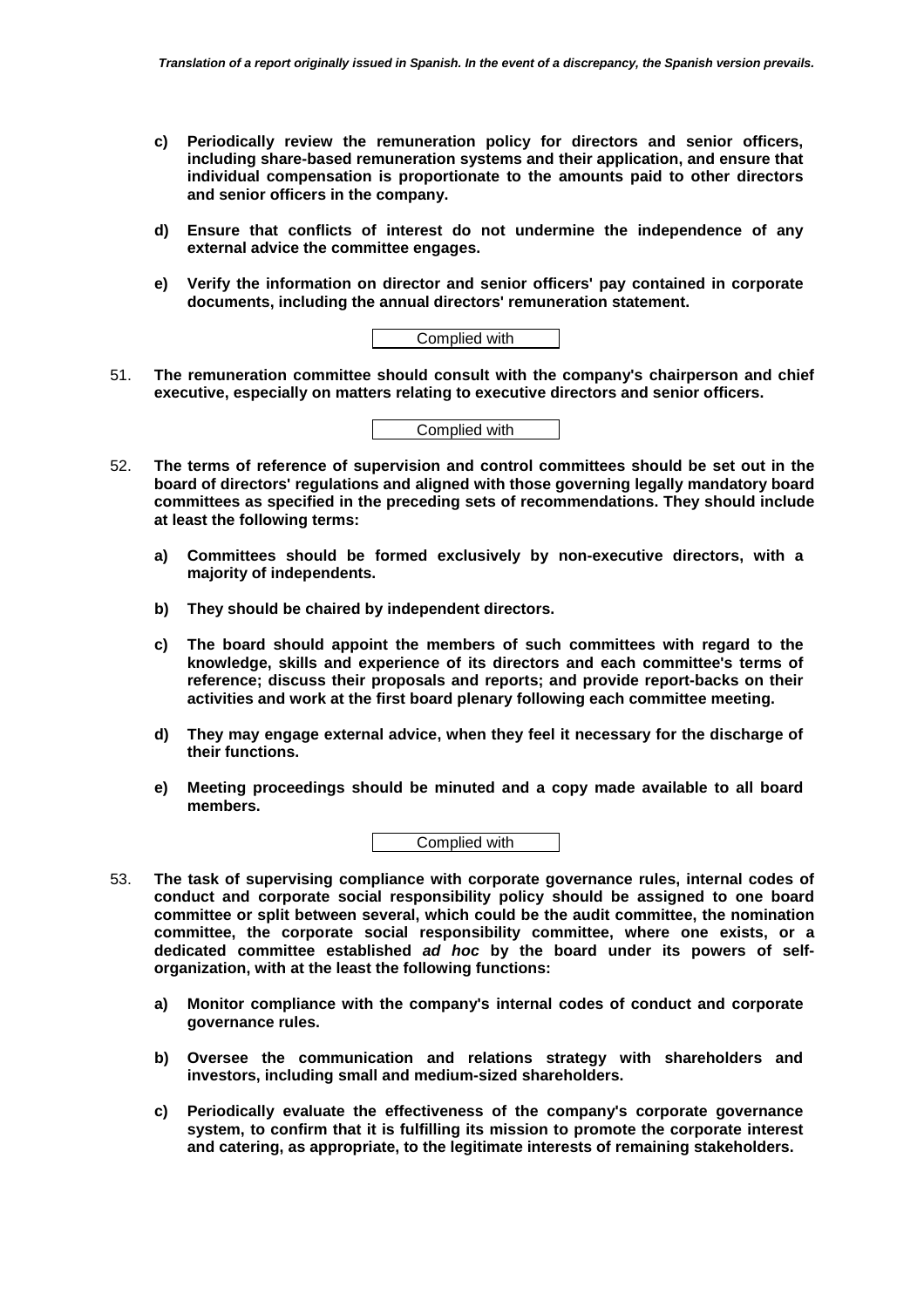- **c) Periodically review the remuneration policy for directors and senior officers, including share-based remuneration systems and their application, and ensure that individual compensation is proportionate to the amounts paid to other directors and senior officers in the company.**

- **d) Ensure that conflicts of interest do not undermine the independence of any external advice the committee engages.**

- **e) Verify the information on director and senior officers' pay contained in corporate documents, including the annual directors' remuneration statement.**

Complied with

51. **The remuneration committee should consult with the company's chairperson and chief executive, especially on matters relating to executive directors and senior officers.**

Complied with

52. **The terms of reference of supervision and control committees should be set out in the board of directors' regulations and aligned with those governing legally mandatory board committees as specified in the preceding sets of recommendations. They should include at least the following terms:**

    - **a) Committees should be formed exclusively by non-executive directors, with a majority of independents.**

    - **b) They should be chaired by independent directors.**

    - **c) The board should appoint the members of such committees with regard to the knowledge, skills and experience of its directors and each committee's terms of reference; discuss their proposals and reports; and provide report-backs on their activities and work at the first board plenary following each committee meeting.**

    - **d) They may engage external advice, when they feel it necessary for the discharge of their functions.**

    - **e) Meeting proceedings should be minuted and a copy made available to all board members.**

Complied with

53. **The task of supervising compliance with corporate governance rules, internal codes of conduct and corporate social responsibility policy should be assigned to one board committee or split between several, which could be the audit committee, the nomination committee, the corporate social responsibility committee, where one exists, or a dedicated committee established *ad hoc* by the board under its powers of self-organization, with at the least the following functions:**

    - **a) Monitor compliance with the company's internal codes of conduct and corporate governance rules.**

    - **b) Oversee the communication and relations strategy with shareholders and investors, including small and medium-sized shareholders.**

    - **c) Periodically evaluate the effectiveness of the company's corporate governance system, to confirm that it is fulfilling its mission to promote the corporate interest and catering, as appropriate, to the legitimate interests of remaining stakeholders.**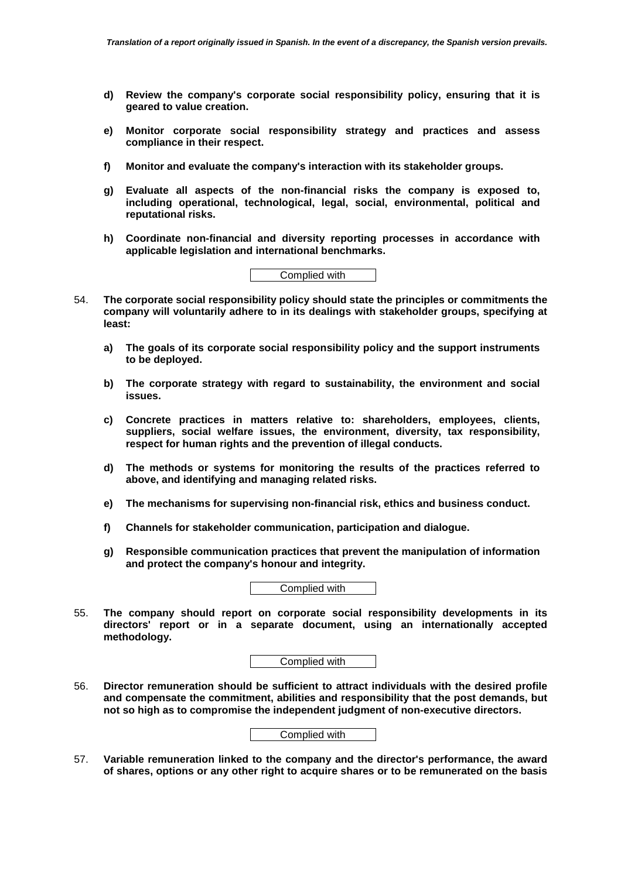- **d) Review the company's corporate social responsibility policy, ensuring that it is geared to value creation.**

- **e) Monitor corporate social responsibility strategy and practices and assess compliance in their respect.**

- **f) Monitor and evaluate the company's interaction with its stakeholder groups.**

- **g) Evaluate all aspects of the non-financial risks the company is exposed to, including operational, technological, legal, social, environmental, political and reputational risks.**

- **h) Coordinate non-financial and diversity reporting processes in accordance with applicable legislation and international benchmarks.**

Complied with

54. **The corporate social responsibility policy should state the principles or commitments the company will voluntarily adhere to in its dealings with stakeholder groups, specifying at least:**

    - **a) The goals of its corporate social responsibility policy and the support instruments to be deployed.**

    - **b) The corporate strategy with regard to sustainability, the environment and social issues.**

    - **c) Concrete practices in matters relative to: shareholders, employees, clients, suppliers, social welfare issues, the environment, diversity, tax responsibility, respect for human rights and the prevention of illegal conducts.**

    - **d) The methods or systems for monitoring the results of the practices referred to above, and identifying and managing related risks.**

    - **e) The mechanisms for supervising non-financial risk, ethics and business conduct.**

    - **f) Channels for stakeholder communication, participation and dialogue.**

    - **g) Responsible communication practices that prevent the manipulation of information and protect the company's honour and integrity.**

Complied with

55. **The company should report on corporate social responsibility developments in its directors' report or in a separate document, using an internationally accepted methodology.**

Complied with

56. **Director remuneration should be sufficient to attract individuals with the desired profile and compensate the commitment, abilities and responsibility that the post demands, but not so high as to compromise the independent judgment of non-executive directors.**

Complied with

57. **Variable remuneration linked to the company and the director's performance, the award of shares, options or any other right to acquire shares or to be remunerated on the basis**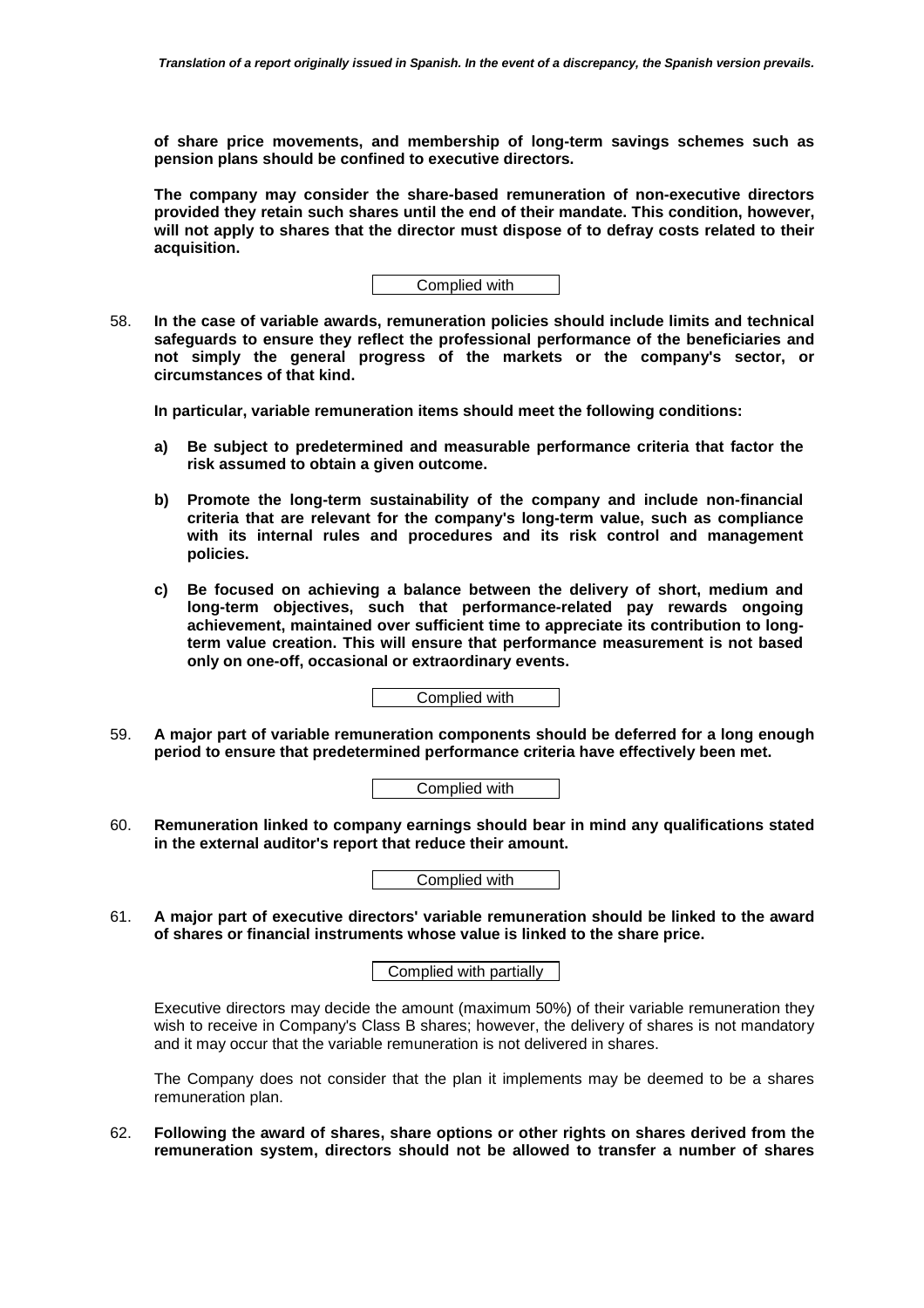**of share price movements, and membership of long-term savings schemes such as pension plans should be confined to executive directors.**

**The company may consider the share-based remuneration of non-executive directors provided they retain such shares until the end of their mandate. This condition, however, will not apply to shares that the director must dispose of to defray costs related to their acquisition.**

Complied with

58. **In the case of variable awards, remuneration policies should include limits and technical safeguards to ensure they reflect the professional performance of the beneficiaries and not simply the general progress of the markets or the company's sector, or circumstances of that kind.**

    **In particular, variable remuneration items should meet the following conditions:**

    **a) Be subject to predetermined and measurable performance criteria that factor the risk assumed to obtain a given outcome.**

    **b) Promote the long-term sustainability of the company and include non-financial criteria that are relevant for the company's long-term value, such as compliance with its internal rules and procedures and its risk control and management policies.**

    **c) Be focused on achieving a balance between the delivery of short, medium and long-term objectives, such that performance-related pay rewards ongoing achievement, maintained over sufficient time to appreciate its contribution to long-term value creation. This will ensure that performance measurement is not based only on one-off, occasional or extraordinary events.**

    Complied with

59. **A major part of variable remuneration components should be deferred for a long enough period to ensure that predetermined performance criteria have effectively been met.**

    Complied with

60. **Remuneration linked to company earnings should bear in mind any qualifications stated in the external auditor's report that reduce their amount.**

    Complied with

61. **A major part of executive directors' variable remuneration should be linked to the award of shares or financial instruments whose value is linked to the share price.**

    Complied with partially

    Executive directors may decide the amount (maximum 50%) of their variable remuneration they wish to receive in Company's Class B shares; however, the delivery of shares is not mandatory and it may occur that the variable remuneration is not delivered in shares.

    The Company does not consider that the plan it implements may be deemed to be a shares remuneration plan.

62. **Following the award of shares, share options or other rights on shares derived from the remuneration system, directors should not be allowed to transfer a number of shares**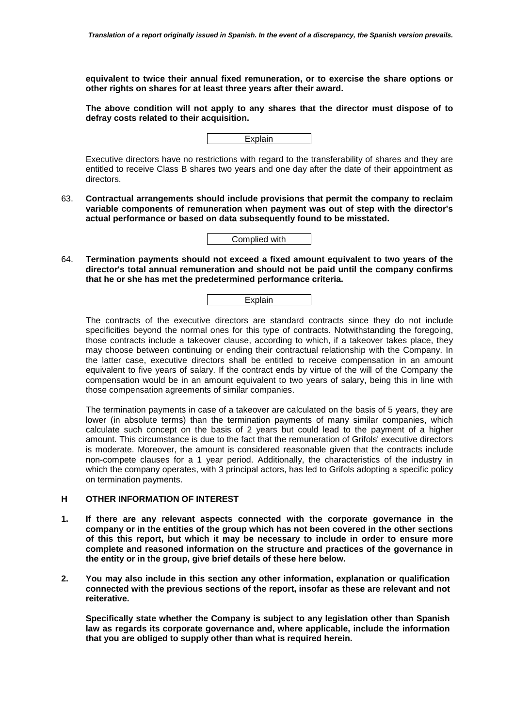**equivalent to twice their annual fixed remuneration, or to exercise the share options or other rights on shares for at least three years after their award.**

**The above condition will not apply to any shares that the director must dispose of to defray costs related to their acquisition.**

Explain

Executive directors have no restrictions with regard to the transferability of shares and they are entitled to receive Class B shares two years and one day after the date of their appointment as directors.

63. **Contractual arrangements should include provisions that permit the company to reclaim variable components of remuneration when payment was out of step with the director's actual performance or based on data subsequently found to be misstated.**

Complied with

64. **Termination payments should not exceed a fixed amount equivalent to two years of the director's total annual remuneration and should not be paid until the company confirms that he or she has met the predetermined performance criteria.**

Explain

The contracts of the executive directors are standard contracts since they do not include specificities beyond the normal ones for this type of contracts. Notwithstanding the foregoing, those contracts include a takeover clause, according to which, if a takeover takes place, they may choose between continuing or ending their contractual relationship with the Company. In the latter case, executive directors shall be entitled to receive compensation in an amount equivalent to five years of salary. If the contract ends by virtue of the will of the Company the compensation would be in an amount equivalent to two years of salary, being this in line with those compensation agreements of similar companies.

The termination payments in case of a takeover are calculated on the basis of 5 years, they are lower (in absolute terms) than the termination payments of many similar companies, which calculate such concept on the basis of 2 years but could lead to the payment of a higher amount. This circumstance is due to the fact that the remuneration of Grifols' executive directors is moderate. Moreover, the amount is considered reasonable given that the contracts include non-compete clauses for a 1 year period. Additionally, the characteristics of the industry in which the company operates, with 3 principal actors, has led to Grifols adopting a specific policy on termination payments.

## H OTHER INFORMATION OF INTEREST

1. **If there are any relevant aspects connected with the corporate governance in the company or in the entities of the group which has not been covered in the other sections of this this report, but which it may be necessary to include in order to ensure more complete and reasoned information on the structure and practices of the governance in the entity or in the group, give brief details of these here below.**

2. **You may also include in this section any other information, explanation or qualification connected with the previous sections of the report, insofar as these are relevant and not reiterative.**

   **Specifically state whether the Company is subject to any legislation other than Spanish law as regards its corporate governance and, where applicable, include the information that you are obliged to supply other than what is required herein.**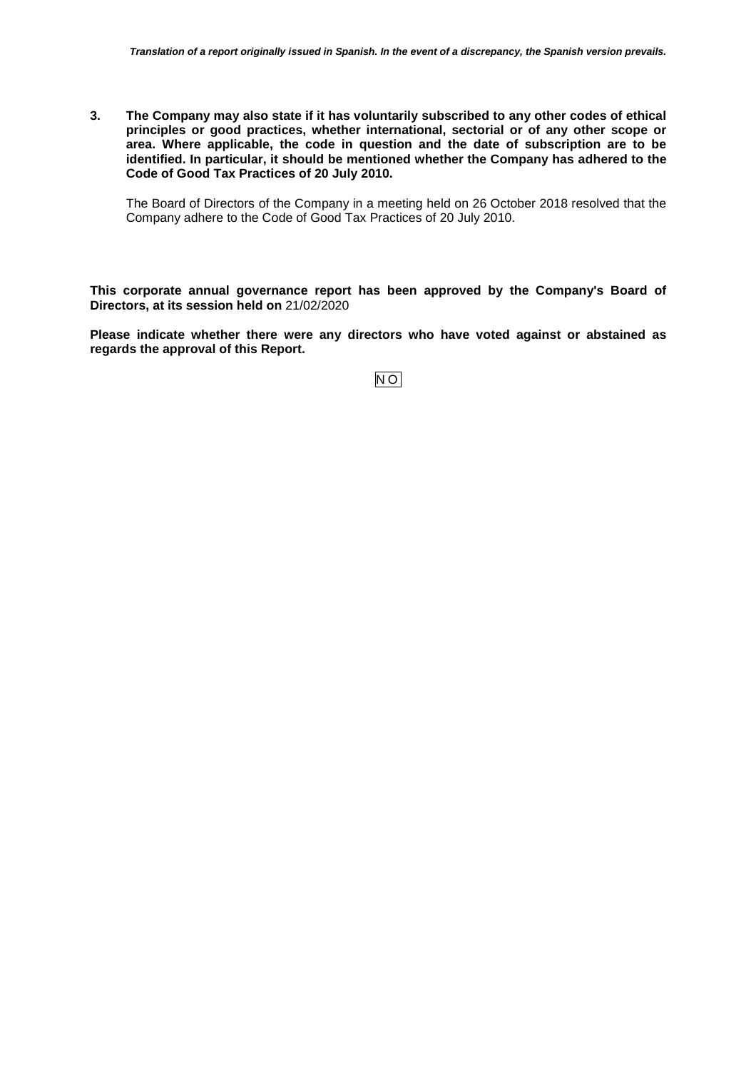**3. The Company may also state if it has voluntarily subscribed to any other codes of ethical principles or good practices, whether international, sectorial or of any other scope or area. Where applicable, the code in question and the date of subscription are to be identified. In particular, it should be mentioned whether the Company has adhered to the Code of Good Tax Practices of 20 July 2010.**

The Board of Directors of the Company in a meeting held on 26 October 2018 resolved that the Company adhere to the Code of Good Tax Practices of 20 July 2010.

**This corporate annual governance report has been approved by the Company's Board of Directors, at its session held on** 21/02/2020

**Please indicate whether there were any directors who have voted against or abstained as regards the approval of this Report.**

NO